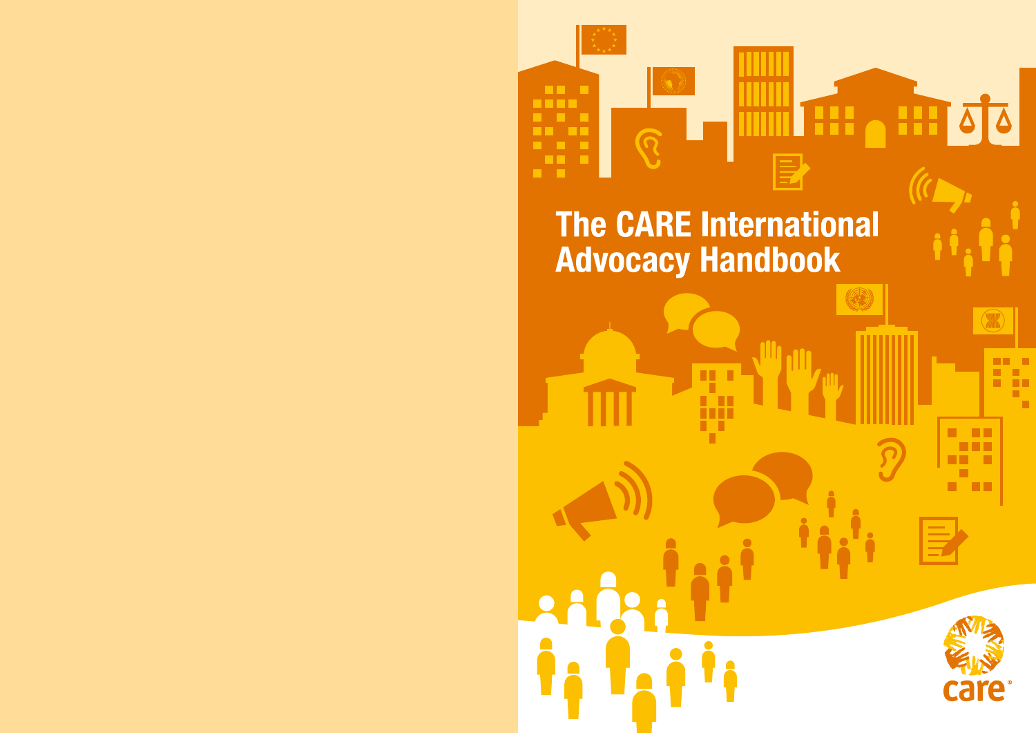# The CARE International Advocacy Handbook

care®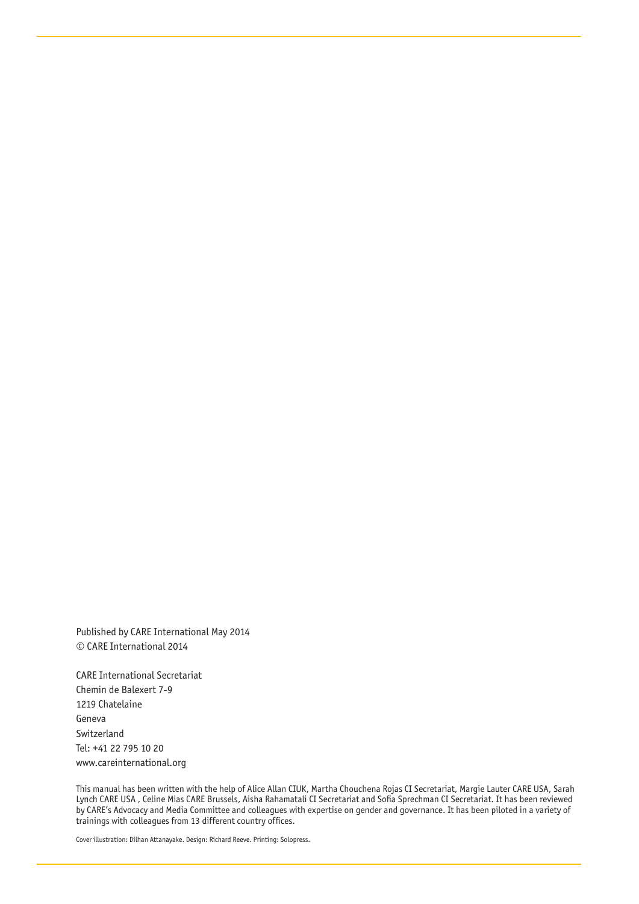Published by CARE International May 2014
© CARE International 2014

CARE International Secretariat
Chemin de Balexert 7-9
1219 Chatelaine
Geneva
Switzerland
Tel: +41 22 795 10 20
www.careinternational.org

This manual has been written with the help of Alice Allan CIUK, Martha Chouchena Rojas CI Secretariat, Margie Lauter CARE USA, Sarah Lynch CARE USA , Celine Mias CARE Brussels, Aisha Rahamatali CI Secretariat and Sofia Sprechman CI Secretariat. It has been reviewed by CARE's Advocacy and Media Committee and colleagues with expertise on gender and governance. It has been piloted in a variety of trainings with colleagues from 13 different country offices.

Cover illustration: Dilhan Attanayake. Design: Richard Reeve. Printing: Solopress.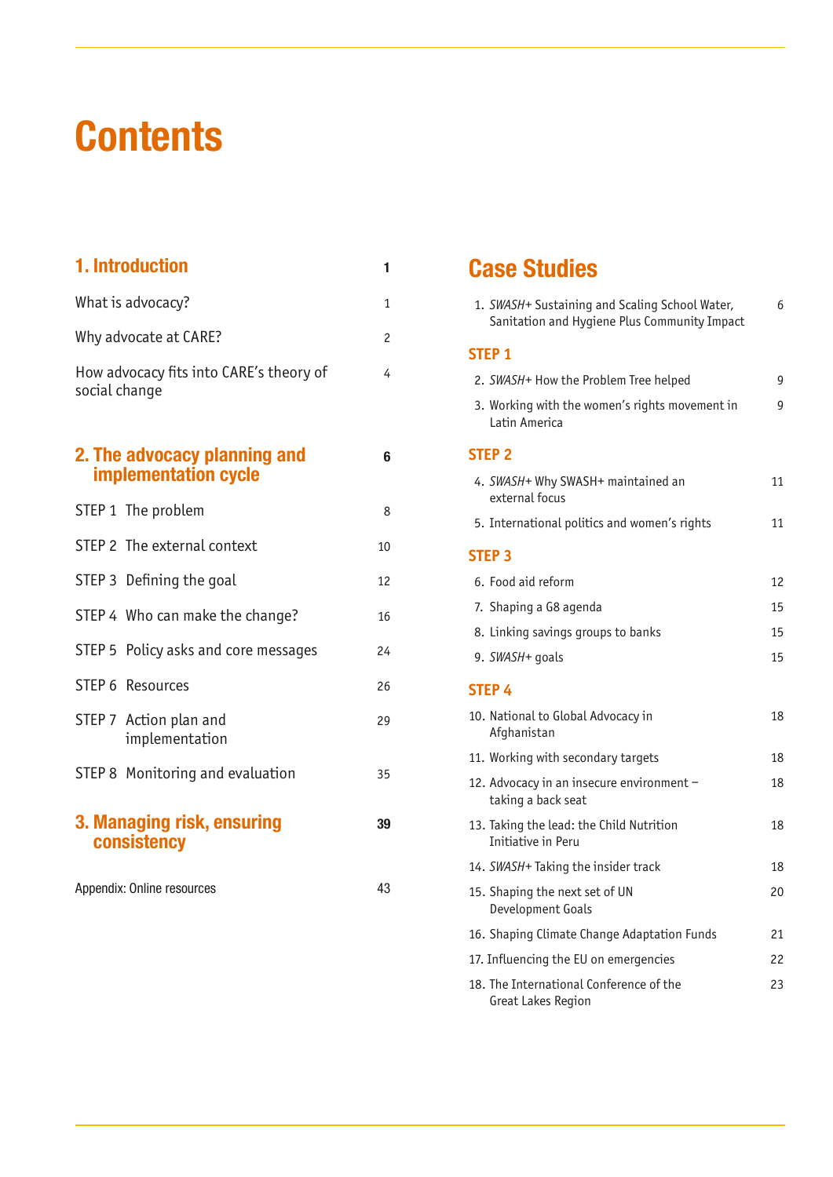# Contents

| | |
|---|---|
| **1. Introduction** | **1** |
| What is advocacy? | 1 |
| Why advocate at CARE? | 2 |
| How advocacy fits into CARE's theory of social change | 4 |
| **2. The advocacy planning and implementation cycle** | **6** |
| STEP 1 The problem | 8 |
| STEP 2 The external context | 10 |
| STEP 3 Defining the goal | 12 |
| STEP 4 Who can make the change? | 16 |
| STEP 5 Policy asks and core messages | 24 |
| STEP 6 Resources | 26 |
| STEP 7 Action plan and implementation | 29 |
| STEP 8 Monitoring and evaluation | 35 |
| **3. Managing risk, ensuring consistency** | **39** |
| Appendix: Online resources | 43 |

## Case Studies

| | |
|---|---|
| 1. *SWASH+* Sustaining and Scaling School Water, Sanitation and Hygiene Plus Community Impact | 6 |
| **STEP 1** | |
| 2. *SWASH+* How the Problem Tree helped | 9 |
| 3. Working with the women's rights movement in Latin America | 9 |
| **STEP 2** | |
| 4. *SWASH+* Why SWASH+ maintained an external focus | 11 |
| 5. International politics and women's rights | 11 |
| **STEP 3** | |
| 6. Food aid reform | 12 |
| 7. Shaping a G8 agenda | 15 |
| 8. Linking savings groups to banks | 15 |
| 9. *SWASH+* goals | 15 |
| **STEP 4** | |
| 10. National to Global Advocacy in Afghanistan | 18 |
| 11. Working with secondary targets | 18 |
| 12. Advocacy in an insecure environment – taking a back seat | 18 |
| 13. Taking the lead: the Child Nutrition Initiative in Peru | 18 |
| 14. *SWASH+* Taking the insider track | 18 |
| 15. Shaping the next set of UN Development Goals | 20 |
| 16. Shaping Climate Change Adaptation Funds | 21 |
| 17. Influencing the EU on emergencies | 22 |
| 18. The International Conference of the Great Lakes Region | 23 |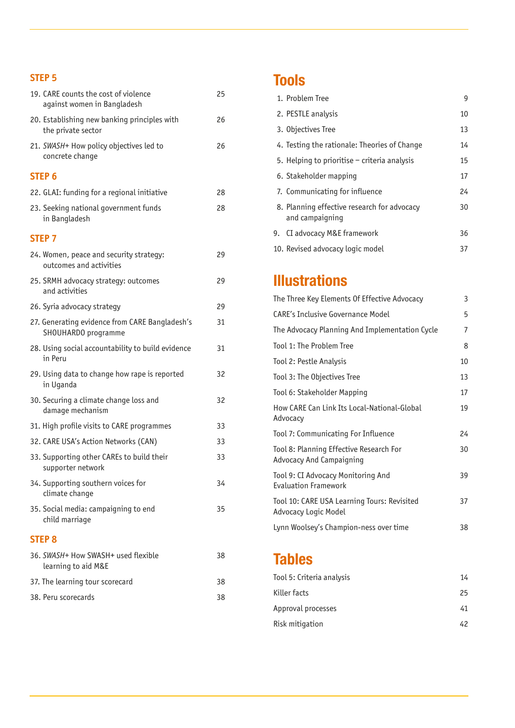### STEP 5

| | |
|---|---|
| 19. CARE counts the cost of violence against women in Bangladesh | 25 |
| 20. Establishing new banking principles with the private sector | 26 |
| 21. *SWASH+* How policy objectives led to concrete change | 26 |

### STEP 6

| | |
|---|---|
| 22. GLAI: funding for a regional initiative | 28 |
| 23. Seeking national government funds in Bangladesh | 28 |

### STEP 7

| | |
|---|---|
| 24. Women, peace and security strategy: outcomes and activities | 29 |
| 25. SRMH advocacy strategy: outcomes and activities | 29 |
| 26. Syria advocacy strategy | 29 |
| 27. Generating evidence from CARE Bangladesh's SHOUHARDO programme | 31 |
| 28. Using social accountability to build evidence in Peru | 31 |
| 29. Using data to change how rape is reported in Uganda | 32 |
| 30. Securing a climate change loss and damage mechanism | 32 |
| 31. High profile visits to CARE programmes | 33 |
| 32. CARE USA's Action Networks (CAN) | 33 |
| 33. Supporting other CAREs to build their supporter network | 33 |
| 34. Supporting southern voices for climate change | 34 |
| 35. Social media: campaigning to end child marriage | 35 |

### STEP 8

| | |
|---|---|
| 36. *SWASH+* How SWASH+ used flexible learning to aid M&E | 38 |
| 37. The learning tour scorecard | 38 |
| 38. Peru scorecards | 38 |

# Tools

| | |
|---|---|
| 1. Problem Tree | 9 |
| 2. PESTLE analysis | 10 |
| 3. Objectives Tree | 13 |
| 4. Testing the rationale: Theories of Change | 14 |
| 5. Helping to prioritise – criteria analysis | 15 |
| 6. Stakeholder mapping | 17 |
| 7. Communicating for influence | 24 |
| 8. Planning effective research for advocacy and campaigning | 30 |
| 9. CI advocacy M&E framework | 36 |
| 10. Revised advocacy logic model | 37 |

# Illustrations

| | |
|---|---|
| The Three Key Elements Of Effective Advocacy | 3 |
| CARE's Inclusive Governance Model | 5 |
| The Advocacy Planning And Implementation Cycle | 7 |
| Tool 1: The Problem Tree | 8 |
| Tool 2: Pestle Analysis | 10 |
| Tool 3: The Objectives Tree | 13 |
| Tool 6: Stakeholder Mapping | 17 |
| How CARE Can Link Its Local-National-Global Advocacy | 19 |
| Tool 7: Communicating For Influence | 24 |
| Tool 8: Planning Effective Research For Advocacy And Campaigning | 30 |
| Tool 9: CI Advocacy Monitoring And Evaluation Framework | 39 |
| Tool 10: CARE USA Learning Tours: Revisited Advocacy Logic Model | 37 |
| Lynn Woolsey's Champion-ness over time | 38 |

# Tables

| | |
|---|---|
| Tool 5: Criteria analysis | 14 |
| Killer facts | 25 |
| Approval processes | 41 |
| Risk mitigation | 42 |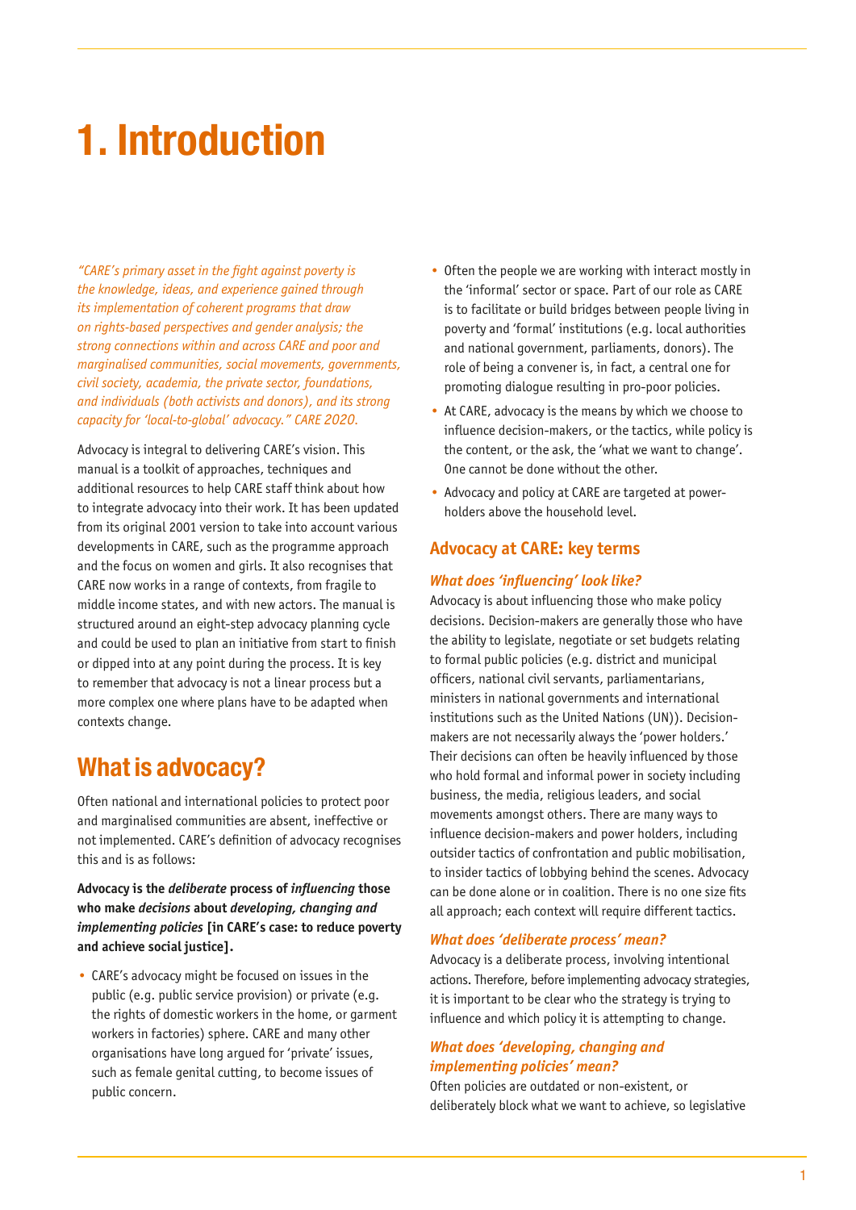# 1. Introduction

*"CARE's primary asset in the fight against poverty is the knowledge, ideas, and experience gained through its implementation of coherent programs that draw on rights-based perspectives and gender analysis; the strong connections within and across CARE and poor and marginalised communities, social movements, governments, civil society, academia, the private sector, foundations, and individuals (both activists and donors), and its strong capacity for 'local-to-global' advocacy." CARE 2020.*

Advocacy is integral to delivering CARE's vision. This manual is a toolkit of approaches, techniques and additional resources to help CARE staff think about how to integrate advocacy into their work. It has been updated from its original 2001 version to take into account various developments in CARE, such as the programme approach and the focus on women and girls. It also recognises that CARE now works in a range of contexts, from fragile to middle income states, and with new actors. The manual is structured around an eight-step advocacy planning cycle and could be used to plan an initiative from start to finish or dipped into at any point during the process. It is key to remember that advocacy is not a linear process but a more complex one where plans have to be adapted when contexts change.

## What is advocacy?

Often national and international policies to protect poor and marginalised communities are absent, ineffective or not implemented. CARE's definition of advocacy recognises this and is as follows:

**Advocacy is the *deliberate* process of *influencing* those who make *decisions* about *developing, changing and implementing policies* [in CARE's case: to reduce poverty and achieve social justice].**

- CARE's advocacy might be focused on issues in the public (e.g. public service provision) or private (e.g. the rights of domestic workers in the home, or garment workers in factories) sphere. CARE and many other organisations have long argued for 'private' issues, such as female genital cutting, to become issues of public concern.
- Often the people we are working with interact mostly in the 'informal' sector or space. Part of our role as CARE is to facilitate or build bridges between people living in poverty and 'formal' institutions (e.g. local authorities and national government, parliaments, donors). The role of being a convener is, in fact, a central one for promoting dialogue resulting in pro-poor policies.
- At CARE, advocacy is the means by which we choose to influence decision-makers, or the tactics, while policy is the content, or the ask, the 'what we want to change'. One cannot be done without the other.
- Advocacy and policy at CARE are targeted at power-holders above the household level.

### Advocacy at CARE: key terms

#### *What does 'influencing' look like?*

Advocacy is about influencing those who make policy decisions. Decision-makers are generally those who have the ability to legislate, negotiate or set budgets relating to formal public policies (e.g. district and municipal officers, national civil servants, parliamentarians, ministers in national governments and international institutions such as the United Nations (UN)). Decision-makers are not necessarily always the 'power holders.' Their decisions can often be heavily influenced by those who hold formal and informal power in society including business, the media, religious leaders, and social movements amongst others. There are many ways to influence decision-makers and power holders, including outsider tactics of confrontation and public mobilisation, to insider tactics of lobbying behind the scenes. Advocacy can be done alone or in coalition. There is no one size fits all approach; each context will require different tactics.

#### *What does 'deliberate process' mean?*

Advocacy is a deliberate process, involving intentional actions. Therefore, before implementing advocacy strategies, it is important to be clear who the strategy is trying to influence and which policy it is attempting to change.

#### *What does 'developing, changing and implementing policies' mean?*

Often policies are outdated or non-existent, or deliberately block what we want to achieve, so legislative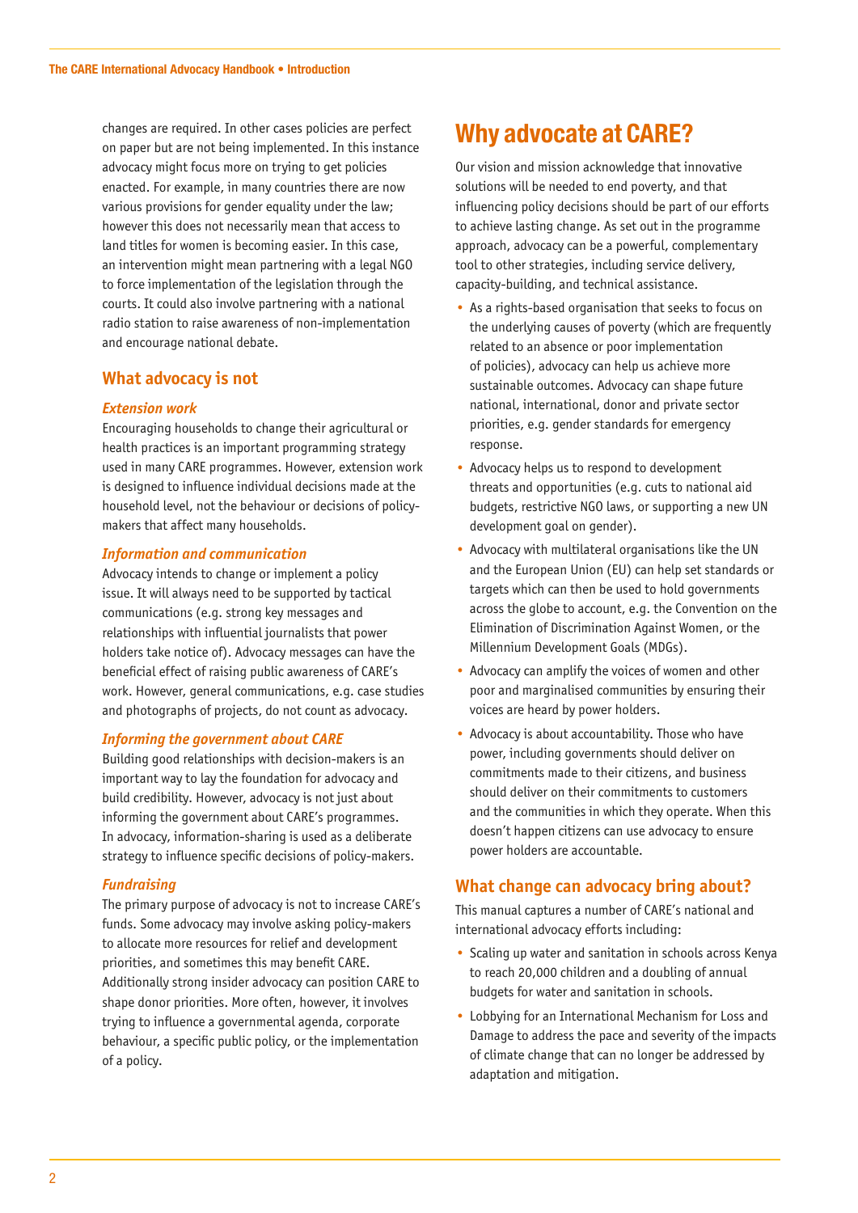changes are required. In other cases policies are perfect on paper but are not being implemented. In this instance advocacy might focus more on trying to get policies enacted. For example, in many countries there are now various provisions for gender equality under the law; however this does not necessarily mean that access to land titles for women is becoming easier. In this case, an intervention might mean partnering with a legal NGO to force implementation of the legislation through the courts. It could also involve partnering with a national radio station to raise awareness of non-implementation and encourage national debate.

## What advocacy is not

### *Extension work*

Encouraging households to change their agricultural or health practices is an important programming strategy used in many CARE programmes. However, extension work is designed to influence individual decisions made at the household level, not the behaviour or decisions of policy-makers that affect many households.

### *Information and communication*

Advocacy intends to change or implement a policy issue. It will always need to be supported by tactical communications (e.g. strong key messages and relationships with influential journalists that power holders take notice of). Advocacy messages can have the beneficial effect of raising public awareness of CARE's work. However, general communications, e.g. case studies and photographs of projects, do not count as advocacy.

### *Informing the government about CARE*

Building good relationships with decision-makers is an important way to lay the foundation for advocacy and build credibility. However, advocacy is not just about informing the government about CARE's programmes. In advocacy, information-sharing is used as a deliberate strategy to influence specific decisions of policy-makers.

### *Fundraising*

The primary purpose of advocacy is not to increase CARE's funds. Some advocacy may involve asking policy-makers to allocate more resources for relief and development priorities, and sometimes this may benefit CARE. Additionally strong insider advocacy can position CARE to shape donor priorities. More often, however, it involves trying to influence a governmental agenda, corporate behaviour, a specific public policy, or the implementation of a policy.

# Why advocate at CARE?

Our vision and mission acknowledge that innovative solutions will be needed to end poverty, and that influencing policy decisions should be part of our efforts to achieve lasting change. As set out in the programme approach, advocacy can be a powerful, complementary tool to other strategies, including service delivery, capacity-building, and technical assistance.

- As a rights-based organisation that seeks to focus on the underlying causes of poverty (which are frequently related to an absence or poor implementation of policies), advocacy can help us achieve more sustainable outcomes. Advocacy can shape future national, international, donor and private sector priorities, e.g. gender standards for emergency response.
- Advocacy helps us to respond to development threats and opportunities (e.g. cuts to national aid budgets, restrictive NGO laws, or supporting a new UN development goal on gender).
- Advocacy with multilateral organisations like the UN and the European Union (EU) can help set standards or targets which can then be used to hold governments across the globe to account, e.g. the Convention on the Elimination of Discrimination Against Women, or the Millennium Development Goals (MDGs).
- Advocacy can amplify the voices of women and other poor and marginalised communities by ensuring their voices are heard by power holders.
- Advocacy is about accountability. Those who have power, including governments should deliver on commitments made to their citizens, and business should deliver on their commitments to customers and the communities in which they operate. When this doesn't happen citizens can use advocacy to ensure power holders are accountable.

## What change can advocacy bring about?

This manual captures a number of CARE's national and international advocacy efforts including:

- Scaling up water and sanitation in schools across Kenya to reach 20,000 children and a doubling of annual budgets for water and sanitation in schools.
- Lobbying for an International Mechanism for Loss and Damage to address the pace and severity of the impacts of climate change that can no longer be addressed by adaptation and mitigation.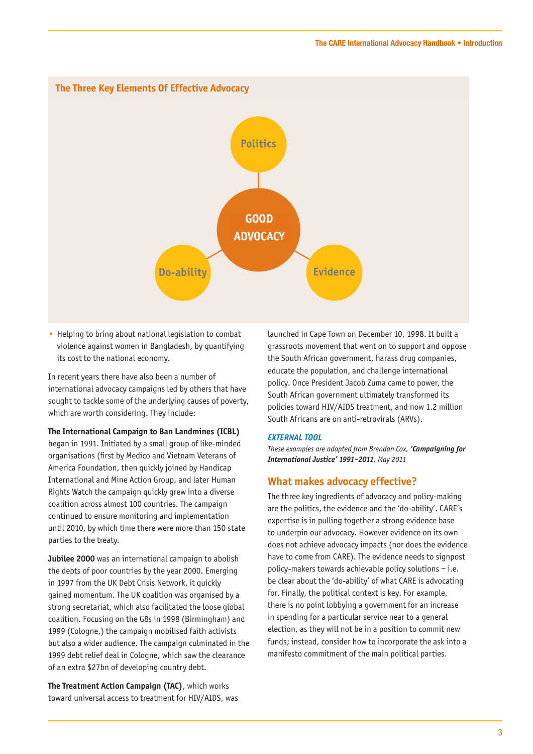## The Three Key Elements Of Effective Advocacy

Politics

GOOD ADVOCACY

Do-ability

Evidence

- Helping to bring about national legislation to combat violence against women in Bangladesh, by quantifying its cost to the national economy.

In recent years there have also been a number of international advocacy campaigns led by others that have sought to tackle some of the underlying causes of poverty, which are worth considering. They include:

**The International Campaign to Ban Landmines (ICBL)** began in 1991. Initiated by a small group of like-minded organisations (first by Medico and Vietnam Veterans of America Foundation, then quickly joined by Handicap International and Mine Action Group, and later Human Rights Watch the campaign quickly grew into a diverse coalition across almost 100 countries. The campaign continued to ensure monitoring and implementation until 2010, by which time there were more than 150 state parties to the treaty.

**Jubilee 2000** was an international campaign to abolish the debts of poor countries by the year 2000. Emerging in 1997 from the UK Debt Crisis Network, it quickly gained momentum. The UK coalition was organised by a strong secretariat, which also facilitated the loose global coalition. Focusing on the G8s in 1998 (Birmingham) and 1999 (Cologne,) the campaign mobilised faith activists but also a wider audience. The campaign culminated in the 1999 debt relief deal in Cologne, which saw the clearance of an extra $27bn of developing country debt.

**The Treatment Action Campaign (TAC)**, which works toward universal access to treatment for HIV/AIDS, was launched in Cape Town on December 10, 1998. It built a grassroots movement that went on to support and oppose the South African government, harass drug companies, educate the population, and challenge international policy. Once President Jacob Zuma came to power, the South African government ultimately transformed its policies toward HIV/AIDS treatment, and now 1.2 million South Africans are on anti-retrovirals (ARVs).

***EXTERNAL TOOL***

*These examples are adapted from Brendan Cox, **'Campaigning for International Justice' 1991–2011**, May 2011*

## What makes advocacy effective?

The three key ingredients of advocacy and policy-making are the politics, the evidence and the 'do-ability'. CARE's expertise is in pulling together a strong evidence base to underpin our advocacy. However evidence on its own does not achieve advocacy impacts (nor does the evidence have to come from CARE). The evidence needs to signpost policy-makers towards achievable policy solutions – i.e. be clear about the 'do-ability' of what CARE is advocating for. Finally, the political context is key. For example, there is no point lobbying a government for an increase in spending for a particular service near to a general election, as they will not be in a position to commit new funds; instead, consider how to incorporate the ask into a manifesto commitment of the main political parties.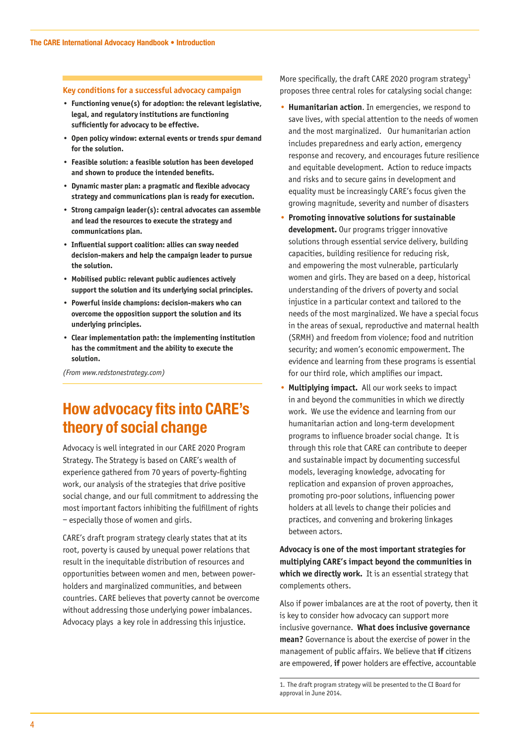### Key conditions for a successful advocacy campaign

- **Functioning venue(s) for adoption: the relevant legislative, legal, and regulatory institutions are functioning sufficiently for advocacy to be effective.**
- **Open policy window: external events or trends spur demand for the solution.**
- **Feasible solution: a feasible solution has been developed and shown to produce the intended benefits.**
- **Dynamic master plan: a pragmatic and flexible advocacy strategy and communications plan is ready for execution.**
- **Strong campaign leader(s): central advocates can assemble and lead the resources to execute the strategy and communications plan.**
- **Influential support coalition: allies can sway needed decision-makers and help the campaign leader to pursue the solution.**
- **Mobilised public: relevant public audiences actively support the solution and its underlying social principles.**
- **Powerful inside champions: decision-makers who can overcome the opposition support the solution and its underlying principles.**
- **Clear implementation path: the implementing institution has the commitment and the ability to execute the solution.**

*(From www.redstonestrategy.com)*

## How advocacy fits into CARE's theory of social change

Advocacy is well integrated in our CARE 2020 Program Strategy. The Strategy is based on CARE's wealth of experience gathered from 70 years of poverty-fighting work, our analysis of the strategies that drive positive social change, and our full commitment to addressing the most important factors inhibiting the fulfillment of rights – especially those of women and girls.

CARE's draft program strategy clearly states that at its root, poverty is caused by unequal power relations that result in the inequitable distribution of resources and opportunities between women and men, between power-holders and marginalized communities, and between countries. CARE believes that poverty cannot be overcome without addressing those underlying power imbalances. Advocacy plays a key role in addressing this injustice.

More specifically, the draft CARE 2020 program strategy[1] proposes three central roles for catalysing social change:

- **Humanitarian action**. In emergencies, we respond to save lives, with special attention to the needs of women and the most marginalized. Our humanitarian action includes preparedness and early action, emergency response and recovery, and encourages future resilience and equitable development. Action to reduce impacts and risks and to secure gains in development and equality must be increasingly CARE's focus given the growing magnitude, severity and number of disasters
- **Promoting innovative solutions for sustainable development.** Our programs trigger innovative solutions through essential service delivery, building capacities, building resilience for reducing risk, and empowering the most vulnerable, particularly women and girls. They are based on a deep, historical understanding of the drivers of poverty and social injustice in a particular context and tailored to the needs of the most marginalized. We have a special focus in the areas of sexual, reproductive and maternal health (SRMH) and freedom from violence; food and nutrition security; and women's economic empowerment. The evidence and learning from these programs is essential for our third role, which amplifies our impact.
- **Multiplying impact.** All our work seeks to impact in and beyond the communities in which we directly work. We use the evidence and learning from our humanitarian action and long-term development programs to influence broader social change. It is through this role that CARE can contribute to deeper and sustainable impact by documenting successful models, leveraging knowledge, advocating for replication and expansion of proven approaches, promoting pro-poor solutions, influencing power holders at all levels to change their policies and practices, and convening and brokering linkages between actors.

**Advocacy is one of the most important strategies for multiplying CARE's impact beyond the communities in which we directly work.** It is an essential strategy that complements others.

Also if power imbalances are at the root of poverty, then it is key to consider how advocacy can support more inclusive governance. **What does inclusive governance mean?** Governance is about the exercise of power in the management of public affairs. We believe that **if** citizens are empowered, **if** power holders are effective, accountable

1. The draft program strategy will be presented to the CI Board for approval in June 2014.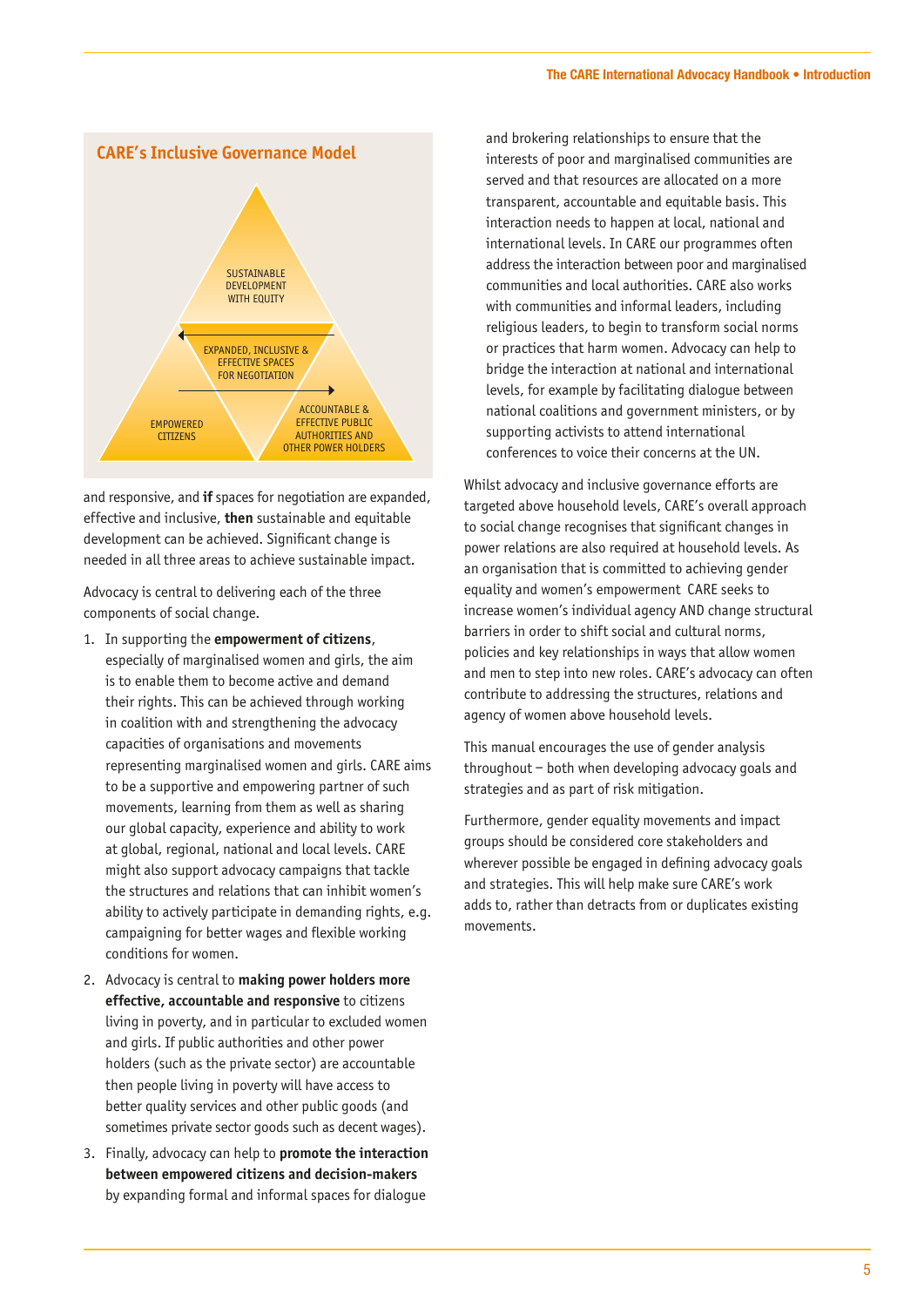### CARE's Inclusive Governance Model

SUSTAINABLE DEVELOPMENT WITH EQUITY

EXPANDED, INCLUSIVE & EFFECTIVE SPACES FOR NEGOTIATION

EMPOWERED CITIZENS

ACCOUNTABLE & EFFECTIVE PUBLIC AUTHORITIES AND OTHER POWER HOLDERS

and responsive, and **if** spaces for negotiation are expanded, effective and inclusive, **then** sustainable and equitable development can be achieved. Significant change is needed in all three areas to achieve sustainable impact.

Advocacy is central to delivering each of the three components of social change.

1. In supporting the **empowerment of citizens**, especially of marginalised women and girls, the aim is to enable them to become active and demand their rights. This can be achieved through working in coalition with and strengthening the advocacy capacities of organisations and movements representing marginalised women and girls. CARE aims to be a supportive and empowering partner of such movements, learning from them as well as sharing our global capacity, experience and ability to work at global, regional, national and local levels. CARE might also support advocacy campaigns that tackle the structures and relations that can inhibit women's ability to actively participate in demanding rights, e.g. campaigning for better wages and flexible working conditions for women.
2. Advocacy is central to **making power holders more effective, accountable and responsive** to citizens living in poverty, and in particular to excluded women and girls. If public authorities and other power holders (such as the private sector) are accountable then people living in poverty will have access to better quality services and other public goods (and sometimes private sector goods such as decent wages).
3. Finally, advocacy can help to **promote the interaction between empowered citizens and decision-makers** by expanding formal and informal spaces for dialogue and brokering relationships to ensure that the interests of poor and marginalised communities are served and that resources are allocated on a more transparent, accountable and equitable basis. This interaction needs to happen at local, national and international levels. In CARE our programmes often address the interaction between poor and marginalised communities and local authorities. CARE also works with communities and informal leaders, including religious leaders, to begin to transform social norms or practices that harm women. Advocacy can help to bridge the interaction at national and international levels, for example by facilitating dialogue between national coalitions and government ministers, or by supporting activists to attend international conferences to voice their concerns at the UN.

Whilst advocacy and inclusive governance efforts are targeted above household levels, CARE's overall approach to social change recognises that significant changes in power relations are also required at household levels. As an organisation that is committed to achieving gender equality and women's empowerment  CARE seeks to increase women's individual agency AND change structural barriers in order to shift social and cultural norms, policies and key relationships in ways that allow women and men to step into new roles. CARE's advocacy can often contribute to addressing the structures, relations and agency of women above household levels.

This manual encourages the use of gender analysis throughout – both when developing advocacy goals and strategies and as part of risk mitigation.

Furthermore, gender equality movements and impact groups should be considered core stakeholders and wherever possible be engaged in defining advocacy goals and strategies. This will help make sure CARE's work adds to, rather than detracts from or duplicates existing movements.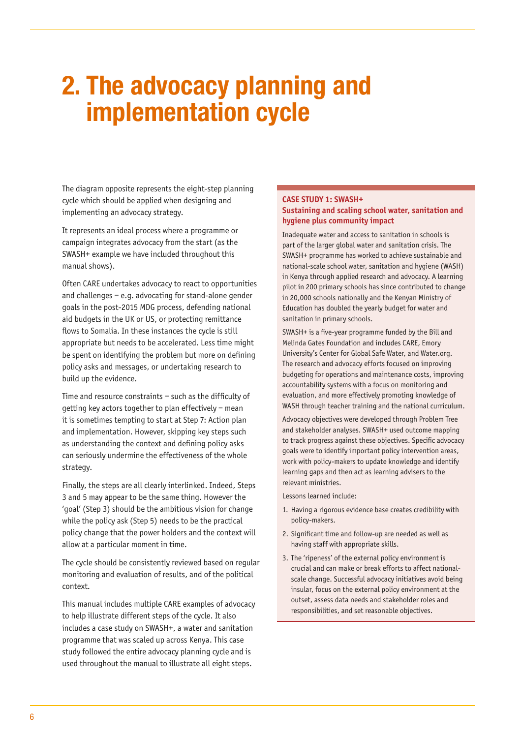# 2. The advocacy planning and implementation cycle

The diagram opposite represents the eight-step planning cycle which should be applied when designing and implementing an advocacy strategy.

It represents an ideal process where a programme or campaign integrates advocacy from the start (as the SWASH+ example we have included throughout this manual shows).

Often CARE undertakes advocacy to react to opportunities and challenges – e.g. advocating for stand-alone gender goals in the post-2015 MDG process, defending national aid budgets in the UK or US, or protecting remittance flows to Somalia. In these instances the cycle is still appropriate but needs to be accelerated. Less time might be spent on identifying the problem but more on defining policy asks and messages, or undertaking research to build up the evidence.

Time and resource constraints – such as the difficulty of getting key actors together to plan effectively – mean it is sometimes tempting to start at Step 7: Action plan and implementation. However, skipping key steps such as understanding the context and defining policy asks can seriously undermine the effectiveness of the whole strategy.

Finally, the steps are all clearly interlinked. Indeed, Steps 3 and 5 may appear to be the same thing. However the 'goal' (Step 3) should be the ambitious vision for change while the policy ask (Step 5) needs to be the practical policy change that the power holders and the context will allow at a particular moment in time.

The cycle should be consistently reviewed based on regular monitoring and evaluation of results, and of the political context.

This manual includes multiple CARE examples of advocacy to help illustrate different steps of the cycle. It also includes a case study on SWASH+, a water and sanitation programme that was scaled up across Kenya. This case study followed the entire advocacy planning cycle and is used throughout the manual to illustrate all eight steps.

**CASE STUDY 1: SWASH+**
**Sustaining and scaling school water, sanitation and hygiene plus community impact**

Inadequate water and access to sanitation in schools is part of the larger global water and sanitation crisis. The SWASH+ programme has worked to achieve sustainable and national-scale school water, sanitation and hygiene (WASH) in Kenya through applied research and advocacy. A learning pilot in 200 primary schools has since contributed to change in 20,000 schools nationally and the Kenyan Ministry of Education has doubled the yearly budget for water and sanitation in primary schools.

SWASH+ is a five-year programme funded by the Bill and Melinda Gates Foundation and includes CARE, Emory University's Center for Global Safe Water, and Water.org. The research and advocacy efforts focused on improving budgeting for operations and maintenance costs, improving accountability systems with a focus on monitoring and evaluation, and more effectively promoting knowledge of WASH through teacher training and the national curriculum.

Advocacy objectives were developed through Problem Tree and stakeholder analyses. SWASH+ used outcome mapping to track progress against these objectives. Specific advocacy goals were to identify important policy intervention areas, work with policy-makers to update knowledge and identify learning gaps and then act as learning advisers to the relevant ministries.

Lessons learned include:

1. Having a rigorous evidence base creates credibility with policy-makers.
2. Significant time and follow-up are needed as well as having staff with appropriate skills.
3. The 'ripeness' of the external policy environment is crucial and can make or break efforts to affect national-scale change. Successful advocacy initiatives avoid being insular, focus on the external policy environment at the outset, assess data needs and stakeholder roles and responsibilities, and set reasonable objectives.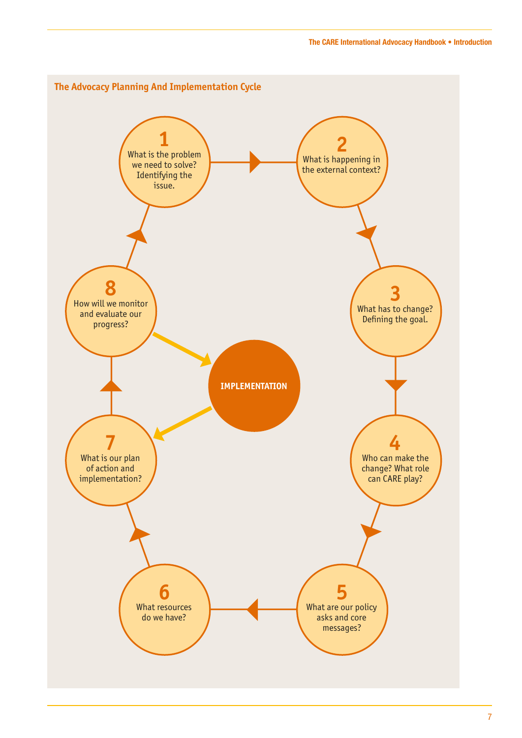### The Advocacy Planning And Implementation Cycle

**1** What is the problem we need to solve? Identifying the issue.

**2** What is happening in the external context?

**3** What has to change? Defining the goal.

**4** Who can make the change? What role can CARE play?

**5** What are our policy asks and core messages?

**6** What resources do we have?

**7** What is our plan of action and implementation?

**8** How will we monitor and evaluate our progress?

**IMPLEMENTATION**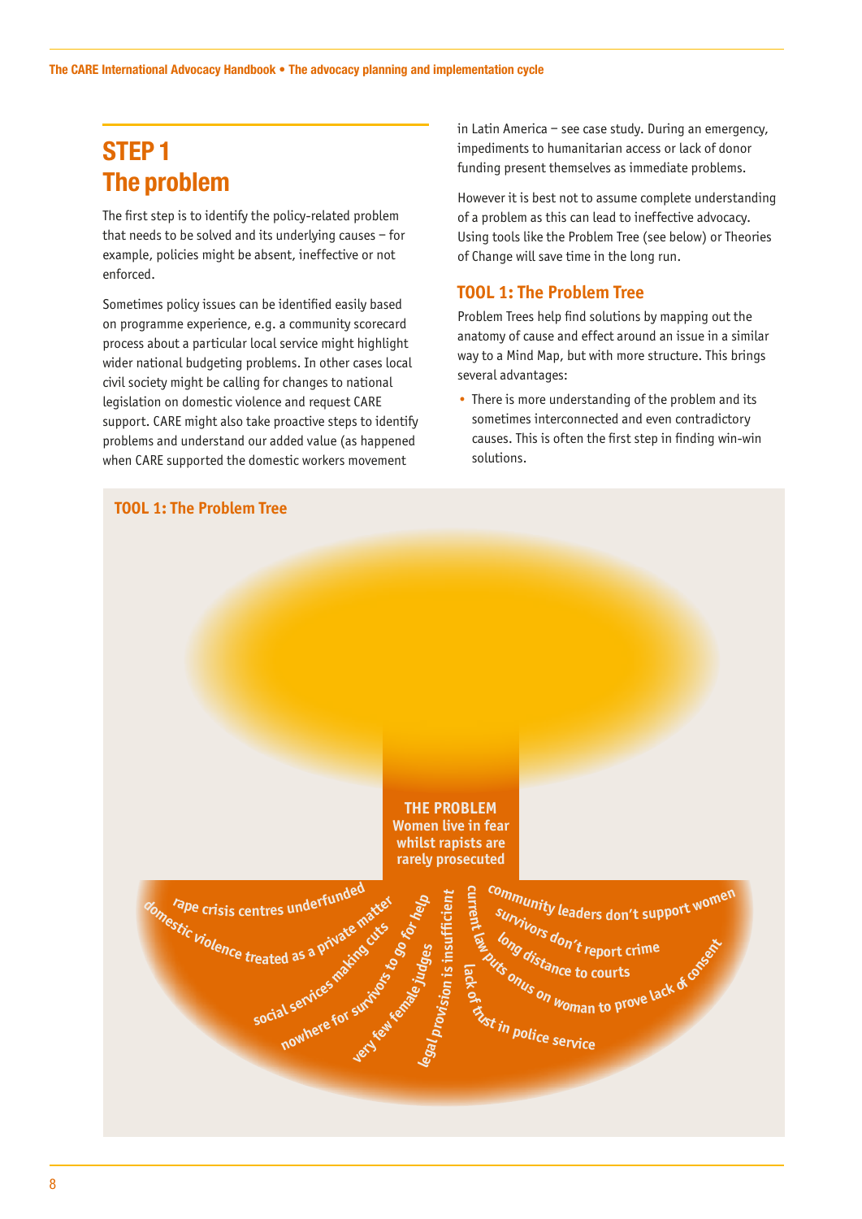## STEP 1 The problem

The first step is to identify the policy-related problem that needs to be solved and its underlying causes – for example, policies might be absent, ineffective or not enforced.

Sometimes policy issues can be identified easily based on programme experience, e.g. a community scorecard process about a particular local service might highlight wider national budgeting problems. In other cases local civil society might be calling for changes to national legislation on domestic violence and request CARE support. CARE might also take proactive steps to identify problems and understand our added value (as happened when CARE supported the domestic workers movement in Latin America – see case study. During an emergency, impediments to humanitarian access or lack of donor funding present themselves as immediate problems.

However it is best not to assume complete understanding of a problem as this can lead to ineffective advocacy. Using tools like the Problem Tree (see below) or Theories of Change will save time in the long run.

### TOOL 1: The Problem Tree

Problem Trees help find solutions by mapping out the anatomy of cause and effect around an issue in a similar way to a Mind Map, but with more structure. This brings several advantages:

- There is more understanding of the problem and its sometimes interconnected and even contradictory causes. This is often the first step in finding win-win solutions.

**TOOL 1: The Problem Tree**

**THE PROBLEM**
**Women live in fear whilst rapists are rarely prosecuted**

- rape crisis centres underfunded
- domestic violence treated as a private matter
- social services making cuts
- nowhere for survivors to go for help
- very few female judges
- legal provision is insufficient
- current law puts onus on woman to prove lack of consent
- lack of trust in police service
- community leaders don't support women
- survivors don't report crime
- long distance to courts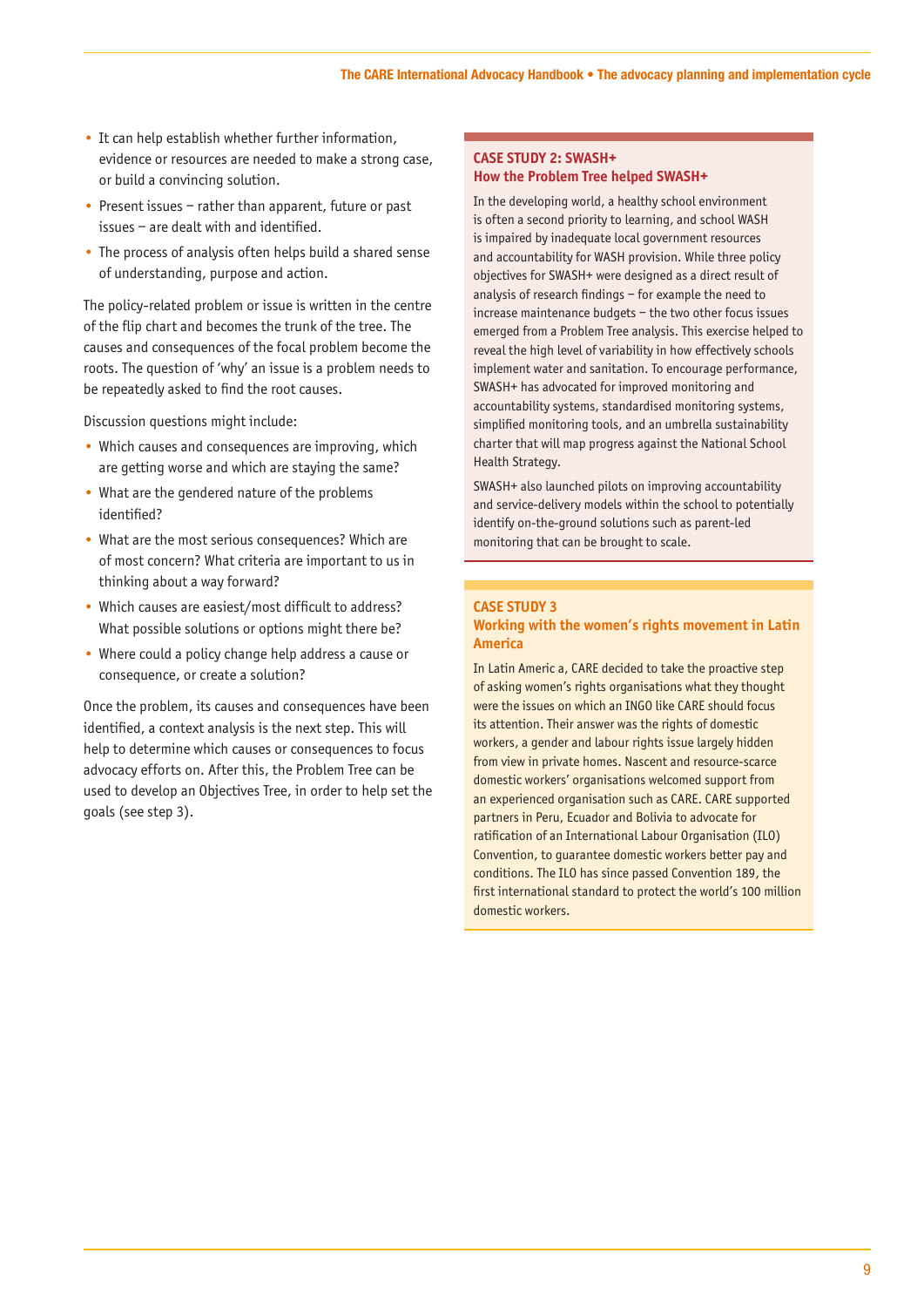- It can help establish whether further information, evidence or resources are needed to make a strong case, or build a convincing solution.
- Present issues – rather than apparent, future or past issues – are dealt with and identified.
- The process of analysis often helps build a shared sense of understanding, purpose and action.

The policy-related problem or issue is written in the centre of the flip chart and becomes the trunk of the tree. The causes and consequences of the focal problem become the roots. The question of 'why' an issue is a problem needs to be repeatedly asked to find the root causes.

Discussion questions might include:

- Which causes and consequences are improving, which are getting worse and which are staying the same?
- What are the gendered nature of the problems identified?
- What are the most serious consequences? Which are of most concern? What criteria are important to us in thinking about a way forward?
- Which causes are easiest/most difficult to address? What possible solutions or options might there be?
- Where could a policy change help address a cause or consequence, or create a solution?

Once the problem, its causes and consequences have been identified, a context analysis is the next step. This will help to determine which causes or consequences to focus advocacy efforts on. After this, the Problem Tree can be used to develop an Objectives Tree, in order to help set the goals (see step 3).

### CASE STUDY 2: SWASH+
### How the Problem Tree helped SWASH+

In the developing world, a healthy school environment is often a second priority to learning, and school WASH is impaired by inadequate local government resources and accountability for WASH provision. While three policy objectives for SWASH+ were designed as a direct result of analysis of research findings – for example the need to increase maintenance budgets – the two other focus issues emerged from a Problem Tree analysis. This exercise helped to reveal the high level of variability in how effectively schools implement water and sanitation. To encourage performance, SWASH+ has advocated for improved monitoring and accountability systems, standardised monitoring systems, simplified monitoring tools, and an umbrella sustainability charter that will map progress against the National School Health Strategy.

SWASH+ also launched pilots on improving accountability and service-delivery models within the school to potentially identify on-the-ground solutions such as parent-led monitoring that can be brought to scale.

### CASE STUDY 3
### Working with the women's rights movement in Latin America

In Latin Americ a, CARE decided to take the proactive step of asking women's rights organisations what they thought were the issues on which an INGO like CARE should focus its attention. Their answer was the rights of domestic workers, a gender and labour rights issue largely hidden from view in private homes. Nascent and resource-scarce domestic workers' organisations welcomed support from an experienced organisation such as CARE. CARE supported partners in Peru, Ecuador and Bolivia to advocate for ratification of an International Labour Organisation (ILO) Convention, to guarantee domestic workers better pay and conditions. The ILO has since passed Convention 189, the first international standard to protect the world's 100 million domestic workers.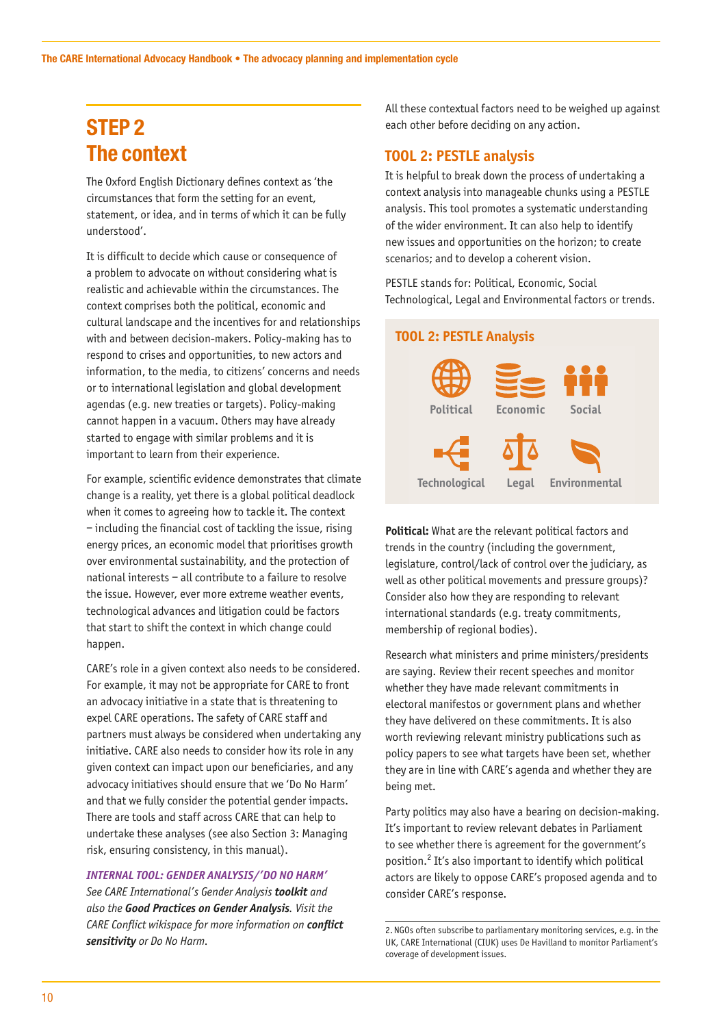## STEP 2
## The context

The Oxford English Dictionary defines context as 'the circumstances that form the setting for an event, statement, or idea, and in terms of which it can be fully understood'.

It is difficult to decide which cause or consequence of a problem to advocate on without considering what is realistic and achievable within the circumstances. The context comprises both the political, economic and cultural landscape and the incentives for and relationships with and between decision-makers. Policy-making has to respond to crises and opportunities, to new actors and information, to the media, to citizens' concerns and needs or to international legislation and global development agendas (e.g. new treaties or targets). Policy-making cannot happen in a vacuum. Others may have already started to engage with similar problems and it is important to learn from their experience.

For example, scientific evidence demonstrates that climate change is a reality, yet there is a global political deadlock when it comes to agreeing how to tackle it. The context – including the financial cost of tackling the issue, rising energy prices, an economic model that prioritises growth over environmental sustainability, and the protection of national interests – all contribute to a failure to resolve the issue. However, ever more extreme weather events, technological advances and litigation could be factors that start to shift the context in which change could happen.

CARE's role in a given context also needs to be considered. For example, it may not be appropriate for CARE to front an advocacy initiative in a state that is threatening to expel CARE operations. The safety of CARE staff and partners must always be considered when undertaking any initiative. CARE also needs to consider how its role in any given context can impact upon our beneficiaries, and any advocacy initiatives should ensure that we 'Do No Harm' and that we fully consider the potential gender impacts. There are tools and staff across CARE that can help to undertake these analyses (see also Section 3: Managing risk, ensuring consistency, in this manual).

***INTERNAL TOOL: GENDER ANALYSIS/'DO NO HARM'***
*See CARE International's Gender Analysis* ***toolkit*** *and also the* ***Good Practices on Gender Analysis****. Visit the CARE Conflict wikispace for more information on* ***conflict sensitivity*** *or Do No Harm.*

All these contextual factors need to be weighed up against each other before deciding on any action.

### TOOL 2: PESTLE analysis

It is helpful to break down the process of undertaking a context analysis into manageable chunks using a PESTLE analysis. This tool promotes a systematic understanding of the wider environment. It can also help to identify new issues and opportunities on the horizon; to create scenarios; and to develop a coherent vision.

PESTLE stands for: Political, Economic, Social Technological, Legal and Environmental factors or trends.

**TOOL 2: PESTLE Analysis**

Political | Economic | Social | Technological | Legal | Environmental

**Political:** What are the relevant political factors and trends in the country (including the government, legislature, control/lack of control over the judiciary, as well as other political movements and pressure groups)? Consider also how they are responding to relevant international standards (e.g. treaty commitments, membership of regional bodies).

Research what ministers and prime ministers/presidents are saying. Review their recent speeches and monitor whether they have made relevant commitments in electoral manifestos or government plans and whether they have delivered on these commitments. It is also worth reviewing relevant ministry publications such as policy papers to see what targets have been set, whether they are in line with CARE's agenda and whether they are being met.

Party politics may also have a bearing on decision-making. It's important to review relevant debates in Parliament to see whether there is agreement for the government's position.[2] It's also important to identify which political actors are likely to oppose CARE's proposed agenda and to consider CARE's response.

2. NGOs often subscribe to parliamentary monitoring services, e.g. in the UK, CARE International (CIUK) uses De Havilland to monitor Parliament's coverage of development issues.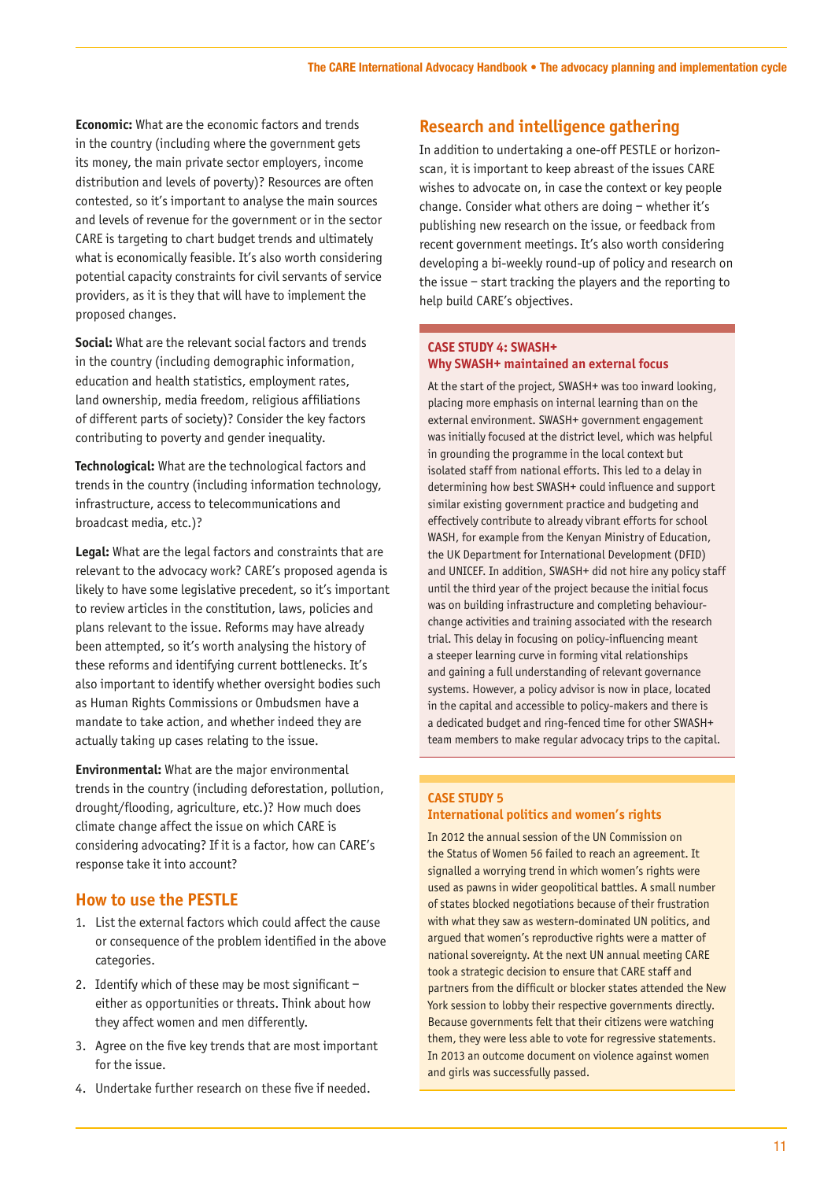**Economic:** What are the economic factors and trends in the country (including where the government gets its money, the main private sector employers, income distribution and levels of poverty)? Resources are often contested, so it's important to analyse the main sources and levels of revenue for the government or in the sector CARE is targeting to chart budget trends and ultimately what is economically feasible. It's also worth considering potential capacity constraints for civil servants of service providers, as it is they that will have to implement the proposed changes.

**Social:** What are the relevant social factors and trends in the country (including demographic information, education and health statistics, employment rates, land ownership, media freedom, religious affiliations of different parts of society)? Consider the key factors contributing to poverty and gender inequality.

**Technological:** What are the technological factors and trends in the country (including information technology, infrastructure, access to telecommunications and broadcast media, etc.)?

**Legal:** What are the legal factors and constraints that are relevant to the advocacy work? CARE's proposed agenda is likely to have some legislative precedent, so it's important to review articles in the constitution, laws, policies and plans relevant to the issue. Reforms may have already been attempted, so it's worth analysing the history of these reforms and identifying current bottlenecks. It's also important to identify whether oversight bodies such as Human Rights Commissions or Ombudsmen have a mandate to take action, and whether indeed they are actually taking up cases relating to the issue.

**Environmental:** What are the major environmental trends in the country (including deforestation, pollution, drought/flooding, agriculture, etc.)? How much does climate change affect the issue on which CARE is considering advocating? If it is a factor, how can CARE's response take it into account?

## How to use the PESTLE

1. List the external factors which could affect the cause or consequence of the problem identified in the above categories.
2. Identify which of these may be most significant – either as opportunities or threats. Think about how they affect women and men differently.
3. Agree on the five key trends that are most important for the issue.
4. Undertake further research on these five if needed.

## Research and intelligence gathering

In addition to undertaking a one-off PESTLE or horizon-scan, it is important to keep abreast of the issues CARE wishes to advocate on, in case the context or key people change. Consider what others are doing – whether it's publishing new research on the issue, or feedback from recent government meetings. It's also worth considering developing a bi-weekly round-up of policy and research on the issue – start tracking the players and the reporting to help build CARE's objectives.

### CASE STUDY 4: SWASH+
### Why SWASH+ maintained an external focus

At the start of the project, SWASH+ was too inward looking, placing more emphasis on internal learning than on the external environment. SWASH+ government engagement was initially focused at the district level, which was helpful in grounding the programme in the local context but isolated staff from national efforts. This led to a delay in determining how best SWASH+ could influence and support similar existing government practice and budgeting and effectively contribute to already vibrant efforts for school WASH, for example from the Kenyan Ministry of Education, the UK Department for International Development (DFID) and UNICEF. In addition, SWASH+ did not hire any policy staff until the third year of the project because the initial focus was on building infrastructure and completing behaviour-change activities and training associated with the research trial. This delay in focusing on policy-influencing meant a steeper learning curve in forming vital relationships and gaining a full understanding of relevant governance systems. However, a policy advisor is now in place, located in the capital and accessible to policy-makers and there is a dedicated budget and ring-fenced time for other SWASH+ team members to make regular advocacy trips to the capital.

### CASE STUDY 5
### International politics and women's rights

In 2012 the annual session of the UN Commission on the Status of Women 56 failed to reach an agreement. It signalled a worrying trend in which women's rights were used as pawns in wider geopolitical battles. A small number of states blocked negotiations because of their frustration with what they saw as western-dominated UN politics, and argued that women's reproductive rights were a matter of national sovereignty. At the next UN annual meeting CARE took a strategic decision to ensure that CARE staff and partners from the difficult or blocker states attended the New York session to lobby their respective governments directly. Because governments felt that their citizens were watching them, they were less able to vote for regressive statements. In 2013 an outcome document on violence against women and girls was successfully passed.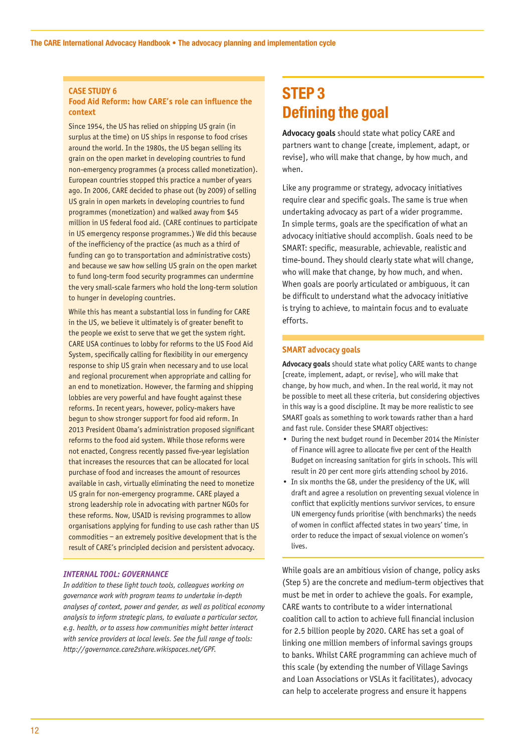**CASE STUDY 6**
**Food Aid Reform: how CARE's role can influence the context**

Since 1954, the US has relied on shipping US grain (in surplus at the time) on US ships in response to food crises around the world. In the 1980s, the US began selling its grain on the open market in developing countries to fund non-emergency programmes (a process called monetization). European countries stopped this practice a number of years ago. In 2006, CARE decided to phase out (by 2009) of selling US grain in open markets in developing countries to fund programmes (monetization) and walked away from $45 million in US federal food aid. (CARE continues to participate in US emergency response programmes.) We did this because of the inefficiency of the practice (as much as a third of funding can go to transportation and administrative costs) and because we saw how selling US grain on the open market to fund long-term food security programmes can undermine the very small-scale farmers who hold the long-term solution to hunger in developing countries.

While this has meant a substantial loss in funding for CARE in the US, we believe it ultimately is of greater benefit to the people we exist to serve that we get the system right. CARE USA continues to lobby for reforms to the US Food Aid System, specifically calling for flexibility in our emergency response to ship US grain when necessary and to use local and regional procurement when appropriate and calling for an end to monetization. However, the farming and shipping lobbies are very powerful and have fought against these reforms. In recent years, however, policy-makers have begun to show stronger support for food aid reform. In 2013 President Obama's administration proposed significant reforms to the food aid system. While those reforms were not enacted, Congress recently passed five-year legislation that increases the resources that can be allocated for local purchase of food and increases the amount of resources available in cash, virtually eliminating the need to monetize US grain for non-emergency programme. CARE played a strong leadership role in advocating with partner NGOs for these reforms. Now, USAID is revising programmes to allow organisations applying for funding to use cash rather than US commodities – an extremely positive development that is the result of CARE's principled decision and persistent advocacy.

***INTERNAL TOOL: GOVERNANCE***

*In addition to these light touch tools, colleagues working on governance work with program teams to undertake in-depth analyses of context, power and gender, as well as political economy analysis to inform strategic plans, to evaluate a particular sector, e.g. health, or to assess how communities might better interact with service providers at local levels. See the full range of tools: http://governance.care2share.wikispaces.net/GPF.*

# STEP 3 Defining the goal

**Advocacy goals** should state what policy CARE and partners want to change [create, implement, adapt, or revise], who will make that change, by how much, and when.

Like any programme or strategy, advocacy initiatives require clear and specific goals. The same is true when undertaking advocacy as part of a wider programme. In simple terms, goals are the specification of what an advocacy initiative should accomplish. Goals need to be SMART: specific, measurable, achievable, realistic and time-bound. They should clearly state what will change, who will make that change, by how much, and when. When goals are poorly articulated or ambiguous, it can be difficult to understand what the advocacy initiative is trying to achieve, to maintain focus and to evaluate efforts.

**SMART advocacy goals**

**Advocacy goals** should state what policy CARE wants to change [create, implement, adapt, or revise], who will make that change, by how much, and when. In the real world, it may not be possible to meet all these criteria, but considering objectives in this way is a good discipline. It may be more realistic to see SMART goals as something to work towards rather than a hard and fast rule. Consider these SMART objectives:

- During the next budget round in December 2014 the Minister of Finance will agree to allocate five per cent of the Health Budget on increasing sanitation for girls in schools. This will result in 20 per cent more girls attending school by 2016.
- In six months the G8, under the presidency of the UK, will draft and agree a resolution on preventing sexual violence in conflict that explicitly mentions survivor services, to ensure UN emergency funds prioritise (with benchmarks) the needs of women in conflict affected states in two years' time, in order to reduce the impact of sexual violence on women's lives.

While goals are an ambitious vision of change, policy asks (Step 5) are the concrete and medium-term objectives that must be met in order to achieve the goals. For example, CARE wants to contribute to a wider international coalition call to action to achieve full financial inclusion for 2.5 billion people by 2020. CARE has set a goal of linking one million members of informal savings groups to banks. Whilst CARE programming can achieve much of this scale (by extending the number of Village Savings and Loan Associations or VSLAs it facilitates), advocacy can help to accelerate progress and ensure it happens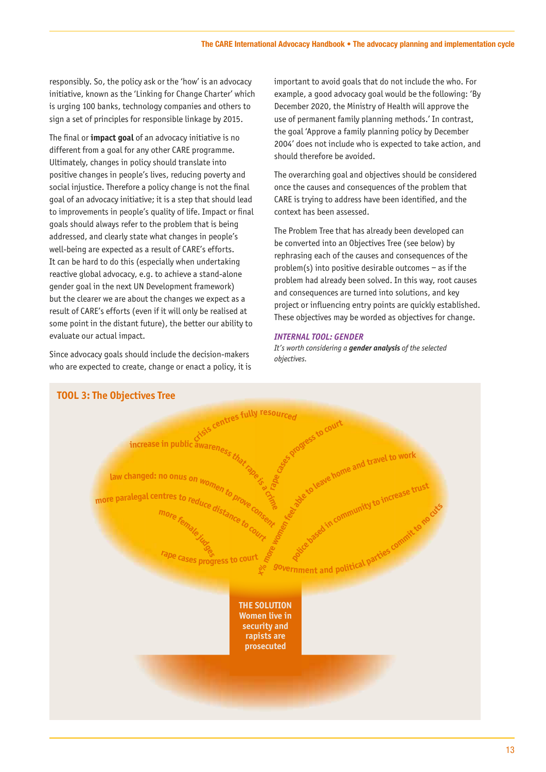responsibly. So, the policy ask or the 'how' is an advocacy initiative, known as the 'Linking for Change Charter' which is urging 100 banks, technology companies and others to sign a set of principles for responsible linkage by 2015.

The final or **impact goal** of an advocacy initiative is no different from a goal for any other CARE programme. Ultimately, changes in policy should translate into positive changes in people's lives, reducing poverty and social injustice. Therefore a policy change is not the final goal of an advocacy initiative; it is a step that should lead to improvements in people's quality of life. Impact or final goals should always refer to the problem that is being addressed, and clearly state what changes in people's well-being are expected as a result of CARE's efforts. It can be hard to do this (especially when undertaking reactive global advocacy, e.g. to achieve a stand-alone gender goal in the next UN Development framework) but the clearer we are about the changes we expect as a result of CARE's efforts (even if it will only be realised at some point in the distant future), the better our ability to evaluate our actual impact.

Since advocacy goals should include the decision-makers who are expected to create, change or enact a policy, it is important to avoid goals that do not include the who. For example, a good advocacy goal would be the following: 'By December 2020, the Ministry of Health will approve the use of permanent family planning methods.' In contrast, the goal 'Approve a family planning policy by December 2004' does not include who is expected to take action, and should therefore be avoided.

The overarching goal and objectives should be considered once the causes and consequences of the problem that CARE is trying to address have been identified, and the context has been assessed.

The Problem Tree that has already been developed can be converted into an Objectives Tree (see below) by rephrasing each of the causes and consequences of the problem(s) into positive desirable outcomes – as if the problem had already been solved. In this way, root causes and consequences are turned into solutions, and key project or influencing entry points are quickly established. These objectives may be worded as objectives for change.

***INTERNAL TOOL: GENDER***

*It's worth considering a **gender analysis** of the selected objectives.*

## TOOL 3: The Objectives Tree

- crisis centres fully resourced
- increase in public awareness that rape is a crime
- rape cases progress to court
- law changed: no onus on women to prove consent
- more paralegal centres to reduce distance to court
- more female judges
- rape cases progress to court
- x% more women feel able to leave home and travel to work
- police based in community to increase trust
- government and political parties commit to no cuts

**THE SOLUTION**
**Women live in security and rapists are prosecuted**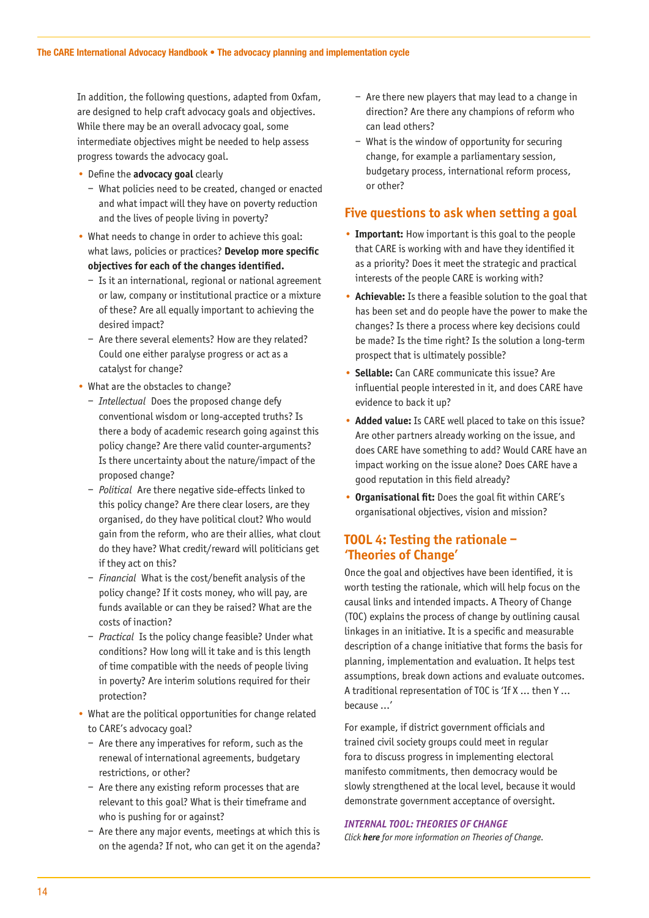In addition, the following questions, adapted from Oxfam, are designed to help craft advocacy goals and objectives. While there may be an overall advocacy goal, some intermediate objectives might be needed to help assess progress towards the advocacy goal.

- Define the **advocacy goal** clearly
  - What policies need to be created, changed or enacted and what impact will they have on poverty reduction and the lives of people living in poverty?
- What needs to change in order to achieve this goal: what laws, policies or practices? **Develop more specific objectives for each of the changes identified.**
  - Is it an international, regional or national agreement or law, company or institutional practice or a mixture of these? Are all equally important to achieving the desired impact?
  - Are there several elements? How are they related? Could one either paralyse progress or act as a catalyst for change?
- What are the obstacles to change?
  - *Intellectual* Does the proposed change defy conventional wisdom or long-accepted truths? Is there a body of academic research going against this policy change? Are there valid counter-arguments? Is there uncertainty about the nature/impact of the proposed change?
  - *Political* Are there negative side-effects linked to this policy change? Are there clear losers, are they organised, do they have political clout? Who would gain from the reform, who are their allies, what clout do they have? What credit/reward will politicians get if they act on this?
  - *Financial* What is the cost/benefit analysis of the policy change? If it costs money, who will pay, are funds available or can they be raised? What are the costs of inaction?
  - *Practical* Is the policy change feasible? Under what conditions? How long will it take and is this length of time compatible with the needs of people living in poverty? Are interim solutions required for their protection?
- What are the political opportunities for change related to CARE's advocacy goal?
  - Are there any imperatives for reform, such as the renewal of international agreements, budgetary restrictions, or other?
  - Are there any existing reform processes that are relevant to this goal? What is their timeframe and who is pushing for or against?
  - Are there any major events, meetings at which this is on the agenda? If not, who can get it on the agenda?
  - Are there new players that may lead to a change in direction? Are there any champions of reform who can lead others?
  - What is the window of opportunity for securing change, for example a parliamentary session, budgetary process, international reform process, or other?

## Five questions to ask when setting a goal

- **Important:** How important is this goal to the people that CARE is working with and have they identified it as a priority? Does it meet the strategic and practical interests of the people CARE is working with?
- **Achievable:** Is there a feasible solution to the goal that has been set and do people have the power to make the changes? Is there a process where key decisions could be made? Is the time right? Is the solution a long-term prospect that is ultimately possible?
- **Sellable:** Can CARE communicate this issue? Are influential people interested in it, and does CARE have evidence to back it up?
- **Added value:** Is CARE well placed to take on this issue? Are other partners already working on the issue, and does CARE have something to add? Would CARE have an impact working on the issue alone? Does CARE have a good reputation in this field already?
- **Organisational fit:** Does the goal fit within CARE's organisational objectives, vision and mission?

## TOOL 4: Testing the rationale – 'Theories of Change'

Once the goal and objectives have been identified, it is worth testing the rationale, which will help focus on the causal links and intended impacts. A Theory of Change (TOC) explains the process of change by outlining causal linkages in an initiative. It is a specific and measurable description of a change initiative that forms the basis for planning, implementation and evaluation. It helps test assumptions, break down actions and evaluate outcomes. A traditional representation of TOC is 'If X … then Y … because …'

For example, if district government officials and trained civil society groups could meet in regular fora to discuss progress in implementing electoral manifesto commitments, then democracy would be slowly strengthened at the local level, because it would demonstrate government acceptance of oversight.

***INTERNAL TOOL: THEORIES OF CHANGE***

*Click **here** for more information on Theories of Change.*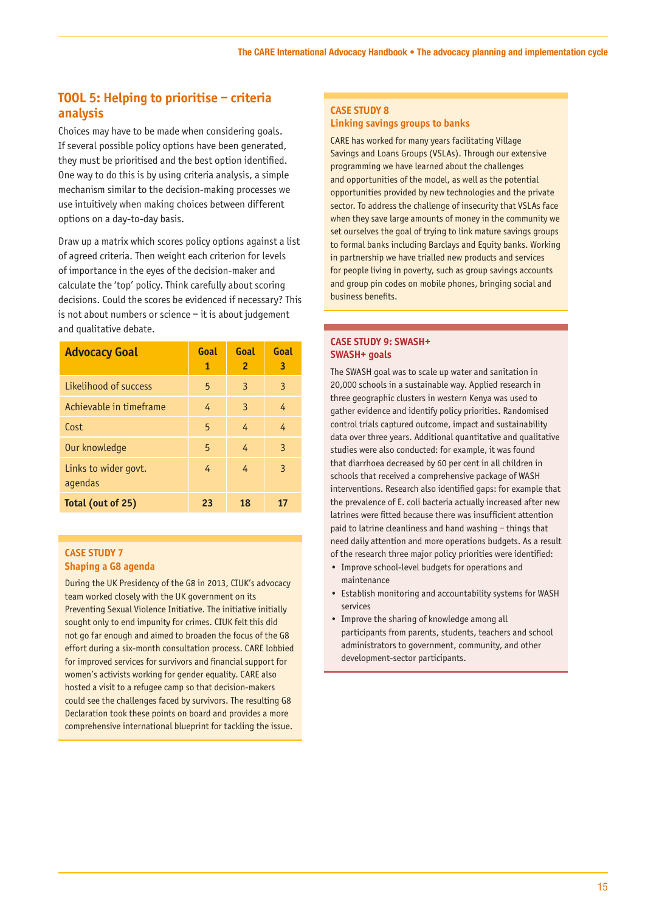## TOOL 5: Helping to prioritise – criteria analysis

Choices may have to be made when considering goals. If several possible policy options have been generated, they must be prioritised and the best option identified. One way to do this is by using criteria analysis, a simple mechanism similar to the decision-making processes we use intuitively when making choices between different options on a day-to-day basis.

Draw up a matrix which scores policy options against a list of agreed criteria. Then weight each criterion for levels of importance in the eyes of the decision-maker and calculate the 'top' policy. Think carefully about scoring decisions. Could the scores be evidenced if necessary? This is not about numbers or science – it is about judgement and qualitative debate.

| Advocacy Goal | Goal 1 | Goal 2 | Goal 3 |
|---|---|---|---|
| Likelihood of success | 5 | 3 | 3 |
| Achievable in timeframe | 4 | 3 | 4 |
| Cost | 5 | 4 | 4 |
| Our knowledge | 5 | 4 | 3 |
| Links to wider govt. agendas | 4 | 4 | 3 |
| **Total (out of 25)** | **23** | **18** | **17** |

### CASE STUDY 7
### Shaping a G8 agenda

During the UK Presidency of the G8 in 2013, CIUK's advocacy team worked closely with the UK government on its Preventing Sexual Violence Initiative. The initiative initially sought only to end impunity for crimes. CIUK felt this did not go far enough and aimed to broaden the focus of the G8 effort during a six-month consultation process. CARE lobbied for improved services for survivors and financial support for women's activists working for gender equality. CARE also hosted a visit to a refugee camp so that decision-makers could see the challenges faced by survivors. The resulting G8 Declaration took these points on board and provides a more comprehensive international blueprint for tackling the issue.

### CASE STUDY 8
### Linking savings groups to banks

CARE has worked for many years facilitating Village Savings and Loans Groups (VSLAs). Through our extensive programming we have learned about the challenges and opportunities of the model, as well as the potential opportunities provided by new technologies and the private sector. To address the challenge of insecurity that VSLAs face when they save large amounts of money in the community we set ourselves the goal of trying to link mature savings groups to formal banks including Barclays and Equity banks. Working in partnership we have trialled new products and services for people living in poverty, such as group savings accounts and group pin codes on mobile phones, bringing social and business benefits.

### CASE STUDY 9: SWASH+
### SWASH+ goals

The SWASH goal was to scale up water and sanitation in 20,000 schools in a sustainable way. Applied research in three geographic clusters in western Kenya was used to gather evidence and identify policy priorities. Randomised control trials captured outcome, impact and sustainability data over three years. Additional quantitative and qualitative studies were also conducted: for example, it was found that diarrhoea decreased by 60 per cent in all children in schools that received a comprehensive package of WASH interventions. Research also identified gaps: for example that the prevalence of E. coli bacteria actually increased after new latrines were fitted because there was insufficient attention paid to latrine cleanliness and hand washing – things that need daily attention and more operations budgets. As a result of the research three major policy priorities were identified:

- Improve school-level budgets for operations and maintenance
- Establish monitoring and accountability systems for WASH services
- Improve the sharing of knowledge among all participants from parents, students, teachers and school administrators to government, community, and other development-sector participants.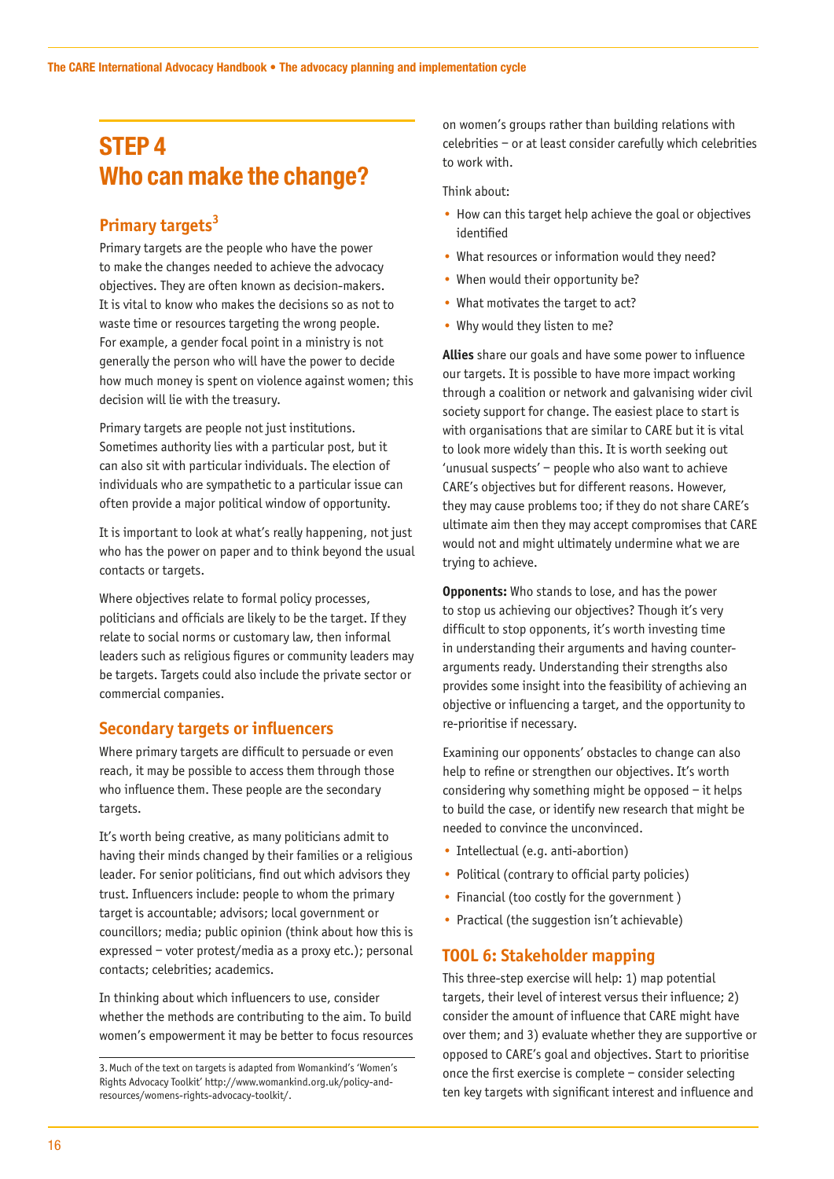# STEP 4
# Who can make the change?

## Primary targets[3]

Primary targets are the people who have the power to make the changes needed to achieve the advocacy objectives. They are often known as decision-makers. It is vital to know who makes the decisions so as not to waste time or resources targeting the wrong people. For example, a gender focal point in a ministry is not generally the person who will have the power to decide how much money is spent on violence against women; this decision will lie with the treasury.

Primary targets are people not just institutions. Sometimes authority lies with a particular post, but it can also sit with particular individuals. The election of individuals who are sympathetic to a particular issue can often provide a major political window of opportunity.

It is important to look at what's really happening, not just who has the power on paper and to think beyond the usual contacts or targets.

Where objectives relate to formal policy processes, politicians and officials are likely to be the target. If they relate to social norms or customary law, then informal leaders such as religious figures or community leaders may be targets. Targets could also include the private sector or commercial companies.

## Secondary targets or influencers

Where primary targets are difficult to persuade or even reach, it may be possible to access them through those who influence them. These people are the secondary targets.

It's worth being creative, as many politicians admit to having their minds changed by their families or a religious leader. For senior politicians, find out which advisors they trust. Influencers include: people to whom the primary target is accountable; advisors; local government or councillors; media; public opinion (think about how this is expressed – voter protest/media as a proxy etc.); personal contacts; celebrities; academics.

In thinking about which influencers to use, consider whether the methods are contributing to the aim. To build women's empowerment it may be better to focus resources on women's groups rather than building relations with celebrities – or at least consider carefully which celebrities to work with.

Think about:

- How can this target help achieve the goal or objectives identified
- What resources or information would they need?
- When would their opportunity be?
- What motivates the target to act?
- Why would they listen to me?

**Allies** share our goals and have some power to influence our targets. It is possible to have more impact working through a coalition or network and galvanising wider civil society support for change. The easiest place to start is with organisations that are similar to CARE but it is vital to look more widely than this. It is worth seeking out 'unusual suspects' – people who also want to achieve CARE's objectives but for different reasons. However, they may cause problems too; if they do not share CARE's ultimate aim then they may accept compromises that CARE would not and might ultimately undermine what we are trying to achieve.

**Opponents:** Who stands to lose, and has the power to stop us achieving our objectives? Though it's very difficult to stop opponents, it's worth investing time in understanding their arguments and having counter-arguments ready. Understanding their strengths also provides some insight into the feasibility of achieving an objective or influencing a target, and the opportunity to re-prioritise if necessary.

Examining our opponents' obstacles to change can also help to refine or strengthen our objectives. It's worth considering why something might be opposed – it helps to build the case, or identify new research that might be needed to convince the unconvinced.

- Intellectual (e.g. anti-abortion)
- Political (contrary to official party policies)
- Financial (too costly for the government )
- Practical (the suggestion isn't achievable)

## TOOL 6: Stakeholder mapping

This three-step exercise will help: 1) map potential targets, their level of interest versus their influence; 2) consider the amount of influence that CARE might have over them; and 3) evaluate whether they are supportive or opposed to CARE's goal and objectives. Start to prioritise once the first exercise is complete – consider selecting ten key targets with significant interest and influence and

---

3. Much of the text on targets is adapted from Womankind's 'Women's Rights Advocacy Toolkit' http://www.womankind.org.uk/policy-and-resources/womens-rights-advocacy-toolkit/.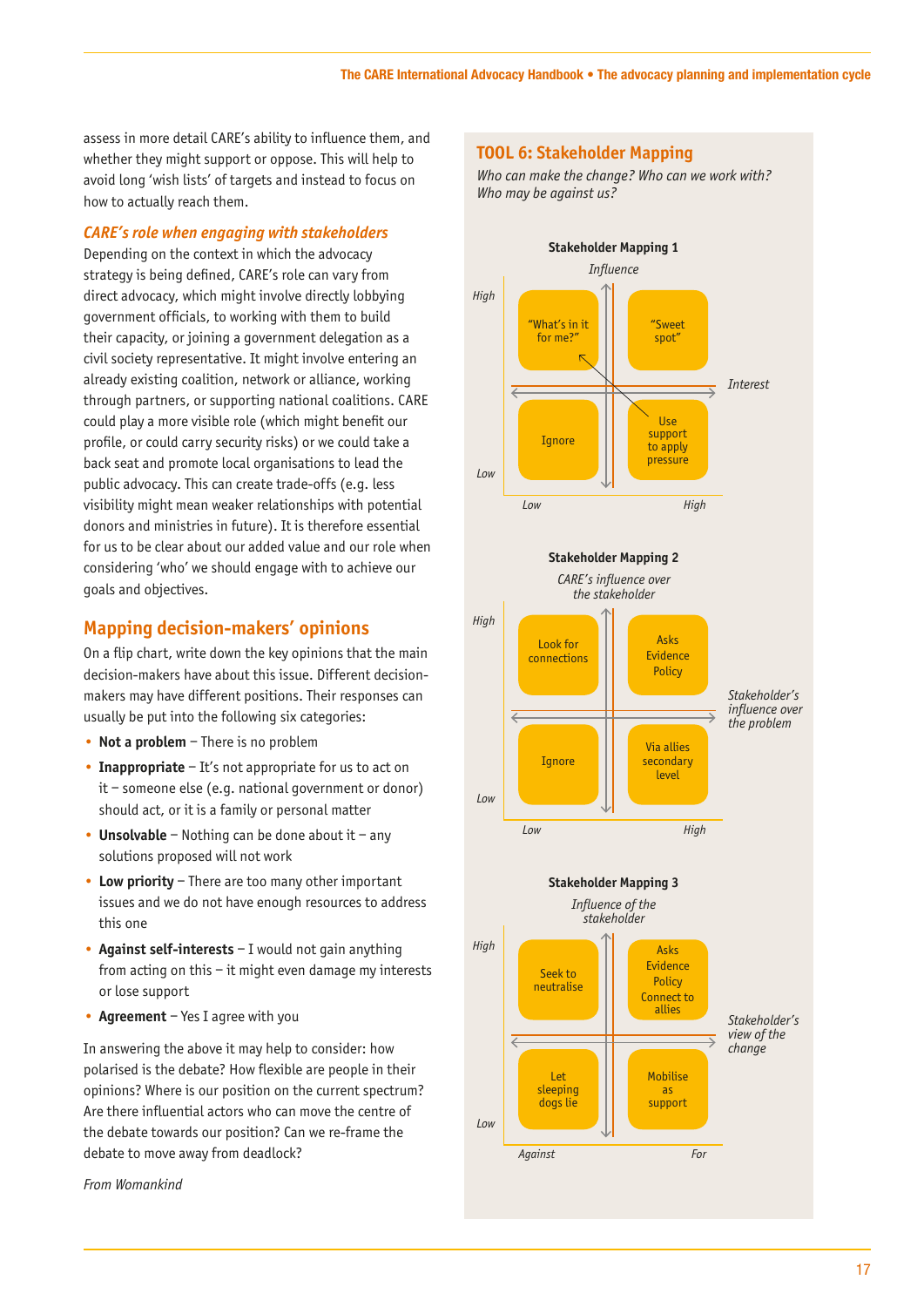assess in more detail CARE's ability to influence them, and whether they might support or oppose. This will help to avoid long 'wish lists' of targets and instead to focus on how to actually reach them.

### *CARE's role when engaging with stakeholders*

Depending on the context in which the advocacy strategy is being defined, CARE's role can vary from direct advocacy, which might involve directly lobbying government officials, to working with them to build their capacity, or joining a government delegation as a civil society representative. It might involve entering an already existing coalition, network or alliance, working through partners, or supporting national coalitions. CARE could play a more visible role (which might benefit our profile, or could carry security risks) or we could take a back seat and promote local organisations to lead the public advocacy. This can create trade-offs (e.g. less visibility might mean weaker relationships with potential donors and ministries in future). It is therefore essential for us to be clear about our added value and our role when considering 'who' we should engage with to achieve our goals and objectives.

## Mapping decision-makers' opinions

On a flip chart, write down the key opinions that the main decision-makers have about this issue. Different decision-makers may have different positions. Their responses can usually be put into the following six categories:

- **Not a problem** – There is no problem
- **Inappropriate** – It's not appropriate for us to act on it – someone else (e.g. national government or donor) should act, or it is a family or personal matter
- **Unsolvable** – Nothing can be done about it – any solutions proposed will not work
- **Low priority** – There are too many other important issues and we do not have enough resources to address this one
- **Against self-interests** – I would not gain anything from acting on this – it might even damage my interests or lose support
- **Agreement** – Yes I agree with you

In answering the above it may help to consider: how polarised is the debate? How flexible are people in their opinions? Where is our position on the current spectrum? Are there influential actors who can move the centre of the debate towards our position? Can we re-frame the debate to move away from deadlock?

*From Womankind*

## TOOL 6: Stakeholder Mapping

*Who can make the change? Who can we work with? Who may be against us?*

**Stakeholder Mapping 1**

Vertical axis: *Influence* (Low to High); Horizontal axis: *Interest* (Low to High)

| | Low interest | High interest |
|---|---|---|
| **High influence** | "What's in it for me?" | "Sweet spot" |
| **Low influence** | Ignore | Use support to apply pressure |

**Stakeholder Mapping 2**

Vertical axis: *CARE's influence over the stakeholder* (Low to High); Horizontal axis: *Stakeholder's influence over the problem* (Low to High)

| | Low | High |
|---|---|---|
| **High** | Look for connections | Asks Evidence Policy |
| **Low** | Ignore | Via allies secondary level |

**Stakeholder Mapping 3**

Vertical axis: *Influence of the stakeholder* (Low to High); Horizontal axis: *Stakeholder's view of the change* (Against to For)

| | Against | For |
|---|---|---|
| **High** | Seek to neutralise | Asks Evidence Policy Connect to allies |
| **Low** | Let sleeping dogs lie | Mobilise as support |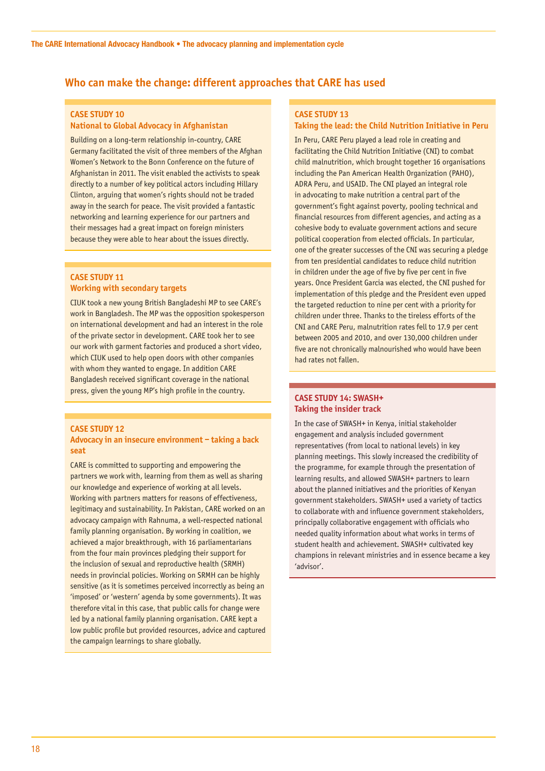## Who can make the change: different approaches that CARE has used

### CASE STUDY 10
### National to Global Advocacy in Afghanistan

Building on a long-term relationship in-country, CARE Germany facilitated the visit of three members of the Afghan Women's Network to the Bonn Conference on the future of Afghanistan in 2011. The visit enabled the activists to speak directly to a number of key political actors including Hillary Clinton, arguing that women's rights should not be traded away in the search for peace. The visit provided a fantastic networking and learning experience for our partners and their messages had a great impact on foreign ministers because they were able to hear about the issues directly.

### CASE STUDY 11
### Working with secondary targets

CIUK took a new young British Bangladeshi MP to see CARE's work in Bangladesh. The MP was the opposition spokesperson on international development and had an interest in the role of the private sector in development. CARE took her to see our work with garment factories and produced a short video, which CIUK used to help open doors with other companies with whom they wanted to engage. In addition CARE Bangladesh received significant coverage in the national press, given the young MP's high profile in the country.

### CASE STUDY 12
### Advocacy in an insecure environment – taking a back seat

CARE is committed to supporting and empowering the partners we work with, learning from them as well as sharing our knowledge and experience of working at all levels. Working with partners matters for reasons of effectiveness, legitimacy and sustainability. In Pakistan, CARE worked on an advocacy campaign with Rahnuma, a well-respected national family planning organisation. By working in coalition, we achieved a major breakthrough, with 16 parliamentarians from the four main provinces pledging their support for the inclusion of sexual and reproductive health (SRMH) needs in provincial policies. Working on SRMH can be highly sensitive (as it is sometimes perceived incorrectly as being an 'imposed' or 'western' agenda by some governments). It was therefore vital in this case, that public calls for change were led by a national family planning organisation. CARE kept a low public profile but provided resources, advice and captured the campaign learnings to share globally.

### CASE STUDY 13
### Taking the lead: the Child Nutrition Initiative in Peru

In Peru, CARE Peru played a lead role in creating and facilitating the Child Nutrition Initiative (CNI) to combat child malnutrition, which brought together 16 organisations including the Pan American Health Organization (PAHO), ADRA Peru, and USAID. The CNI played an integral role in advocating to make nutrition a central part of the government's fight against poverty, pooling technical and financial resources from different agencies, and acting as a cohesive body to evaluate government actions and secure political cooperation from elected officials. In particular, one of the greater successes of the CNI was securing a pledge from ten presidential candidates to reduce child nutrition in children under the age of five by five per cent in five years. Once President Garcia was elected, the CNI pushed for implementation of this pledge and the President even upped the targeted reduction to nine per cent with a priority for children under three. Thanks to the tireless efforts of the CNI and CARE Peru, malnutrition rates fell to 17.9 per cent between 2005 and 2010, and over 130,000 children under five are not chronically malnourished who would have been had rates not fallen.

### CASE STUDY 14: SWASH+
### Taking the insider track

In the case of SWASH+ in Kenya, initial stakeholder engagement and analysis included government representatives (from local to national levels) in key planning meetings. This slowly increased the credibility of the programme, for example through the presentation of learning results, and allowed SWASH+ partners to learn about the planned initiatives and the priorities of Kenyan government stakeholders. SWASH+ used a variety of tactics to collaborate with and influence government stakeholders, principally collaborative engagement with officials who needed quality information about what works in terms of student health and achievement. SWASH+ cultivated key champions in relevant ministries and in essence became a key 'advisor'.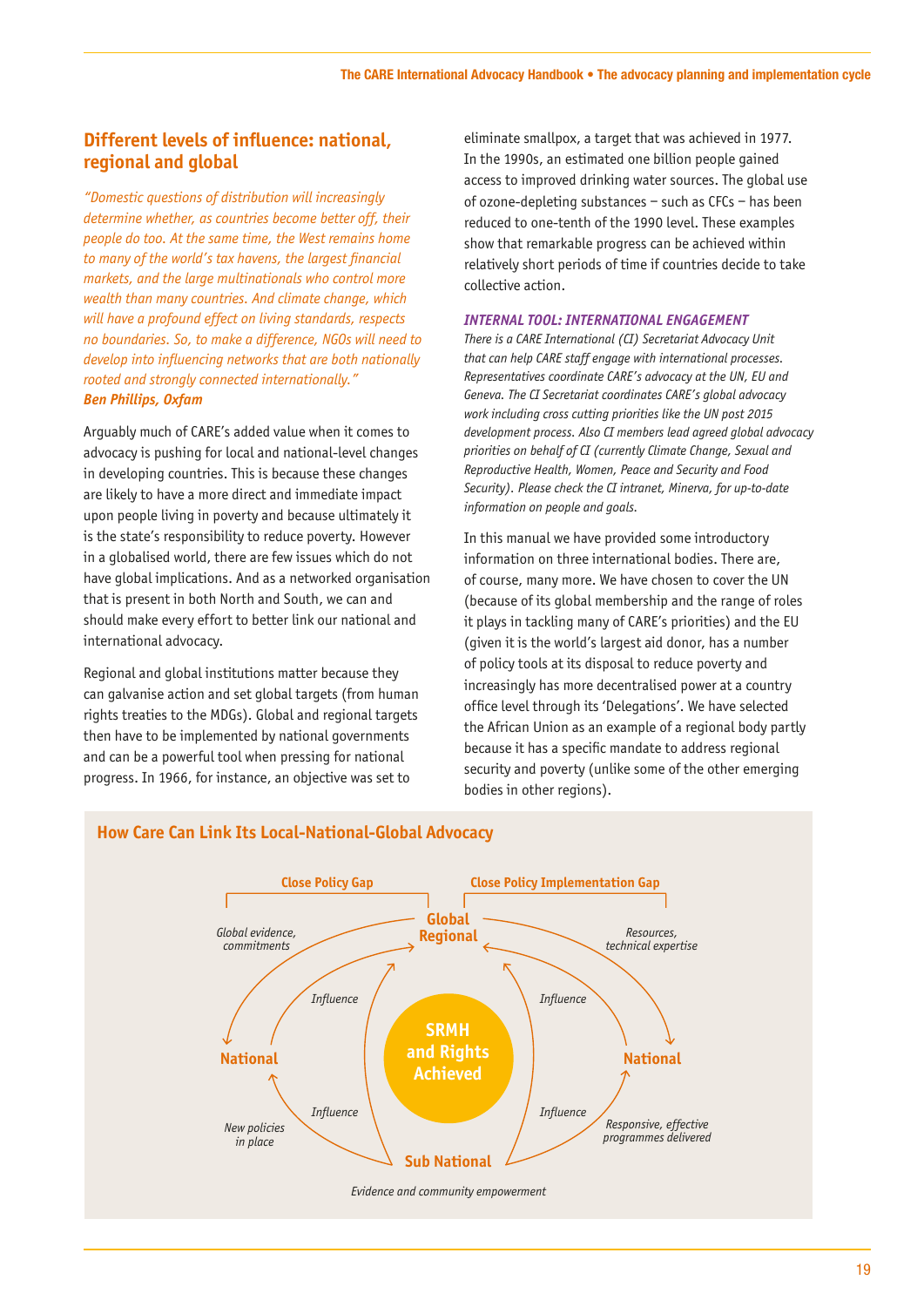## Different levels of influence: national, regional and global

*"Domestic questions of distribution will increasingly determine whether, as countries become better off, their people do too. At the same time, the West remains home to many of the world's tax havens, the largest financial markets, and the large multinationals who control more wealth than many countries. And climate change, which will have a profound effect on living standards, respects no boundaries. So, to make a difference, NGOs will need to develop into influencing networks that are both nationally rooted and strongly connected internationally."*
***Ben Phillips, Oxfam***

Arguably much of CARE's added value when it comes to advocacy is pushing for local and national-level changes in developing countries. This is because these changes are likely to have a more direct and immediate impact upon people living in poverty and because ultimately it is the state's responsibility to reduce poverty. However in a globalised world, there are few issues which do not have global implications. And as a networked organisation that is present in both North and South, we can and should make every effort to better link our national and international advocacy.

Regional and global institutions matter because they can galvanise action and set global targets (from human rights treaties to the MDGs). Global and regional targets then have to be implemented by national governments and can be a powerful tool when pressing for national progress. In 1966, for instance, an objective was set to eliminate smallpox, a target that was achieved in 1977. In the 1990s, an estimated one billion people gained access to improved drinking water sources. The global use of ozone-depleting substances – such as CFCs – has been reduced to one-tenth of the 1990 level. These examples show that remarkable progress can be achieved within relatively short periods of time if countries decide to take collective action.

***INTERNAL TOOL: INTERNATIONAL ENGAGEMENT***

*There is a CARE International (CI) Secretariat Advocacy Unit that can help CARE staff engage with international processes. Representatives coordinate CARE's advocacy at the UN, EU and Geneva. The CI Secretariat coordinates CARE's global advocacy work including cross cutting priorities like the UN post 2015 development process. Also CI members lead agreed global advocacy priorities on behalf of CI (currently Climate Change, Sexual and Reproductive Health, Women, Peace and Security and Food Security). Please check the CI intranet, Minerva, for up-to-date information on people and goals.*

In this manual we have provided some introductory information on three international bodies. There are, of course, many more. We have chosen to cover the UN (because of its global membership and the range of roles it plays in tackling many of CARE's priorities) and the EU (given it is the world's largest aid donor, has a number of policy tools at its disposal to reduce poverty and increasingly has more decentralised power at a country office level through its 'Delegations'. We have selected the African Union as an example of a regional body partly because it has a specific mandate to address regional security and poverty (unlike some of the other emerging bodies in other regions).

### How Care Can Link Its Local-National-Global Advocacy

Close Policy Gap | Close Policy Implementation Gap

Global Regional

National | SRMH and Rights Achieved | National

Sub National

Global evidence, commitments; Resources, technical expertise; Influence; Influence; Influence; Influence; New policies in place; Responsive, effective programmes delivered

Evidence and community empowerment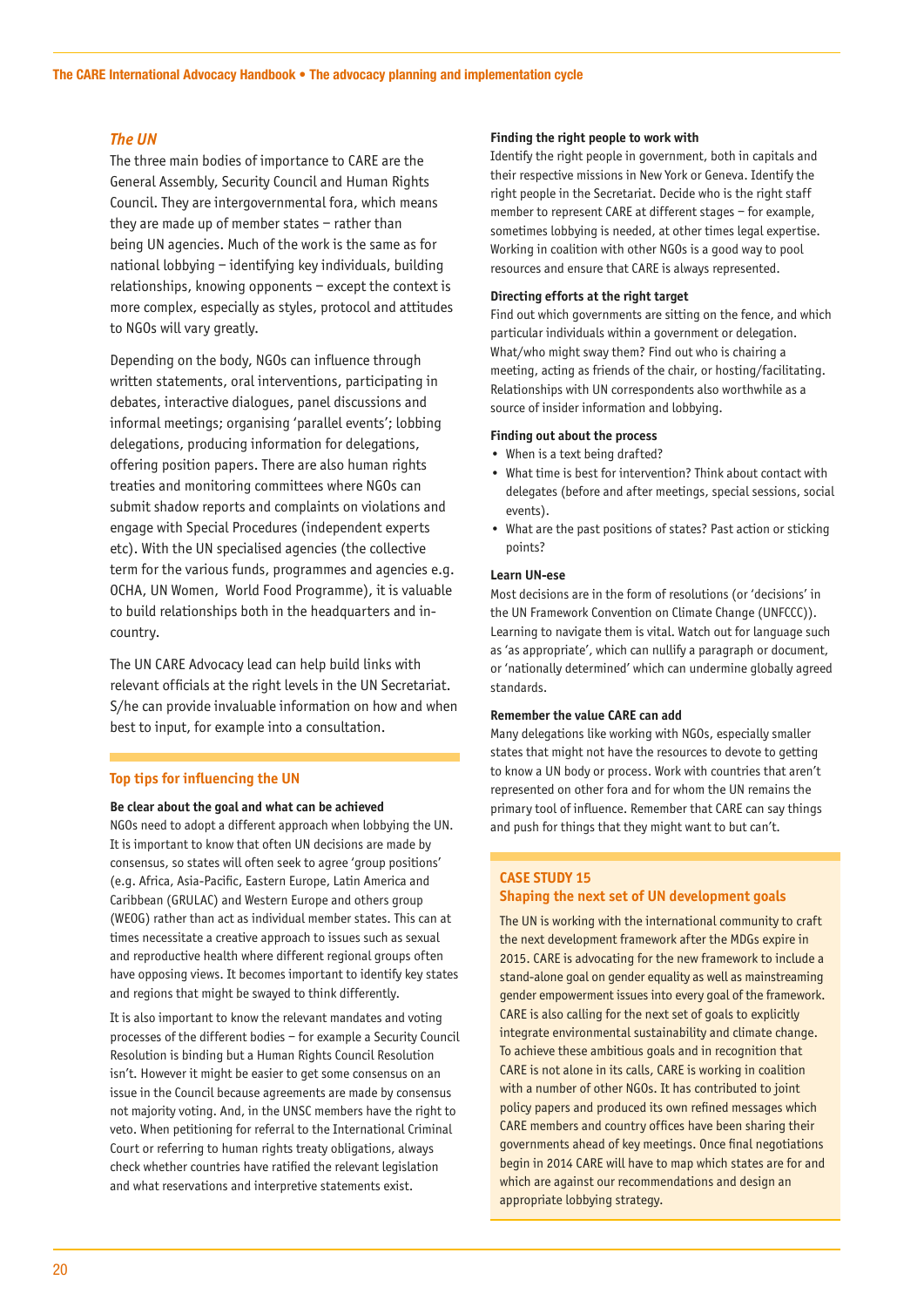### *The UN*

The three main bodies of importance to CARE are the General Assembly, Security Council and Human Rights Council. They are intergovernmental fora, which means they are made up of member states – rather than being UN agencies. Much of the work is the same as for national lobbying – identifying key individuals, building relationships, knowing opponents – except the context is more complex, especially as styles, protocol and attitudes to NGOs will vary greatly.

Depending on the body, NGOs can influence through written statements, oral interventions, participating in debates, interactive dialogues, panel discussions and informal meetings; organising 'parallel events'; lobbing delegations, producing information for delegations, offering position papers. There are also human rights treaties and monitoring committees where NGOs can submit shadow reports and complaints on violations and engage with Special Procedures (independent experts etc). With the UN specialised agencies (the collective term for the various funds, programmes and agencies e.g. OCHA, UN Women, World Food Programme), it is valuable to build relationships both in the headquarters and in-country.

The UN CARE Advocacy lead can help build links with relevant officials at the right levels in the UN Secretariat. S/he can provide invaluable information on how and when best to input, for example into a consultation.

### Top tips for influencing the UN

**Be clear about the goal and what can be achieved**

NGOs need to adopt a different approach when lobbying the UN. It is important to know that often UN decisions are made by consensus, so states will often seek to agree 'group positions' (e.g. Africa, Asia-Pacific, Eastern Europe, Latin America and Caribbean (GRULAC) and Western Europe and others group (WEOG) rather than act as individual member states. This can at times necessitate a creative approach to issues such as sexual and reproductive health where different regional groups often have opposing views. It becomes important to identify key states and regions that might be swayed to think differently.

It is also important to know the relevant mandates and voting processes of the different bodies – for example a Security Council Resolution is binding but a Human Rights Council Resolution isn't. However it might be easier to get some consensus on an issue in the Council because agreements are made by consensus not majority voting. And, in the UNSC members have the right to veto. When petitioning for referral to the International Criminal Court or referring to human rights treaty obligations, always check whether countries have ratified the relevant legislation and what reservations and interpretive statements exist.

**Finding the right people to work with**

Identify the right people in government, both in capitals and their respective missions in New York or Geneva. Identify the right people in the Secretariat. Decide who is the right staff member to represent CARE at different stages – for example, sometimes lobbying is needed, at other times legal expertise. Working in coalition with other NGOs is a good way to pool resources and ensure that CARE is always represented.

**Directing efforts at the right target**

Find out which governments are sitting on the fence, and which particular individuals within a government or delegation. What/who might sway them? Find out who is chairing a meeting, acting as friends of the chair, or hosting/facilitating. Relationships with UN correspondents also worthwhile as a source of insider information and lobbying.

**Finding out about the process**

- When is a text being drafted?
- What time is best for intervention? Think about contact with delegates (before and after meetings, special sessions, social events).
- What are the past positions of states? Past action or sticking points?

**Learn UN-ese**

Most decisions are in the form of resolutions (or 'decisions' in the UN Framework Convention on Climate Change (UNFCCC)). Learning to navigate them is vital. Watch out for language such as 'as appropriate', which can nullify a paragraph or document, or 'nationally determined' which can undermine globally agreed standards.

**Remember the value CARE can add**

Many delegations like working with NGOs, especially smaller states that might not have the resources to devote to getting to know a UN body or process. Work with countries that aren't represented on other fora and for whom the UN remains the primary tool of influence. Remember that CARE can say things and push for things that they might want to but can't.

### CASE STUDY 15
### Shaping the next set of UN development goals

The UN is working with the international community to craft the next development framework after the MDGs expire in 2015. CARE is advocating for the new framework to include a stand-alone goal on gender equality as well as mainstreaming gender empowerment issues into every goal of the framework. CARE is also calling for the next set of goals to explicitly integrate environmental sustainability and climate change. To achieve these ambitious goals and in recognition that CARE is not alone in its calls, CARE is working in coalition with a number of other NGOs. It has contributed to joint policy papers and produced its own refined messages which CARE members and country offices have been sharing their governments ahead of key meetings. Once final negotiations begin in 2014 CARE will have to map which states are for and which are against our recommendations and design an appropriate lobbying strategy.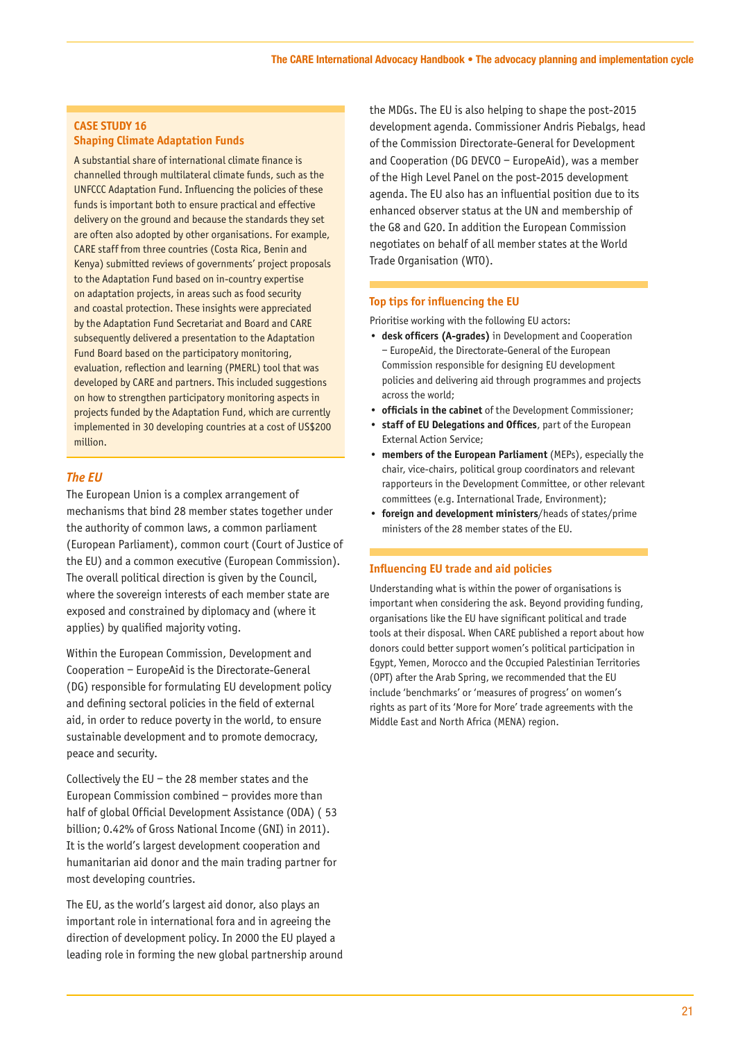**CASE STUDY 16**
**Shaping Climate Adaptation Funds**

A substantial share of international climate finance is channelled through multilateral climate funds, such as the UNFCCC Adaptation Fund. Influencing the policies of these funds is important both to ensure practical and effective delivery on the ground and because the standards they set are often also adopted by other organisations. For example, CARE staff from three countries (Costa Rica, Benin and Kenya) submitted reviews of governments' project proposals to the Adaptation Fund based on in-country expertise on adaptation projects, in areas such as food security and coastal protection. These insights were appreciated by the Adaptation Fund Secretariat and Board and CARE subsequently delivered a presentation to the Adaptation Fund Board based on the participatory monitoring, evaluation, reflection and learning (PMERL) tool that was developed by CARE and partners. This included suggestions on how to strengthen participatory monitoring aspects in projects funded by the Adaptation Fund, which are currently implemented in 30 developing countries at a cost of US$200 million.

### *The EU*

The European Union is a complex arrangement of mechanisms that bind 28 member states together under the authority of common laws, a common parliament (European Parliament), common court (Court of Justice of the EU) and a common executive (European Commission). The overall political direction is given by the Council, where the sovereign interests of each member state are exposed and constrained by diplomacy and (where it applies) by qualified majority voting.

Within the European Commission, Development and Cooperation – EuropeAid is the Directorate-General (DG) responsible for formulating EU development policy and defining sectoral policies in the field of external aid, in order to reduce poverty in the world, to ensure sustainable development and to promote democracy, peace and security.

Collectively the EU – the 28 member states and the European Commission combined – provides more than half of global Official Development Assistance (ODA) ( 53 billion; 0.42% of Gross National Income (GNI) in 2011). It is the world's largest development cooperation and humanitarian aid donor and the main trading partner for most developing countries.

The EU, as the world's largest aid donor, also plays an important role in international fora and in agreeing the direction of development policy. In 2000 the EU played a leading role in forming the new global partnership around the MDGs. The EU is also helping to shape the post-2015 development agenda. Commissioner Andris Piebalgs, head of the Commission Directorate-General for Development and Cooperation (DG DEVCO – EuropeAid), was a member of the High Level Panel on the post-2015 development agenda. The EU also has an influential position due to its enhanced observer status at the UN and membership of the G8 and G20. In addition the European Commission negotiates on behalf of all member states at the World Trade Organisation (WTO).

**Top tips for influencing the EU**

Prioritise working with the following EU actors:

- **desk officers (A-grades)** in Development and Cooperation – EuropeAid, the Directorate-General of the European Commission responsible for designing EU development policies and delivering aid through programmes and projects across the world;
- **officials in the cabinet** of the Development Commissioner;
- **staff of EU Delegations and Offices**, part of the European External Action Service;
- **members of the European Parliament** (MEPs), especially the chair, vice-chairs, political group coordinators and relevant rapporteurs in the Development Committee, or other relevant committees (e.g. International Trade, Environment);
- **foreign and development ministers**/heads of states/prime ministers of the 28 member states of the EU.

**Influencing EU trade and aid policies**

Understanding what is within the power of organisations is important when considering the ask. Beyond providing funding, organisations like the EU have significant political and trade tools at their disposal. When CARE published a report about how donors could better support women's political participation in Egypt, Yemen, Morocco and the Occupied Palestinian Territories (OPT) after the Arab Spring, we recommended that the EU include 'benchmarks' or 'measures of progress' on women's rights as part of its 'More for More' trade agreements with the Middle East and North Africa (MENA) region.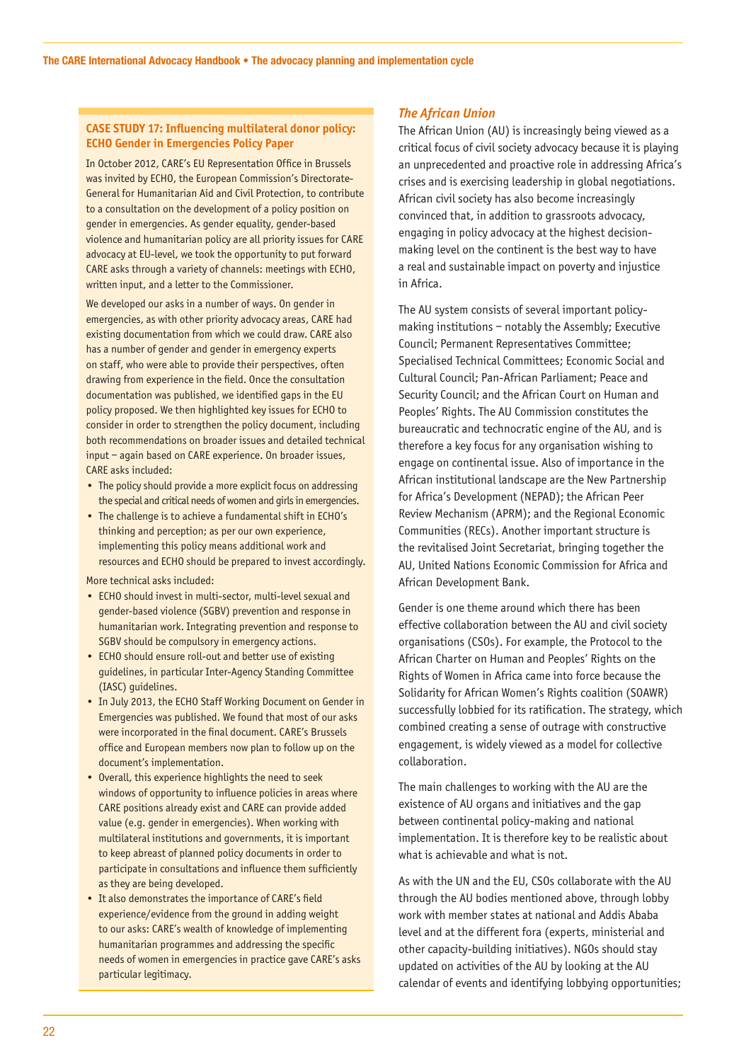### CASE STUDY 17: Influencing multilateral donor policy: ECHO Gender in Emergencies Policy Paper

In October 2012, CARE's EU Representation Office in Brussels was invited by ECHO, the European Commission's Directorate-General for Humanitarian Aid and Civil Protection, to contribute to a consultation on the development of a policy position on gender in emergencies. As gender equality, gender-based violence and humanitarian policy are all priority issues for CARE advocacy at EU-level, we took the opportunity to put forward CARE asks through a variety of channels: meetings with ECHO, written input, and a letter to the Commissioner.

We developed our asks in a number of ways. On gender in emergencies, as with other priority advocacy areas, CARE had existing documentation from which we could draw. CARE also has a number of gender and gender in emergency experts on staff, who were able to provide their perspectives, often drawing from experience in the field. Once the consultation documentation was published, we identified gaps in the EU policy proposed. We then highlighted key issues for ECHO to consider in order to strengthen the policy document, including both recommendations on broader issues and detailed technical input – again based on CARE experience. On broader issues, CARE asks included:

- The policy should provide a more explicit focus on addressing the special and critical needs of women and girls in emergencies.
- The challenge is to achieve a fundamental shift in ECHO's thinking and perception; as per our own experience, implementing this policy means additional work and resources and ECHO should be prepared to invest accordingly.

More technical asks included:

- ECHO should invest in multi-sector, multi-level sexual and gender-based violence (SGBV) prevention and response in humanitarian work. Integrating prevention and response to SGBV should be compulsory in emergency actions.
- ECHO should ensure roll-out and better use of existing guidelines, in particular Inter-Agency Standing Committee (IASC) guidelines.
- In July 2013, the ECHO Staff Working Document on Gender in Emergencies was published. We found that most of our asks were incorporated in the final document. CARE's Brussels office and European members now plan to follow up on the document's implementation.
- Overall, this experience highlights the need to seek windows of opportunity to influence policies in areas where CARE positions already exist and CARE can provide added value (e.g. gender in emergencies). When working with multilateral institutions and governments, it is important to keep abreast of planned policy documents in order to participate in consultations and influence them sufficiently as they are being developed.
- It also demonstrates the importance of CARE's field experience/evidence from the ground in adding weight to our asks: CARE's wealth of knowledge of implementing humanitarian programmes and addressing the specific needs of women in emergencies in practice gave CARE's asks particular legitimacy.

### *The African Union*

The African Union (AU) is increasingly being viewed as a critical focus of civil society advocacy because it is playing an unprecedented and proactive role in addressing Africa's crises and is exercising leadership in global negotiations. African civil society has also become increasingly convinced that, in addition to grassroots advocacy, engaging in policy advocacy at the highest decision-making level on the continent is the best way to have a real and sustainable impact on poverty and injustice in Africa.

The AU system consists of several important policy-making institutions – notably the Assembly; Executive Council; Permanent Representatives Committee; Specialised Technical Committees; Economic Social and Cultural Council; Pan-African Parliament; Peace and Security Council; and the African Court on Human and Peoples' Rights. The AU Commission constitutes the bureaucratic and technocratic engine of the AU, and is therefore a key focus for any organisation wishing to engage on continental issue. Also of importance in the African institutional landscape are the New Partnership for Africa's Development (NEPAD); the African Peer Review Mechanism (APRM); and the Regional Economic Communities (RECs). Another important structure is the revitalised Joint Secretariat, bringing together the AU, United Nations Economic Commission for Africa and African Development Bank.

Gender is one theme around which there has been effective collaboration between the AU and civil society organisations (CSOs). For example, the Protocol to the African Charter on Human and Peoples' Rights on the Rights of Women in Africa came into force because the Solidarity for African Women's Rights coalition (SOAWR) successfully lobbied for its ratification. The strategy, which combined creating a sense of outrage with constructive engagement, is widely viewed as a model for collective collaboration.

The main challenges to working with the AU are the existence of AU organs and initiatives and the gap between continental policy-making and national implementation. It is therefore key to be realistic about what is achievable and what is not.

As with the UN and the EU, CSOs collaborate with the AU through the AU bodies mentioned above, through lobby work with member states at national and Addis Ababa level and at the different fora (experts, ministerial and other capacity-building initiatives). NGOs should stay updated on activities of the AU by looking at the AU calendar of events and identifying lobbying opportunities;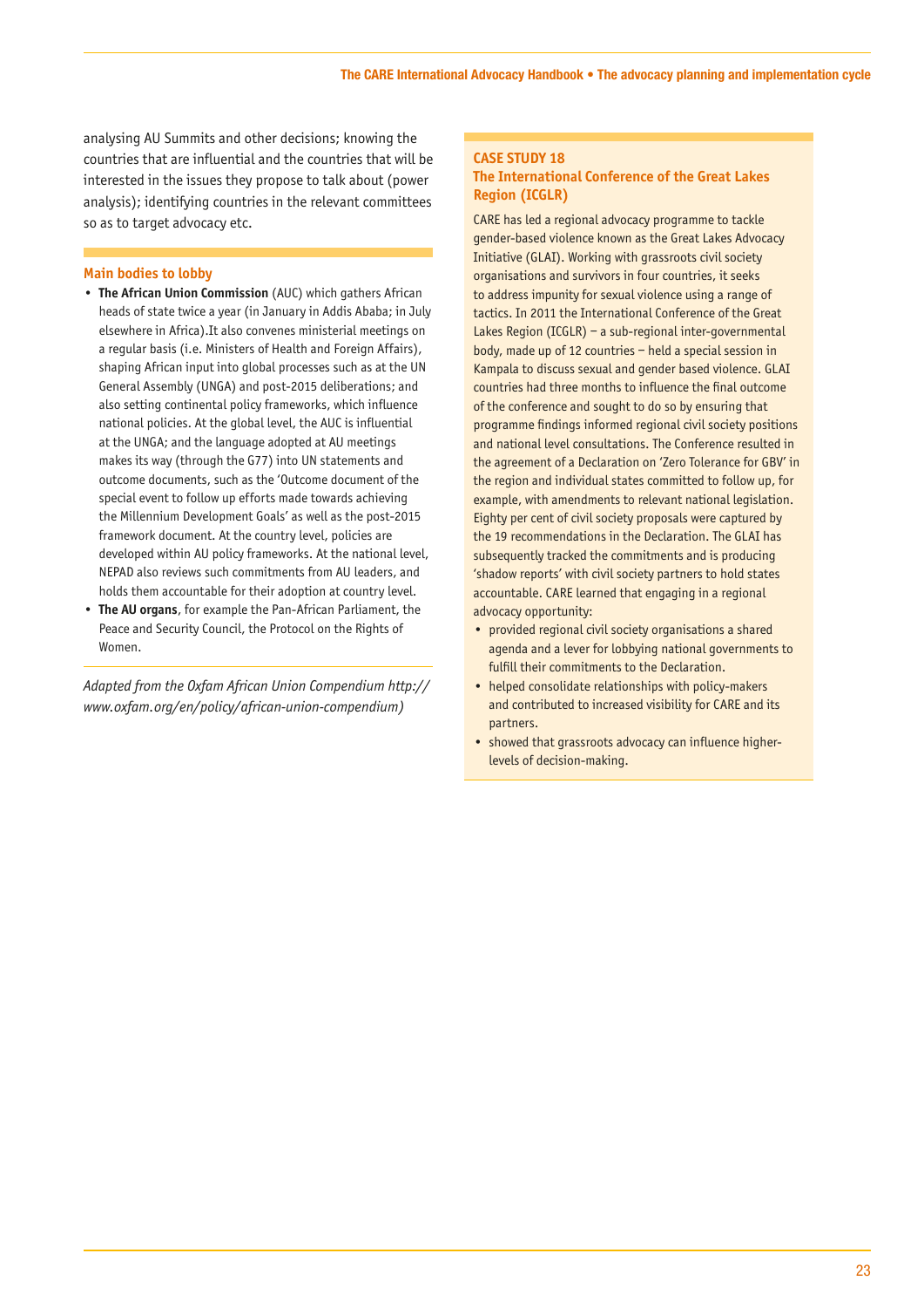analysing AU Summits and other decisions; knowing the countries that are influential and the countries that will be interested in the issues they propose to talk about (power analysis); identifying countries in the relevant committees so as to target advocacy etc.

### Main bodies to lobby

- **The African Union Commission** (AUC) which gathers African heads of state twice a year (in January in Addis Ababa; in July elsewhere in Africa).It also convenes ministerial meetings on a regular basis (i.e. Ministers of Health and Foreign Affairs), shaping African input into global processes such as at the UN General Assembly (UNGA) and post-2015 deliberations; and also setting continental policy frameworks, which influence national policies. At the global level, the AUC is influential at the UNGA; and the language adopted at AU meetings makes its way (through the G77) into UN statements and outcome documents, such as the 'Outcome document of the special event to follow up efforts made towards achieving the Millennium Development Goals' as well as the post-2015 framework document. At the country level, policies are developed within AU policy frameworks. At the national level, NEPAD also reviews such commitments from AU leaders, and holds them accountable for their adoption at country level.
- **The AU organs**, for example the Pan-African Parliament, the Peace and Security Council, the Protocol on the Rights of Women.

*Adapted from the Oxfam African Union Compendium http://www.oxfam.org/en/policy/african-union-compendium)*

### CASE STUDY 18
### The International Conference of the Great Lakes Region (ICGLR)

CARE has led a regional advocacy programme to tackle gender-based violence known as the Great Lakes Advocacy Initiative (GLAI). Working with grassroots civil society organisations and survivors in four countries, it seeks to address impunity for sexual violence using a range of tactics. In 2011 the International Conference of the Great Lakes Region (ICGLR) – a sub-regional inter-governmental body, made up of 12 countries – held a special session in Kampala to discuss sexual and gender based violence. GLAI countries had three months to influence the final outcome of the conference and sought to do so by ensuring that programme findings informed regional civil society positions and national level consultations. The Conference resulted in the agreement of a Declaration on 'Zero Tolerance for GBV' in the region and individual states committed to follow up, for example, with amendments to relevant national legislation. Eighty per cent of civil society proposals were captured by the 19 recommendations in the Declaration. The GLAI has subsequently tracked the commitments and is producing 'shadow reports' with civil society partners to hold states accountable. CARE learned that engaging in a regional advocacy opportunity:

- provided regional civil society organisations a shared agenda and a lever for lobbying national governments to fulfill their commitments to the Declaration.
- helped consolidate relationships with policy-makers and contributed to increased visibility for CARE and its partners.
- showed that grassroots advocacy can influence higher-levels of decision-making.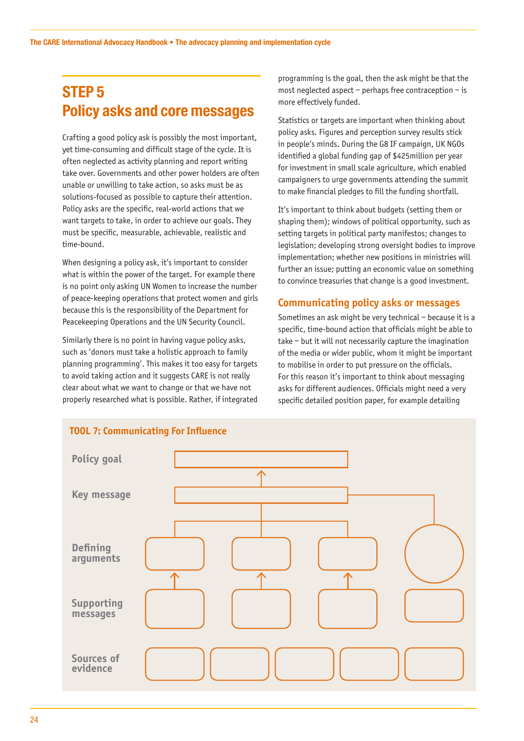# STEP 5
# Policy asks and core messages

Crafting a good policy ask is possibly the most important, yet time-consuming and difficult stage of the cycle. It is often neglected as activity planning and report writing take over. Governments and other power holders are often unable or unwilling to take action, so asks must be as solutions-focused as possible to capture their attention. Policy asks are the specific, real-world actions that we want targets to take, in order to achieve our goals. They must be specific, measurable, achievable, realistic and time-bound.

When designing a policy ask, it's important to consider what is within the power of the target. For example there is no point only asking UN Women to increase the number of peace-keeping operations that protect women and girls because this is the responsibility of the Department for Peacekeeping Operations and the UN Security Council.

Similarly there is no point in having vague policy asks, such as 'donors must take a holistic approach to family planning programming'. This makes it too easy for targets to avoid taking action and it suggests CARE is not really clear about what we want to change or that we have not properly researched what is possible. Rather, if integrated programming is the goal, then the ask might be that the most neglected aspect – perhaps free contraception – is more effectively funded.

Statistics or targets are important when thinking about policy asks. Figures and perception survey results stick in people's minds. During the G8 IF campaign, UK NGOs identified a global funding gap of $425million per year for investment in small scale agriculture, which enabled campaigners to urge governments attending the summit to make financial pledges to fill the funding shortfall.

It's important to think about budgets (setting them or shaping them); windows of political opportunity, such as setting targets in political party manifestos; changes to legislation; developing strong oversight bodies to improve implementation; whether new positions in ministries will further an issue; putting an economic value on something to convince treasuries that change is a good investment.

## Communicating policy asks or messages

Sometimes an ask might be very technical – because it is a specific, time-bound action that officials might be able to take – but it will not necessarily capture the imagination of the media or wider public, whom it might be important to mobilise in order to put pressure on the officials. For this reason it's important to think about messaging asks for different audiences. Officials might need a very specific detailed position paper, for example detailing

### TOOL 7: Communicating For Influence

Policy goal

Key message

Defining arguments

Supporting messages

Sources of evidence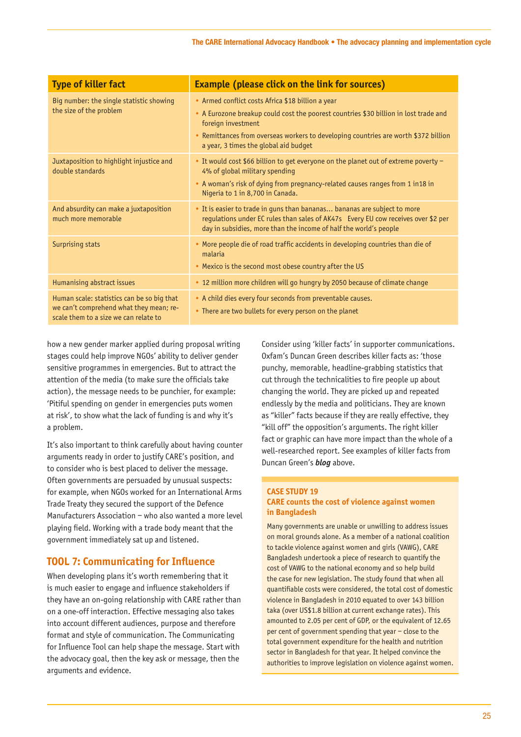| Type of killer fact | Example (please click on the link for sources) |
|---|---|
| Big number: the single statistic showing the size of the problem | • Armed conflict costs Africa $18 billion a year<br>• A Eurozone breakup could cost the poorest countries $30 billion in lost trade and foreign investment<br>• Remittances from overseas workers to developing countries are worth $372 billion a year, 3 times the global aid budget |
| Juxtaposition to highlight injustice and double standards | • It would cost $66 billion to get everyone on the planet out of extreme poverty – 4% of global military spending<br>• A woman's risk of dying from pregnancy-related causes ranges from 1 in18 in Nigeria to 1 in 8,700 in Canada. |
| And absurdity can make a juxtaposition much more memorable | • It is easier to trade in guns than bananas... bananas are subject to more regulations under EC rules than sales of AK47s  Every EU cow receives over $2 per day in subsidies, more than the income of half the world's people |
| Surprising stats | • More people die of road traffic accidents in developing countries than die of malaria<br>• Mexico is the second most obese country after the US |
| Humanising abstract issues | • 12 million more children will go hungry by 2050 because of climate change |
| Human scale: statistics can be so big that we can't comprehend what they mean; re-scale them to a size we can relate to | • A child dies every four seconds from preventable causes.<br>• There are two bullets for every person on the planet |

how a new gender marker applied during proposal writing stages could help improve NGOs' ability to deliver gender sensitive programmes in emergencies. But to attract the attention of the media (to make sure the officials take action), the message needs to be punchier, for example: 'Pitiful spending on gender in emergencies puts women at risk', to show what the lack of funding is and why it's a problem.

It's also important to think carefully about having counter arguments ready in order to justify CARE's position, and to consider who is best placed to deliver the message. Often governments are persuaded by unusual suspects: for example, when NGOs worked for an International Arms Trade Treaty they secured the support of the Defence Manufacturers Association – who also wanted a more level playing field. Working with a trade body meant that the government immediately sat up and listened.

## TOOL 7: Communicating for Influence

When developing plans it's worth remembering that it is much easier to engage and influence stakeholders if they have an on-going relationship with CARE rather than on a one-off interaction. Effective messaging also takes into account different audiences, purpose and therefore format and style of communication. The Communicating for Influence Tool can help shape the message. Start with the advocacy goal, then the key ask or message, then the arguments and evidence.

Consider using 'killer facts' in supporter communications. Oxfam's Duncan Green describes killer facts as: 'those punchy, memorable, headline-grabbing statistics that cut through the technicalities to fire people up about changing the world. They are picked up and repeated endlessly by the media and politicians. They are known as "killer" facts because if they are really effective, they "kill off" the opposition's arguments. The right killer fact or graphic can have more impact than the whole of a well-researched report. See examples of killer facts from Duncan Green's ***blog*** above.

### CASE STUDY 19
### CARE counts the cost of violence against women in Bangladesh

Many governments are unable or unwilling to address issues on moral grounds alone. As a member of a national coalition to tackle violence against women and girls (VAWG), CARE Bangladesh undertook a piece of research to quantify the cost of VAWG to the national economy and so help build the case for new legislation. The study found that when all quantifiable costs were considered, the total cost of domestic violence in Bangladesh in 2010 equated to over 143 billion taka (over US$1.8 billion at current exchange rates). This amounted to 2.05 per cent of GDP, or the equivalent of 12.65 per cent of government spending that year – close to the total government expenditure for the health and nutrition sector in Bangladesh for that year. It helped convince the authorities to improve legislation on violence against women.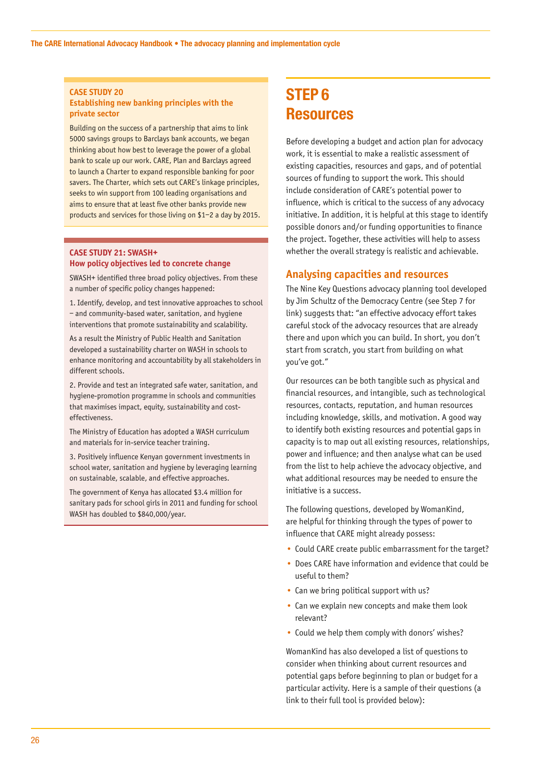**CASE STUDY 20**
**Establishing new banking principles with the private sector**

Building on the success of a partnership that aims to link 5000 savings groups to Barclays bank accounts, we began thinking about how best to leverage the power of a global bank to scale up our work. CARE, Plan and Barclays agreed to launch a Charter to expand responsible banking for poor savers. The Charter, which sets out CARE's linkage principles, seeks to win support from 100 leading organisations and aims to ensure that at least five other banks provide new products and services for those living on $1–2 a day by 2015.

**CASE STUDY 21: SWASH+**
**How policy objectives led to concrete change**

SWASH+ identified three broad policy objectives. From these a number of specific policy changes happened:

1. Identify, develop, and test innovative approaches to school – and community-based water, sanitation, and hygiene interventions that promote sustainability and scalability.

As a result the Ministry of Public Health and Sanitation developed a sustainability charter on WASH in schools to enhance monitoring and accountability by all stakeholders in different schools.

2. Provide and test an integrated safe water, sanitation, and hygiene-promotion programme in schools and communities that maximises impact, equity, sustainability and cost-effectiveness.

The Ministry of Education has adopted a WASH curriculum and materials for in-service teacher training.

3. Positively influence Kenyan government investments in school water, sanitation and hygiene by leveraging learning on sustainable, scalable, and effective approaches.

The government of Kenya has allocated $3.4 million for sanitary pads for school girls in 2011 and funding for school WASH has doubled to $840,000/year.

# STEP 6 Resources

Before developing a budget and action plan for advocacy work, it is essential to make a realistic assessment of existing capacities, resources and gaps, and of potential sources of funding to support the work. This should include consideration of CARE's potential power to influence, which is critical to the success of any advocacy initiative. In addition, it is helpful at this stage to identify possible donors and/or funding opportunities to finance the project. Together, these activities will help to assess whether the overall strategy is realistic and achievable.

## Analysing capacities and resources

The Nine Key Questions advocacy planning tool developed by Jim Schultz of the Democracy Centre (see Step 7 for link) suggests that: "an effective advocacy effort takes careful stock of the advocacy resources that are already there and upon which you can build. In short, you don't start from scratch, you start from building on what you've got."

Our resources can be both tangible such as physical and financial resources, and intangible, such as technological resources, contacts, reputation, and human resources including knowledge, skills, and motivation. A good way to identify both existing resources and potential gaps in capacity is to map out all existing resources, relationships, power and influence; and then analyse what can be used from the list to help achieve the advocacy objective, and what additional resources may be needed to ensure the initiative is a success.

The following questions, developed by WomanKind, are helpful for thinking through the types of power to influence that CARE might already possess:

- Could CARE create public embarrassment for the target?
- Does CARE have information and evidence that could be useful to them?
- Can we bring political support with us?
- Can we explain new concepts and make them look relevant?
- Could we help them comply with donors' wishes?

WomanKind has also developed a list of questions to consider when thinking about current resources and potential gaps before beginning to plan or budget for a particular activity. Here is a sample of their questions (a link to their full tool is provided below):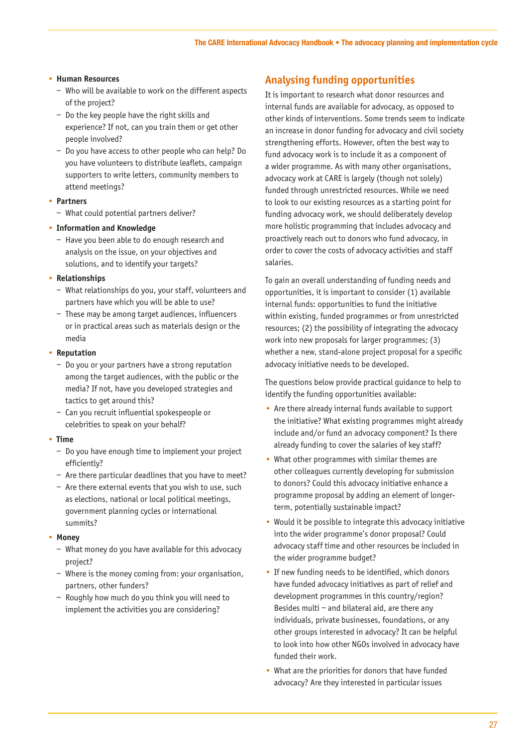- **Human Resources**
  - Who will be available to work on the different aspects of the project?
  - Do the key people have the right skills and experience? If not, can you train them or get other people involved?
  - Do you have access to other people who can help? Do you have volunteers to distribute leaflets, campaign supporters to write letters, community members to attend meetings?
- **Partners**
  - What could potential partners deliver?
- **Information and Knowledge**
  - Have you been able to do enough research and analysis on the issue, on your objectives and solutions, and to identify your targets?
- **Relationships**
  - What relationships do you, your staff, volunteers and partners have which you will be able to use?
  - These may be among target audiences, influencers or in practical areas such as materials design or the media
- **Reputation**
  - Do you or your partners have a strong reputation among the target audiences, with the public or the media? If not, have you developed strategies and tactics to get around this?
  - Can you recruit influential spokespeople or celebrities to speak on your behalf?
- **Time**
  - Do you have enough time to implement your project efficiently?
  - Are there particular deadlines that you have to meet?
  - Are there external events that you wish to use, such as elections, national or local political meetings, government planning cycles or international summits?
- **Money**
  - What money do you have available for this advocacy project?
  - Where is the money coming from: your organisation, partners, other funders?
  - Roughly how much do you think you will need to implement the activities you are considering?

## Analysing funding opportunities

It is important to research what donor resources and internal funds are available for advocacy, as opposed to other kinds of interventions. Some trends seem to indicate an increase in donor funding for advocacy and civil society strengthening efforts. However, often the best way to fund advocacy work is to include it as a component of a wider programme. As with many other organisations, advocacy work at CARE is largely (though not solely) funded through unrestricted resources. While we need to look to our existing resources as a starting point for funding advocacy work, we should deliberately develop more holistic programming that includes advocacy and proactively reach out to donors who fund advocacy, in order to cover the costs of advocacy activities and staff salaries.

To gain an overall understanding of funding needs and opportunities, it is important to consider (1) available internal funds: opportunities to fund the initiative within existing, funded programmes or from unrestricted resources; (2) the possibility of integrating the advocacy work into new proposals for larger programmes; (3) whether a new, stand-alone project proposal for a specific advocacy initiative needs to be developed.

The questions below provide practical guidance to help to identify the funding opportunities available:

- Are there already internal funds available to support the initiative? What existing programmes might already include and/or fund an advocacy component? Is there already funding to cover the salaries of key staff?
- What other programmes with similar themes are other colleagues currently developing for submission to donors? Could this advocacy initiative enhance a programme proposal by adding an element of longer-term, potentially sustainable impact?
- Would it be possible to integrate this advocacy initiative into the wider programme's donor proposal? Could advocacy staff time and other resources be included in the wider programme budget?
- If new funding needs to be identified, which donors have funded advocacy initiatives as part of relief and development programmes in this country/region? Besides multi – and bilateral aid, are there any individuals, private businesses, foundations, or any other groups interested in advocacy? It can be helpful to look into how other NGOs involved in advocacy have funded their work.
- What are the priorities for donors that have funded advocacy? Are they interested in particular issues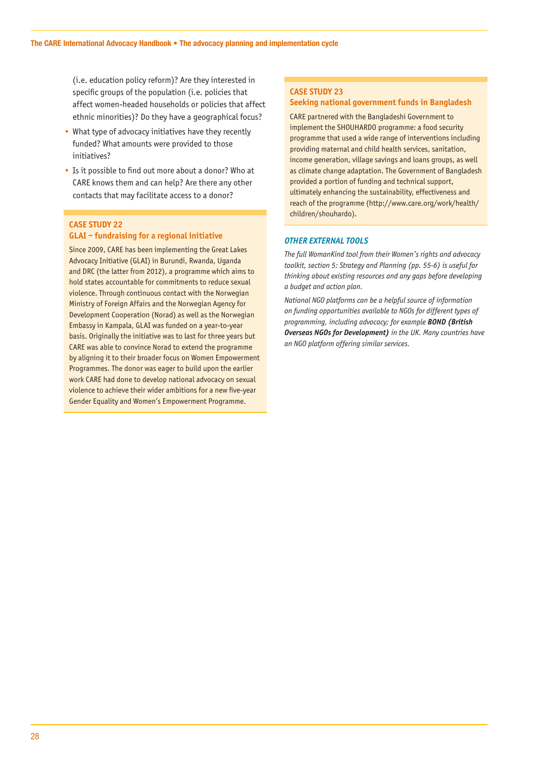(i.e. education policy reform)? Are they interested in specific groups of the population (i.e. policies that affect women-headed households or policies that affect ethnic minorities)? Do they have a geographical focus?

- What type of advocacy initiatives have they recently funded? What amounts were provided to those initiatives?
- Is it possible to find out more about a donor? Who at CARE knows them and can help? Are there any other contacts that may facilitate access to a donor?

### CASE STUDY 22
### GLAI – fundraising for a regional initiative

Since 2009, CARE has been implementing the Great Lakes Advocacy Initiative (GLAI) in Burundi, Rwanda, Uganda and DRC (the latter from 2012), a programme which aims to hold states accountable for commitments to reduce sexual violence. Through continuous contact with the Norwegian Ministry of Foreign Affairs and the Norwegian Agency for Development Cooperation (Norad) as well as the Norwegian Embassy in Kampala, GLAI was funded on a year-to-year basis. Originally the initiative was to last for three years but CARE was able to convince Norad to extend the programme by aligning it to their broader focus on Women Empowerment Programmes. The donor was eager to build upon the earlier work CARE had done to develop national advocacy on sexual violence to achieve their wider ambitions for a new five-year Gender Equality and Women's Empowerment Programme.

### CASE STUDY 23
### Seeking national government funds in Bangladesh

CARE partnered with the Bangladeshi Government to implement the SHOUHARDO programme: a food security programme that used a wide range of interventions including providing maternal and child health services, sanitation, income generation, village savings and loans groups, as well as climate change adaptation. The Government of Bangladesh provided a portion of funding and technical support, ultimately enhancing the sustainability, effectiveness and reach of the programme (http://www.care.org/work/health/children/shouhardo).

### *OTHER EXTERNAL TOOLS*

*The full WomanKind tool from their Women's rights and advocacy toolkit, section 5: Strategy and Planning (pp. 55-6) is useful for thinking about existing resources and any gaps before developing a budget and action plan.*

*National NGO platforms can be a helpful source of information on funding opportunities available to NGOs for different types of programming, including advocacy; for example* ***BOND (British Overseas NGOs for Development)*** *in the UK. Many countries have an NGO platform offering similar services.*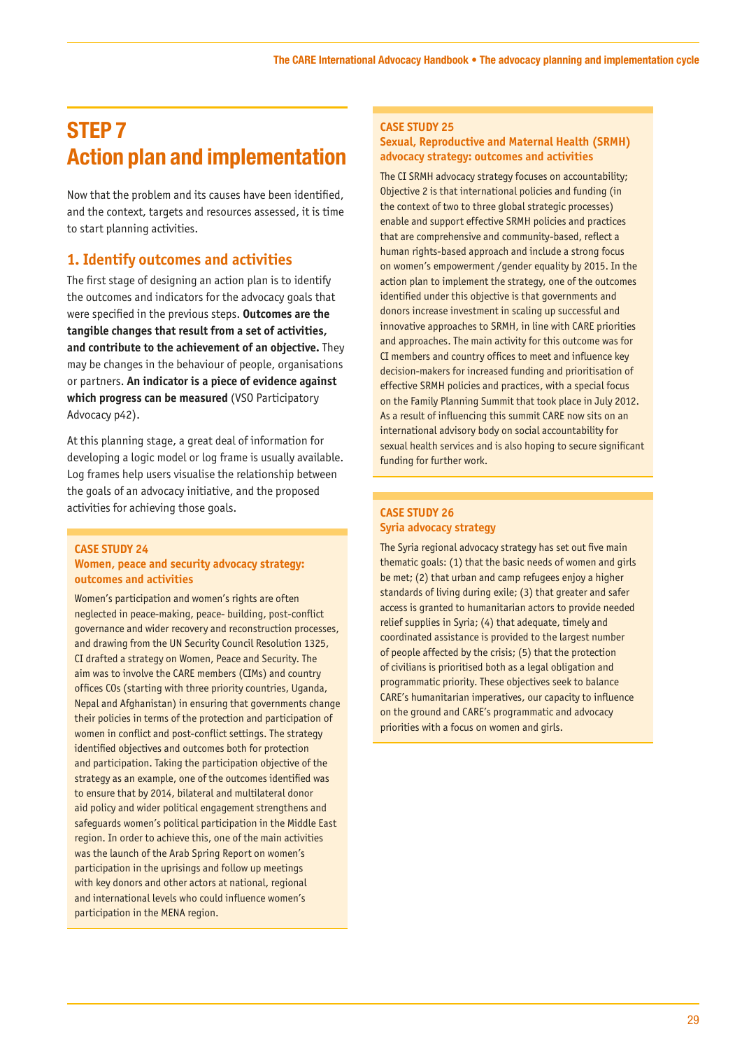# STEP 7
# Action plan and implementation

Now that the problem and its causes have been identified, and the context, targets and resources assessed, it is time to start planning activities.

## 1. Identify outcomes and activities

The first stage of designing an action plan is to identify the outcomes and indicators for the advocacy goals that were specified in the previous steps. **Outcomes are the tangible changes that result from a set of activities, and contribute to the achievement of an objective.** They may be changes in the behaviour of people, organisations or partners. **An indicator is a piece of evidence against which progress can be measured** (VSO Participatory Advocacy p42).

At this planning stage, a great deal of information for developing a logic model or log frame is usually available. Log frames help users visualise the relationship between the goals of an advocacy initiative, and the proposed activities for achieving those goals.

### CASE STUDY 24
### Women, peace and security advocacy strategy: outcomes and activities

Women's participation and women's rights are often neglected in peace-making, peace- building, post-conflict governance and wider recovery and reconstruction processes, and drawing from the UN Security Council Resolution 1325, CI drafted a strategy on Women, Peace and Security. The aim was to involve the CARE members (CIMs) and country offices COs (starting with three priority countries, Uganda, Nepal and Afghanistan) in ensuring that governments change their policies in terms of the protection and participation of women in conflict and post-conflict settings. The strategy identified objectives and outcomes both for protection and participation. Taking the participation objective of the strategy as an example, one of the outcomes identified was to ensure that by 2014, bilateral and multilateral donor aid policy and wider political engagement strengthens and safeguards women's political participation in the Middle East region. In order to achieve this, one of the main activities was the launch of the Arab Spring Report on women's participation in the uprisings and follow up meetings with key donors and other actors at national, regional and international levels who could influence women's participation in the MENA region.

### CASE STUDY 25
### Sexual, Reproductive and Maternal Health (SRMH) advocacy strategy: outcomes and activities

The CI SRMH advocacy strategy focuses on accountability; Objective 2 is that international policies and funding (in the context of two to three global strategic processes) enable and support effective SRMH policies and practices that are comprehensive and community-based, reflect a human rights-based approach and include a strong focus on women's empowerment /gender equality by 2015. In the action plan to implement the strategy, one of the outcomes identified under this objective is that governments and donors increase investment in scaling up successful and innovative approaches to SRMH, in line with CARE priorities and approaches. The main activity for this outcome was for CI members and country offices to meet and influence key decision-makers for increased funding and prioritisation of effective SRMH policies and practices, with a special focus on the Family Planning Summit that took place in July 2012. As a result of influencing this summit CARE now sits on an international advisory body on social accountability for sexual health services and is also hoping to secure significant funding for further work.

### CASE STUDY 26
### Syria advocacy strategy

The Syria regional advocacy strategy has set out five main thematic goals: (1) that the basic needs of women and girls be met; (2) that urban and camp refugees enjoy a higher standards of living during exile; (3) that greater and safer access is granted to humanitarian actors to provide needed relief supplies in Syria; (4) that adequate, timely and coordinated assistance is provided to the largest number of people affected by the crisis; (5) that the protection of civilians is prioritised both as a legal obligation and programmatic priority. These objectives seek to balance CARE's humanitarian imperatives, our capacity to influence on the ground and CARE's programmatic and advocacy priorities with a focus on women and girls.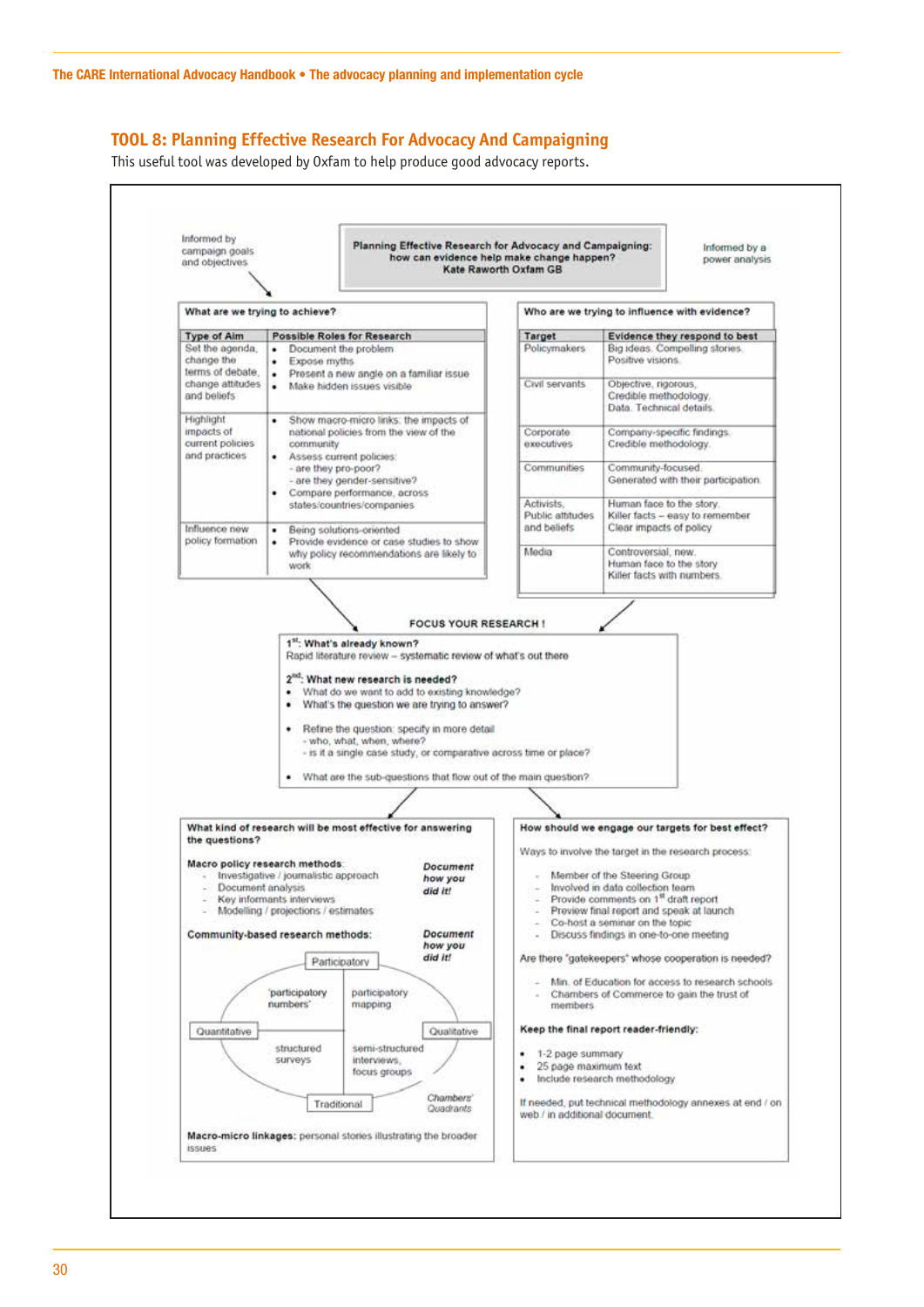## TOOL 8: Planning Effective Research For Advocacy And Campaigning

This useful tool was developed by Oxfam to help produce good advocacy reports.

Informed by campaign goals and objectives

**Planning Effective Research for Advocacy and Campaigning: how can evidence help make change happen?**
**Kate Raworth Oxfam GB**

Informed by a power analysis

**What are we trying to achieve?**

| Type of Aim | Possible Roles for Research |
|---|---|
| Set the agenda, change the terms of debate, change attitudes and beliefs | • Document the problem<br>• Expose myths<br>• Present a new angle on a familiar issue<br>• Make hidden issues visible |
| Highlight impacts of current policies and practices | • Show macro-micro links: the impacts of national policies from the view of the community<br>• Assess current policies:<br>- are they pro-poor?<br>- are they gender-sensitive?<br>• Compare performance, across states/countries/companies |
| Influence new policy formation | • Being solutions-oriented<br>• Provide evidence or case studies to show why policy recommendations are likely to work |

**Who are we trying to influence with evidence?**

| Target | Evidence they respond to best |
|---|---|
| Policymakers | Big ideas. Compelling stories. Positive visions. |
| Civil servants | Objective, rigorous, Credible methodology. Data. Technical details. |
| Corporate executives | Company-specific findings. Credible methodology. |
| Communities | Community-focused. Generated with their participation. |
| Activists, Public attitudes and beliefs | Human face to the story. Killer facts – easy to remember. Clear impacts of policy |
| Media | Controversial, new. Human face to the story. Killer facts with numbers. |

**FOCUS YOUR RESEARCH !**

**1st: What's already known?**
Rapid literature review – systematic review of what's out there

**2nd: What new research is needed?**

- What do we want to add to existing knowledge?
- What's the question we are trying to answer?
- Refine the question: specify in more detail
  - who, what, when, where?
  - is it a single case study, or comparative across time or place?
- What are the sub-questions that flow out of the main question?

**What kind of research will be most effective for answering the questions?**

**Macro policy research methods:** *Document how you did it!*

- Investigative / journalistic approach
- Document analysis
- Key informants interviews
- Modelling / projections / estimates

**Community-based research methods:** *Document how you did it!*

Chambers' Quadrants (axes: Participatory – Traditional; Quantitative – Qualitative):

- Participatory / Quantitative: 'participatory numbers'
- Participatory / Qualitative: participatory mapping
- Traditional / Quantitative: structured surveys
- Traditional / Qualitative: semi-structured interviews, focus groups

**Macro-micro linkages:** personal stories illustrating the broader issues

**How should we engage our targets for best effect?**

Ways to involve the target in the research process:

- Member of the Steering Group
- Involved in data collection team
- Provide comments on 1st draft report
- Preview final report and speak at launch
- Co-host a seminar on the topic
- Discuss findings in one-to-one meeting

Are there "gatekeepers" whose cooperation is needed?

- Min. of Education for access to research schools
- Chambers of Commerce to gain the trust of members

**Keep the final report reader-friendly:**

- 1-2 page summary
- 25 page maximum text
- Include research methodology

If needed, put technical methodology annexes at end / on web / in additional document.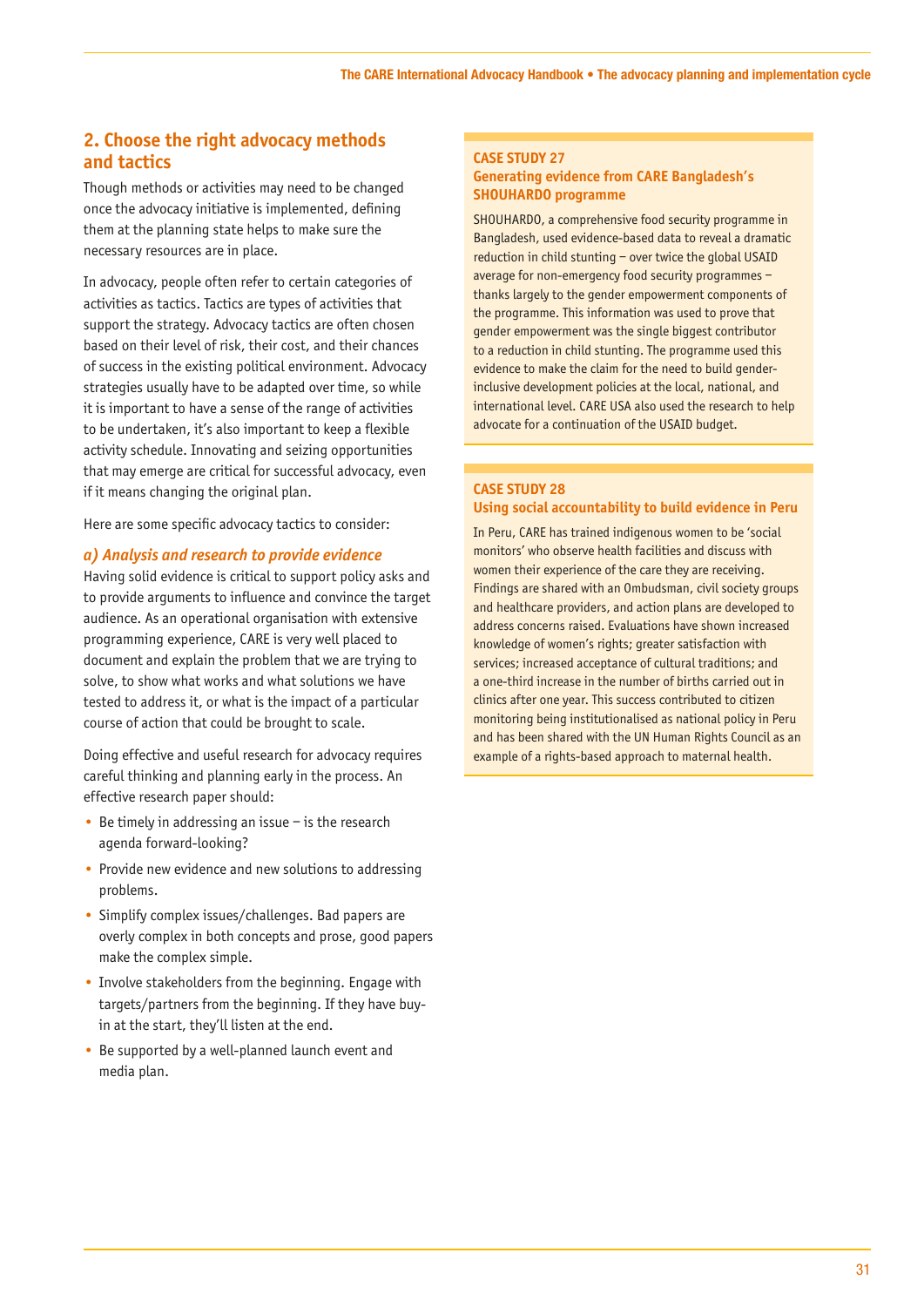## 2. Choose the right advocacy methods and tactics

Though methods or activities may need to be changed once the advocacy initiative is implemented, defining them at the planning state helps to make sure the necessary resources are in place.

In advocacy, people often refer to certain categories of activities as tactics. Tactics are types of activities that support the strategy. Advocacy tactics are often chosen based on their level of risk, their cost, and their chances of success in the existing political environment. Advocacy strategies usually have to be adapted over time, so while it is important to have a sense of the range of activities to be undertaken, it's also important to keep a flexible activity schedule. Innovating and seizing opportunities that may emerge are critical for successful advocacy, even if it means changing the original plan.

Here are some specific advocacy tactics to consider:

### *a) Analysis and research to provide evidence*

Having solid evidence is critical to support policy asks and to provide arguments to influence and convince the target audience. As an operational organisation with extensive programming experience, CARE is very well placed to document and explain the problem that we are trying to solve, to show what works and what solutions we have tested to address it, or what is the impact of a particular course of action that could be brought to scale.

Doing effective and useful research for advocacy requires careful thinking and planning early in the process. An effective research paper should:

- Be timely in addressing an issue – is the research agenda forward-looking?
- Provide new evidence and new solutions to addressing problems.
- Simplify complex issues/challenges. Bad papers are overly complex in both concepts and prose, good papers make the complex simple.
- Involve stakeholders from the beginning. Engage with targets/partners from the beginning. If they have buy-in at the start, they'll listen at the end.
- Be supported by a well-planned launch event and media plan.

**CASE STUDY 27**
**Generating evidence from CARE Bangladesh's SHOUHARDO programme**

SHOUHARDO, a comprehensive food security programme in Bangladesh, used evidence-based data to reveal a dramatic reduction in child stunting – over twice the global USAID average for non-emergency food security programmes – thanks largely to the gender empowerment components of the programme. This information was used to prove that gender empowerment was the single biggest contributor to a reduction in child stunting. The programme used this evidence to make the claim for the need to build gender-inclusive development policies at the local, national, and international level. CARE USA also used the research to help advocate for a continuation of the USAID budget.

**CASE STUDY 28**
**Using social accountability to build evidence in Peru**

In Peru, CARE has trained indigenous women to be 'social monitors' who observe health facilities and discuss with women their experience of the care they are receiving. Findings are shared with an Ombudsman, civil society groups and healthcare providers, and action plans are developed to address concerns raised. Evaluations have shown increased knowledge of women's rights; greater satisfaction with services; increased acceptance of cultural traditions; and a one-third increase in the number of births carried out in clinics after one year. This success contributed to citizen monitoring being institutionalised as national policy in Peru and has been shared with the UN Human Rights Council as an example of a rights-based approach to maternal health.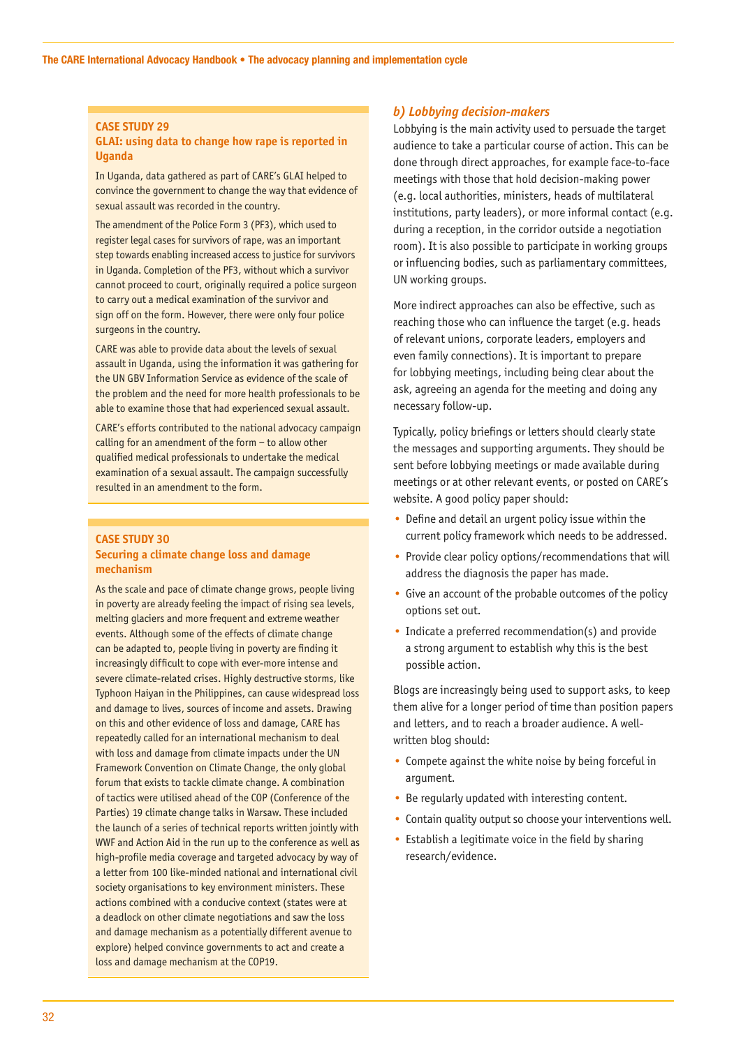### CASE STUDY 29
### GLAI: using data to change how rape is reported in Uganda

In Uganda, data gathered as part of CARE's GLAI helped to convince the government to change the way that evidence of sexual assault was recorded in the country.

The amendment of the Police Form 3 (PF3), which used to register legal cases for survivors of rape, was an important step towards enabling increased access to justice for survivors in Uganda. Completion of the PF3, without which a survivor cannot proceed to court, originally required a police surgeon to carry out a medical examination of the survivor and sign off on the form. However, there were only four police surgeons in the country.

CARE was able to provide data about the levels of sexual assault in Uganda, using the information it was gathering for the UN GBV Information Service as evidence of the scale of the problem and the need for more health professionals to be able to examine those that had experienced sexual assault.

CARE's efforts contributed to the national advocacy campaign calling for an amendment of the form – to allow other qualified medical professionals to undertake the medical examination of a sexual assault. The campaign successfully resulted in an amendment to the form.

### CASE STUDY 30
### Securing a climate change loss and damage mechanism

As the scale and pace of climate change grows, people living in poverty are already feeling the impact of rising sea levels, melting glaciers and more frequent and extreme weather events. Although some of the effects of climate change can be adapted to, people living in poverty are finding it increasingly difficult to cope with ever-more intense and severe climate-related crises. Highly destructive storms, like Typhoon Haiyan in the Philippines, can cause widespread loss and damage to lives, sources of income and assets. Drawing on this and other evidence of loss and damage, CARE has repeatedly called for an international mechanism to deal with loss and damage from climate impacts under the UN Framework Convention on Climate Change, the only global forum that exists to tackle climate change. A combination of tactics were utilised ahead of the COP (Conference of the Parties) 19 climate change talks in Warsaw. These included the launch of a series of technical reports written jointly with WWF and Action Aid in the run up to the conference as well as high-profile media coverage and targeted advocacy by way of a letter from 100 like-minded national and international civil society organisations to key environment ministers. These actions combined with a conducive context (states were at a deadlock on other climate negotiations and saw the loss and damage mechanism as a potentially different avenue to explore) helped convince governments to act and create a loss and damage mechanism at the COP19.

### *b) Lobbying decision-makers*

Lobbying is the main activity used to persuade the target audience to take a particular course of action. This can be done through direct approaches, for example face-to-face meetings with those that hold decision-making power (e.g. local authorities, ministers, heads of multilateral institutions, party leaders), or more informal contact (e.g. during a reception, in the corridor outside a negotiation room). It is also possible to participate in working groups or influencing bodies, such as parliamentary committees, UN working groups.

More indirect approaches can also be effective, such as reaching those who can influence the target (e.g. heads of relevant unions, corporate leaders, employers and even family connections). It is important to prepare for lobbying meetings, including being clear about the ask, agreeing an agenda for the meeting and doing any necessary follow-up.

Typically, policy briefings or letters should clearly state the messages and supporting arguments. They should be sent before lobbying meetings or made available during meetings or at other relevant events, or posted on CARE's website. A good policy paper should:

- Define and detail an urgent policy issue within the current policy framework which needs to be addressed.
- Provide clear policy options/recommendations that will address the diagnosis the paper has made.
- Give an account of the probable outcomes of the policy options set out.
- Indicate a preferred recommendation(s) and provide a strong argument to establish why this is the best possible action.

Blogs are increasingly being used to support asks, to keep them alive for a longer period of time than position papers and letters, and to reach a broader audience. A well-written blog should:

- Compete against the white noise by being forceful in argument.
- Be regularly updated with interesting content.
- Contain quality output so choose your interventions well.
- Establish a legitimate voice in the field by sharing research/evidence.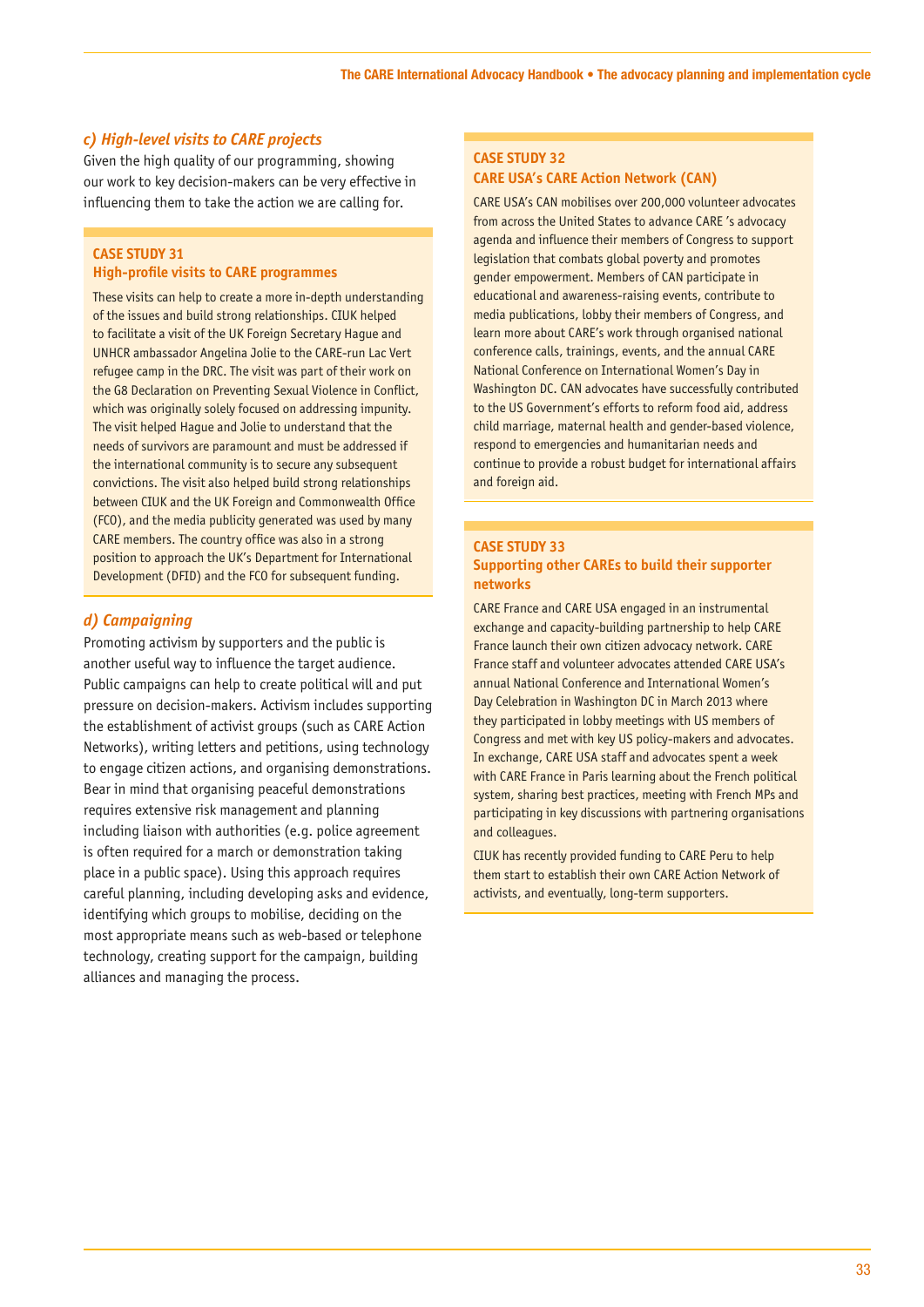### *c) High-level visits to CARE projects*

Given the high quality of our programming, showing our work to key decision-makers can be very effective in influencing them to take the action we are calling for.

> **CASE STUDY 31**
> **High-profile visits to CARE programmes**
>
> These visits can help to create a more in-depth understanding of the issues and build strong relationships. CIUK helped to facilitate a visit of the UK Foreign Secretary Hague and UNHCR ambassador Angelina Jolie to the CARE-run Lac Vert refugee camp in the DRC. The visit was part of their work on the G8 Declaration on Preventing Sexual Violence in Conflict, which was originally solely focused on addressing impunity. The visit helped Hague and Jolie to understand that the needs of survivors are paramount and must be addressed if the international community is to secure any subsequent convictions. The visit also helped build strong relationships between CIUK and the UK Foreign and Commonwealth Office (FCO), and the media publicity generated was used by many CARE members. The country office was also in a strong position to approach the UK's Department for International Development (DFID) and the FCO for subsequent funding.

### *d) Campaigning*

Promoting activism by supporters and the public is another useful way to influence the target audience. Public campaigns can help to create political will and put pressure on decision-makers. Activism includes supporting the establishment of activist groups (such as CARE Action Networks), writing letters and petitions, using technology to engage citizen actions, and organising demonstrations. Bear in mind that organising peaceful demonstrations requires extensive risk management and planning including liaison with authorities (e.g. police agreement is often required for a march or demonstration taking place in a public space). Using this approach requires careful planning, including developing asks and evidence, identifying which groups to mobilise, deciding on the most appropriate means such as web-based or telephone technology, creating support for the campaign, building alliances and managing the process.

> **CASE STUDY 32**
> **CARE USA's CARE Action Network (CAN)**
>
> CARE USA's CAN mobilises over 200,000 volunteer advocates from across the United States to advance CARE 's advocacy agenda and influence their members of Congress to support legislation that combats global poverty and promotes gender empowerment. Members of CAN participate in educational and awareness-raising events, contribute to media publications, lobby their members of Congress, and learn more about CARE's work through organised national conference calls, trainings, events, and the annual CARE National Conference on International Women's Day in Washington DC. CAN advocates have successfully contributed to the US Government's efforts to reform food aid, address child marriage, maternal health and gender-based violence, respond to emergencies and humanitarian needs and continue to provide a robust budget for international affairs and foreign aid.

> **CASE STUDY 33**
> **Supporting other CAREs to build their supporter networks**
>
> CARE France and CARE USA engaged in an instrumental exchange and capacity-building partnership to help CARE France launch their own citizen advocacy network. CARE France staff and volunteer advocates attended CARE USA's annual National Conference and International Women's Day Celebration in Washington DC in March 2013 where they participated in lobby meetings with US members of Congress and met with key US policy-makers and advocates. In exchange, CARE USA staff and advocates spent a week with CARE France in Paris learning about the French political system, sharing best practices, meeting with French MPs and participating in key discussions with partnering organisations and colleagues.
>
> CIUK has recently provided funding to CARE Peru to help them start to establish their own CARE Action Network of activists, and eventually, long-term supporters.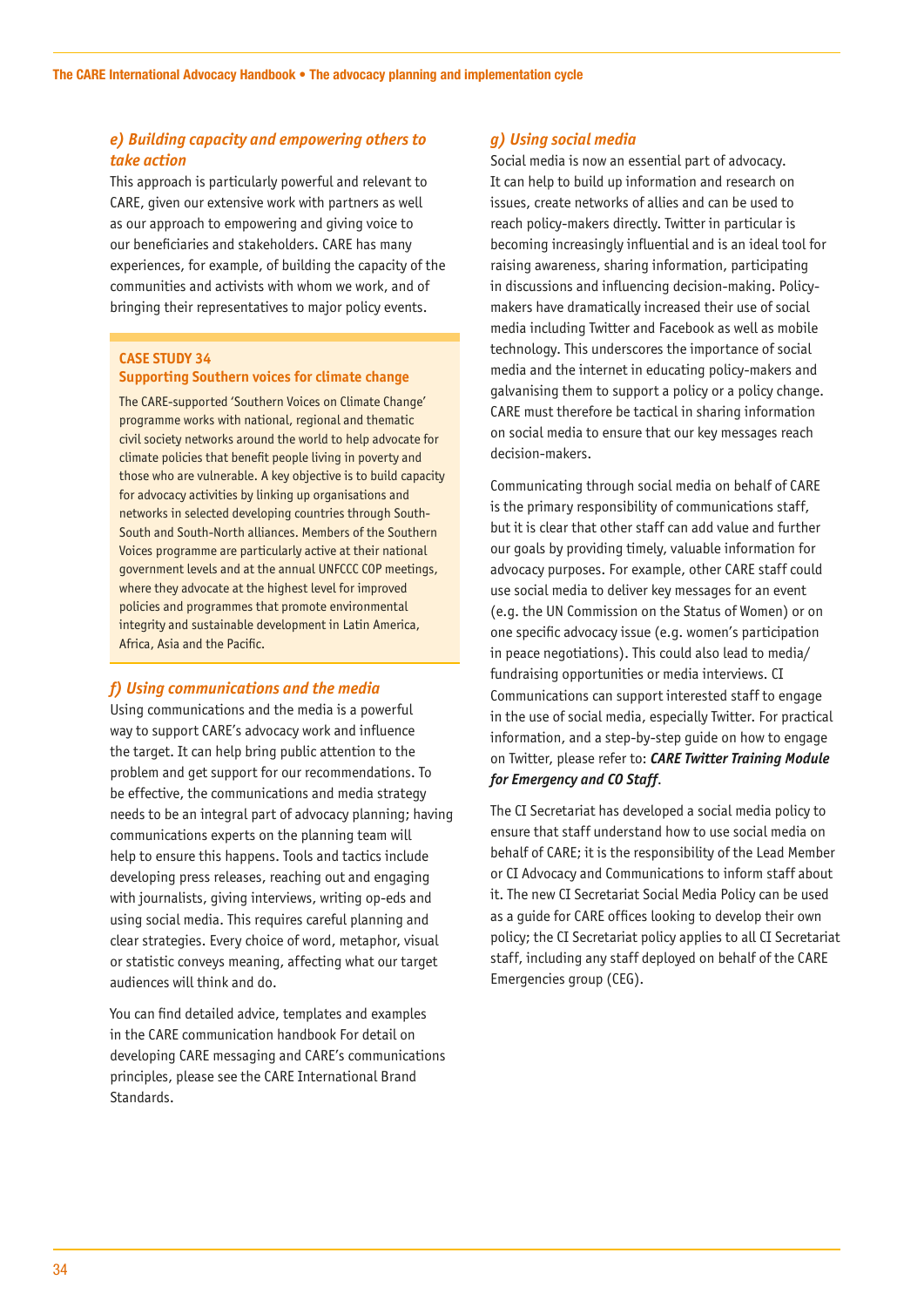### *e) Building capacity and empowering others to take action*

This approach is particularly powerful and relevant to CARE, given our extensive work with partners as well as our approach to empowering and giving voice to our beneficiaries and stakeholders. CARE has many experiences, for example, of building the capacity of the communities and activists with whom we work, and of bringing their representatives to major policy events.

**CASE STUDY 34**
**Supporting Southern voices for climate change**

The CARE-supported 'Southern Voices on Climate Change' programme works with national, regional and thematic civil society networks around the world to help advocate for climate policies that benefit people living in poverty and those who are vulnerable. A key objective is to build capacity for advocacy activities by linking up organisations and networks in selected developing countries through South-South and South-North alliances. Members of the Southern Voices programme are particularly active at their national government levels and at the annual UNFCCC COP meetings, where they advocate at the highest level for improved policies and programmes that promote environmental integrity and sustainable development in Latin America, Africa, Asia and the Pacific.

### *f) Using communications and the media*

Using communications and the media is a powerful way to support CARE's advocacy work and influence the target. It can help bring public attention to the problem and get support for our recommendations. To be effective, the communications and media strategy needs to be an integral part of advocacy planning; having communications experts on the planning team will help to ensure this happens. Tools and tactics include developing press releases, reaching out and engaging with journalists, giving interviews, writing op-eds and using social media. This requires careful planning and clear strategies. Every choice of word, metaphor, visual or statistic conveys meaning, affecting what our target audiences will think and do.

You can find detailed advice, templates and examples in the CARE communication handbook For detail on developing CARE messaging and CARE's communications principles, please see the CARE International Brand Standards.

### *g) Using social media*

Social media is now an essential part of advocacy. It can help to build up information and research on issues, create networks of allies and can be used to reach policy-makers directly. Twitter in particular is becoming increasingly influential and is an ideal tool for raising awareness, sharing information, participating in discussions and influencing decision-making. Policy-makers have dramatically increased their use of social media including Twitter and Facebook as well as mobile technology. This underscores the importance of social media and the internet in educating policy-makers and galvanising them to support a policy or a policy change. CARE must therefore be tactical in sharing information on social media to ensure that our key messages reach decision-makers.

Communicating through social media on behalf of CARE is the primary responsibility of communications staff, but it is clear that other staff can add value and further our goals by providing timely, valuable information for advocacy purposes. For example, other CARE staff could use social media to deliver key messages for an event (e.g. the UN Commission on the Status of Women) or on one specific advocacy issue (e.g. women's participation in peace negotiations). This could also lead to media/ fundraising opportunities or media interviews. CI Communications can support interested staff to engage in the use of social media, especially Twitter. For practical information, and a step-by-step guide on how to engage on Twitter, please refer to: ***CARE Twitter Training Module for Emergency and CO Staff***.

The CI Secretariat has developed a social media policy to ensure that staff understand how to use social media on behalf of CARE; it is the responsibility of the Lead Member or CI Advocacy and Communications to inform staff about it. The new CI Secretariat Social Media Policy can be used as a guide for CARE offices looking to develop their own policy; the CI Secretariat policy applies to all CI Secretariat staff, including any staff deployed on behalf of the CARE Emergencies group (CEG).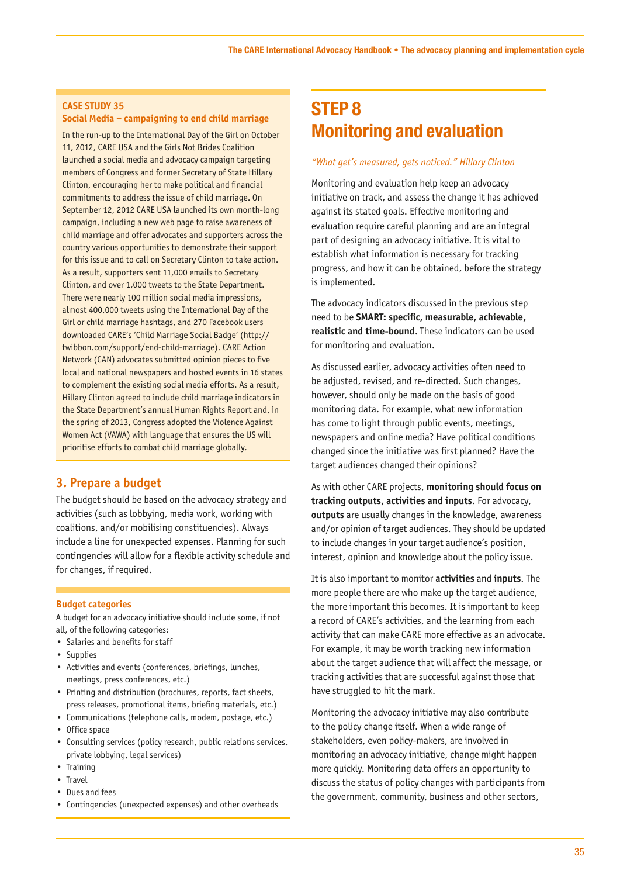**CASE STUDY 35**
**Social Media – campaigning to end child marriage**

In the run-up to the International Day of the Girl on October 11, 2012, CARE USA and the Girls Not Brides Coalition launched a social media and advocacy campaign targeting members of Congress and former Secretary of State Hillary Clinton, encouraging her to make political and financial commitments to address the issue of child marriage. On September 12, 2012 CARE USA launched its own month-long campaign, including a new web page to raise awareness of child marriage and offer advocates and supporters across the country various opportunities to demonstrate their support for this issue and to call on Secretary Clinton to take action. As a result, supporters sent 11,000 emails to Secretary Clinton, and over 1,000 tweets to the State Department. There were nearly 100 million social media impressions, almost 400,000 tweets using the International Day of the Girl or child marriage hashtags, and 270 Facebook users downloaded CARE's 'Child Marriage Social Badge' (http://twibbon.com/support/end-child-marriage). CARE Action Network (CAN) advocates submitted opinion pieces to five local and national newspapers and hosted events in 16 states to complement the existing social media efforts. As a result, Hillary Clinton agreed to include child marriage indicators in the State Department's annual Human Rights Report and, in the spring of 2013, Congress adopted the Violence Against Women Act (VAWA) with language that ensures the US will prioritise efforts to combat child marriage globally.

## 3. Prepare a budget

The budget should be based on the advocacy strategy and activities (such as lobbying, media work, working with coalitions, and/or mobilising constituencies). Always include a line for unexpected expenses. Planning for such contingencies will allow for a flexible activity schedule and for changes, if required.

**Budget categories**

A budget for an advocacy initiative should include some, if not all, of the following categories:

- Salaries and benefits for staff
- Supplies
- Activities and events (conferences, briefings, lunches, meetings, press conferences, etc.)
- Printing and distribution (brochures, reports, fact sheets, press releases, promotional items, briefing materials, etc.)
- Communications (telephone calls, modem, postage, etc.)
- Office space
- Consulting services (policy research, public relations services, private lobbying, legal services)
- Training
- Travel
- Dues and fees
- Contingencies (unexpected expenses) and other overheads

# STEP 8 Monitoring and evaluation

*"What get's measured, gets noticed." Hillary Clinton*

Monitoring and evaluation help keep an advocacy initiative on track, and assess the change it has achieved against its stated goals. Effective monitoring and evaluation require careful planning and are an integral part of designing an advocacy initiative. It is vital to establish what information is necessary for tracking progress, and how it can be obtained, before the strategy is implemented.

The advocacy indicators discussed in the previous step need to be **SMART: specific, measurable, achievable, realistic and time-bound**. These indicators can be used for monitoring and evaluation.

As discussed earlier, advocacy activities often need to be adjusted, revised, and re-directed. Such changes, however, should only be made on the basis of good monitoring data. For example, what new information has come to light through public events, meetings, newspapers and online media? Have political conditions changed since the initiative was first planned? Have the target audiences changed their opinions?

As with other CARE projects, **monitoring should focus on tracking outputs, activities and inputs**. For advocacy, **outputs** are usually changes in the knowledge, awareness and/or opinion of target audiences. They should be updated to include changes in your target audience's position, interest, opinion and knowledge about the policy issue.

It is also important to monitor **activities** and **inputs**. The more people there are who make up the target audience, the more important this becomes. It is important to keep a record of CARE's activities, and the learning from each activity that can make CARE more effective as an advocate. For example, it may be worth tracking new information about the target audience that will affect the message, or tracking activities that are successful against those that have struggled to hit the mark.

Monitoring the advocacy initiative may also contribute to the policy change itself. When a wide range of stakeholders, even policy-makers, are involved in monitoring an advocacy initiative, change might happen more quickly. Monitoring data offers an opportunity to discuss the status of policy changes with participants from the government, community, business and other sectors,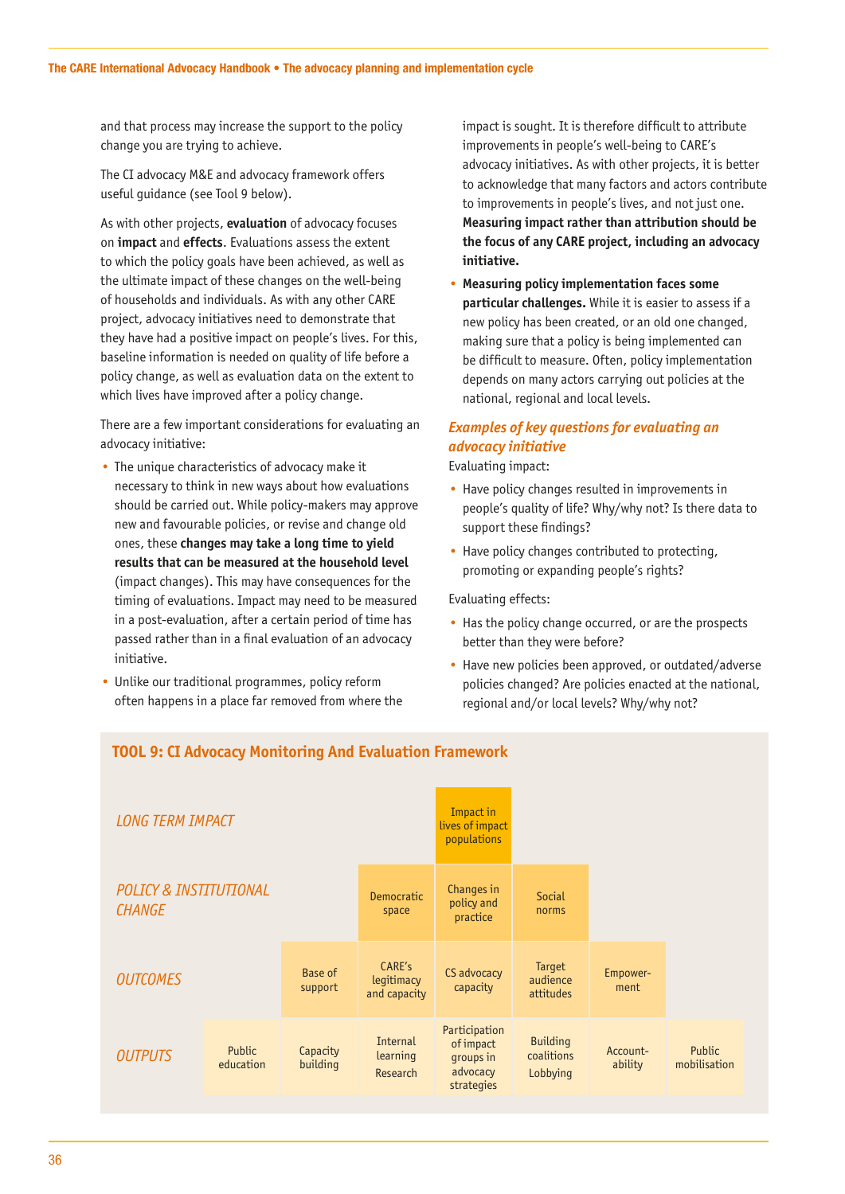and that process may increase the support to the policy change you are trying to achieve.

The CI advocacy M&E and advocacy framework offers useful guidance (see Tool 9 below).

As with other projects, **evaluation** of advocacy focuses on **impact** and **effects**. Evaluations assess the extent to which the policy goals have been achieved, as well as the ultimate impact of these changes on the well-being of households and individuals. As with any other CARE project, advocacy initiatives need to demonstrate that they have had a positive impact on people's lives. For this, baseline information is needed on quality of life before a policy change, as well as evaluation data on the extent to which lives have improved after a policy change.

There are a few important considerations for evaluating an advocacy initiative:

- The unique characteristics of advocacy make it necessary to think in new ways about how evaluations should be carried out. While policy-makers may approve new and favourable policies, or revise and change old ones, these **changes may take a long time to yield results that can be measured at the household level** (impact changes). This may have consequences for the timing of evaluations. Impact may need to be measured in a post-evaluation, after a certain period of time has passed rather than in a final evaluation of an advocacy initiative.
- Unlike our traditional programmes, policy reform often happens in a place far removed from where the impact is sought. It is therefore difficult to attribute improvements in people's well-being to CARE's advocacy initiatives. As with other projects, it is better to acknowledge that many factors and actors contribute to improvements in people's lives, and not just one. **Measuring impact rather than attribution should be the focus of any CARE project, including an advocacy initiative.**
- **Measuring policy implementation faces some particular challenges.** While it is easier to assess if a new policy has been created, or an old one changed, making sure that a policy is being implemented can be difficult to measure. Often, policy implementation depends on many actors carrying out policies at the national, regional and local levels.

### *Examples of key questions for evaluating an advocacy initiative*

Evaluating impact:

- Have policy changes resulted in improvements in people's quality of life? Why/why not? Is there data to support these findings?
- Have policy changes contributed to protecting, promoting or expanding people's rights?

Evaluating effects:

- Has the policy change occurred, or are the prospects better than they were before?
- Have new policies been approved, or outdated/adverse policies changed? Are policies enacted at the national, regional and/or local levels? Why/why not?

## TOOL 9: CI Advocacy Monitoring And Evaluation Framework

| | | | | | | | |
|---|---|---|---|---|---|---|---|
| *LONG TERM IMPACT* | | | | Impact in lives of impact populations | | | |
| *POLICY & INSTITUTIONAL CHANGE* | | | Democratic space | Changes in policy and practice | Social norms | | |
| *OUTCOMES* | | Base of support | CARE's legitimacy and capacity | CS advocacy capacity | Target audience attitudes | Empower-ment | |
| *OUTPUTS* | Public education | Capacity building | Internal learning Research | Participation of impact groups in advocacy strategies | Building coalitions Lobbying | Account-ability | Public mobilisation |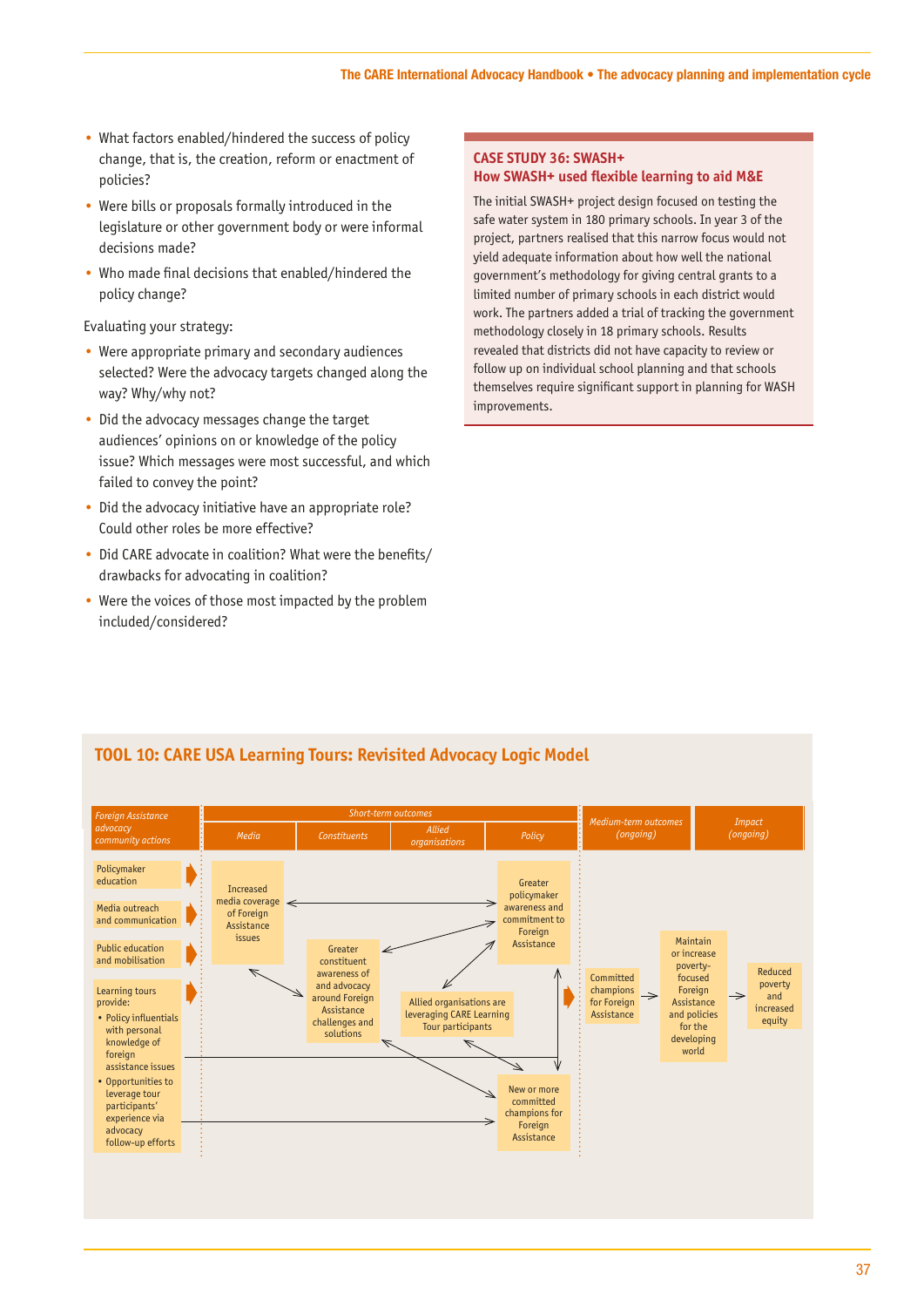- What factors enabled/hindered the success of policy change, that is, the creation, reform or enactment of policies?
- Were bills or proposals formally introduced in the legislature or other government body or were informal decisions made?
- Who made final decisions that enabled/hindered the policy change?

Evaluating your strategy:

- Were appropriate primary and secondary audiences selected? Were the advocacy targets changed along the way? Why/why not?
- Did the advocacy messages change the target audiences' opinions on or knowledge of the policy issue? Which messages were most successful, and which failed to convey the point?
- Did the advocacy initiative have an appropriate role? Could other roles be more effective?
- Did CARE advocate in coalition? What were the benefits/drawbacks for advocating in coalition?
- Were the voices of those most impacted by the problem included/considered?

### CASE STUDY 36: SWASH+
### How SWASH+ used flexible learning to aid M&E

The initial SWASH+ project design focused on testing the safe water system in 180 primary schools. In year 3 of the project, partners realised that this narrow focus would not yield adequate information about how well the national government's methodology for giving central grants to a limited number of primary schools in each district would work. The partners added a trial of tracking the government methodology closely in 18 primary schools. Results revealed that districts did not have capacity to review or follow up on individual school planning and that schools themselves require significant support in planning for WASH improvements.

## TOOL 10: CARE USA Learning Tours: Revisited Advocacy Logic Model

| *Foreign Assistance advocacy community actions* | *Short-term outcomes* | | | | *Medium-term outcomes (ongoing)* | *Impact (ongoing)* |
|---|---|---|---|---|---|---|
| | *Media* | *Constituents* | *Allied organisations* | *Policy* | | |
| Policymaker education | Increased media coverage of Foreign Assistance issues | Greater constituent awareness of and advocacy around Foreign Assistance challenges and solutions | Allied organisations are leveraging CARE Learning Tour participants | Greater policymaker awareness and commitment to Foreign Assistance | Committed champions for Foreign Assistance → Maintain or increase poverty-focused Foreign Assistance and policies for the developing world | Reduced poverty and increased equity |
| Media outreach and communication | | | | New or more committed champions for Foreign Assistance | | |
| Public education and mobilisation | | | | | | |
| Learning tours provide:<br>• Policy influentials with personal knowledge of foreign assistance issues<br>• Opportunities to leverage tour participants' experience via advocacy follow-up efforts | | | | | | |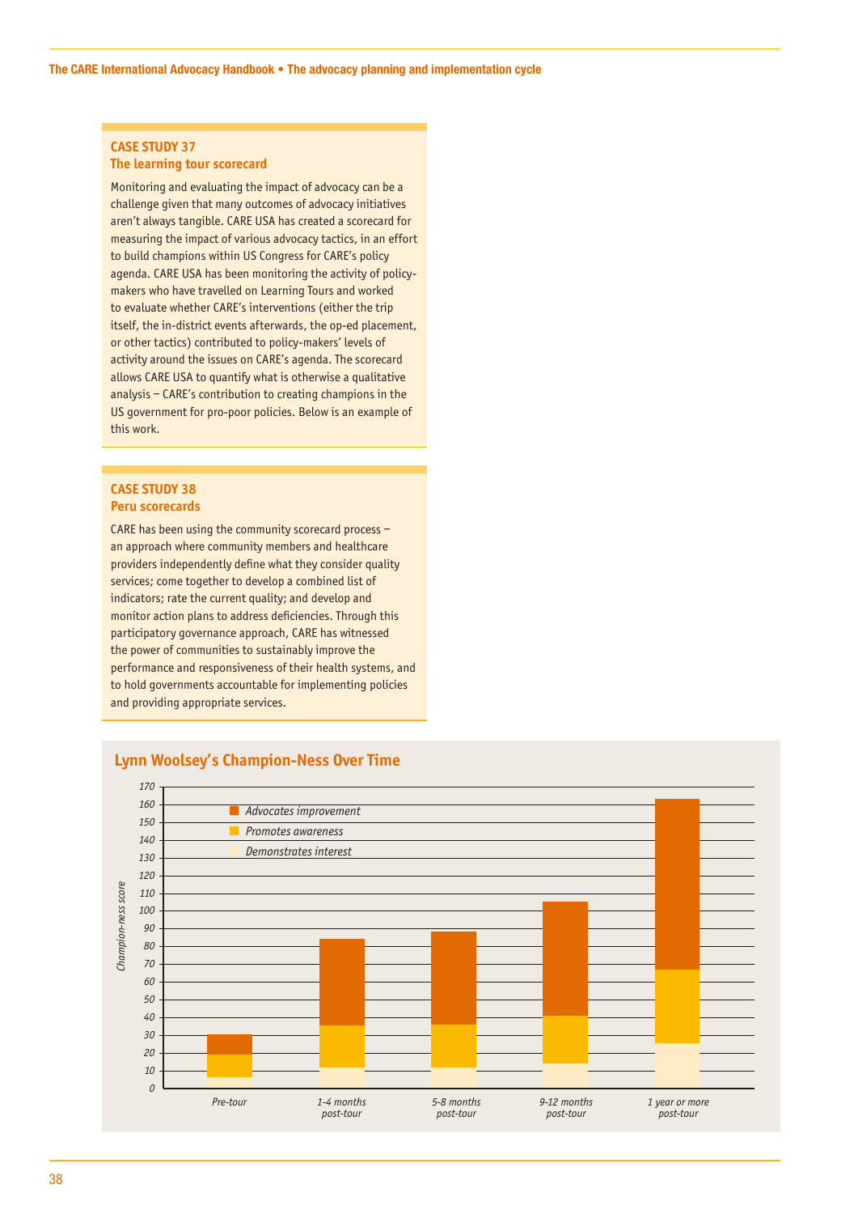### CASE STUDY 37
### The learning tour scorecard

Monitoring and evaluating the impact of advocacy can be a challenge given that many outcomes of advocacy initiatives aren't always tangible. CARE USA has created a scorecard for measuring the impact of various advocacy tactics, in an effort to build champions within US Congress for CARE's policy agenda. CARE USA has been monitoring the activity of policy-makers who have travelled on Learning Tours and worked to evaluate whether CARE's interventions (either the trip itself, the in-district events afterwards, the op-ed placement, or other tactics) contributed to policy-makers' levels of activity around the issues on CARE's agenda. The scorecard allows CARE USA to quantify what is otherwise a qualitative analysis – CARE's contribution to creating champions in the US government for pro-poor policies. Below is an example of this work.

### CASE STUDY 38
### Peru scorecards

CARE has been using the community scorecard process – an approach where community members and healthcare providers independently define what they consider quality services; come together to develop a combined list of indicators; rate the current quality; and develop and monitor action plans to address deficiencies. Through this participatory governance approach, CARE has witnessed the power of communities to sustainably improve the performance and responsiveness of their health systems, and to hold governments accountable for implementing policies and providing appropriate services.

**Lynn Woolsey's Champion-Ness Over Time**

*Champion-ness score* (0–170) by period: Pre-tour; 1-4 months post-tour; 5-8 months post-tour; 9-12 months post-tour; 1 year or more post-tour

Legend: *Advocates improvement*; *Promotes awareness*; *Demonstrates interest*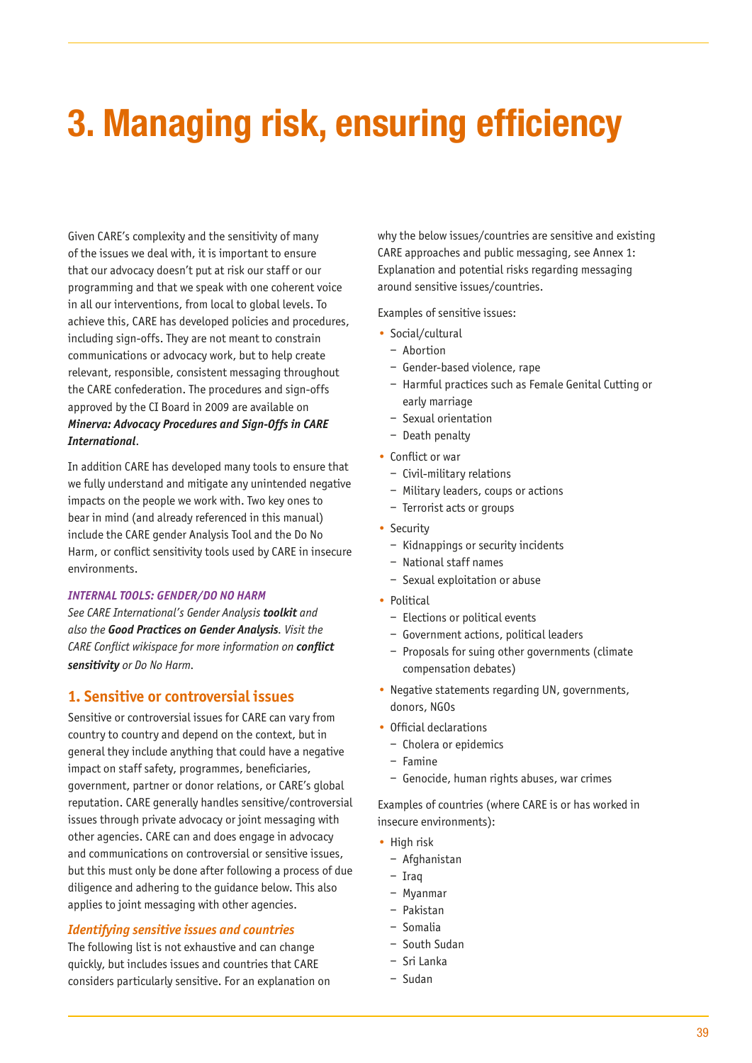# 3. Managing risk, ensuring efficiency

Given CARE's complexity and the sensitivity of many of the issues we deal with, it is important to ensure that our advocacy doesn't put at risk our staff or our programming and that we speak with one coherent voice in all our interventions, from local to global levels. To achieve this, CARE has developed policies and procedures, including sign-offs. They are not meant to constrain communications or advocacy work, but to help create relevant, responsible, consistent messaging throughout the CARE confederation. The procedures and sign-offs approved by the CI Board in 2009 are available on ***Minerva: Advocacy Procedures and Sign-Offs in CARE International***.

In addition CARE has developed many tools to ensure that we fully understand and mitigate any unintended negative impacts on the people we work with. Two key ones to bear in mind (and already referenced in this manual) include the CARE gender Analysis Tool and the Do No Harm, or conflict sensitivity tools used by CARE in insecure environments.

***INTERNAL TOOLS: GENDER/DO NO HARM***

*See CARE International's Gender Analysis **toolkit** and also the **Good Practices on Gender Analysis**. Visit the CARE Conflict wikispace for more information on **conflict sensitivity** or Do No Harm.*

## 1. Sensitive or controversial issues

Sensitive or controversial issues for CARE can vary from country to country and depend on the context, but in general they include anything that could have a negative impact on staff safety, programmes, beneficiaries, government, partner or donor relations, or CARE's global reputation. CARE generally handles sensitive/controversial issues through private advocacy or joint messaging with other agencies. CARE can and does engage in advocacy and communications on controversial or sensitive issues, but this must only be done after following a process of due diligence and adhering to the guidance below. This also applies to joint messaging with other agencies.

### *Identifying sensitive issues and countries*

The following list is not exhaustive and can change quickly, but includes issues and countries that CARE considers particularly sensitive. For an explanation on why the below issues/countries are sensitive and existing CARE approaches and public messaging, see Annex 1: Explanation and potential risks regarding messaging around sensitive issues/countries.

Examples of sensitive issues:

- Social/cultural
  - Abortion
  - Gender-based violence, rape
  - Harmful practices such as Female Genital Cutting or early marriage
  - Sexual orientation
  - Death penalty
- Conflict or war
  - Civil-military relations
  - Military leaders, coups or actions
  - Terrorist acts or groups
- Security
  - Kidnappings or security incidents
  - National staff names
  - Sexual exploitation or abuse
- Political
  - Elections or political events
  - Government actions, political leaders
  - Proposals for suing other governments (climate compensation debates)
- Negative statements regarding UN, governments, donors, NGOs
- Official declarations
  - Cholera or epidemics
  - Famine
  - Genocide, human rights abuses, war crimes

Examples of countries (where CARE is or has worked in insecure environments):

- High risk
  - Afghanistan
  - Iraq
  - Myanmar
  - Pakistan
  - Somalia
  - South Sudan
  - Sri Lanka
  - Sudan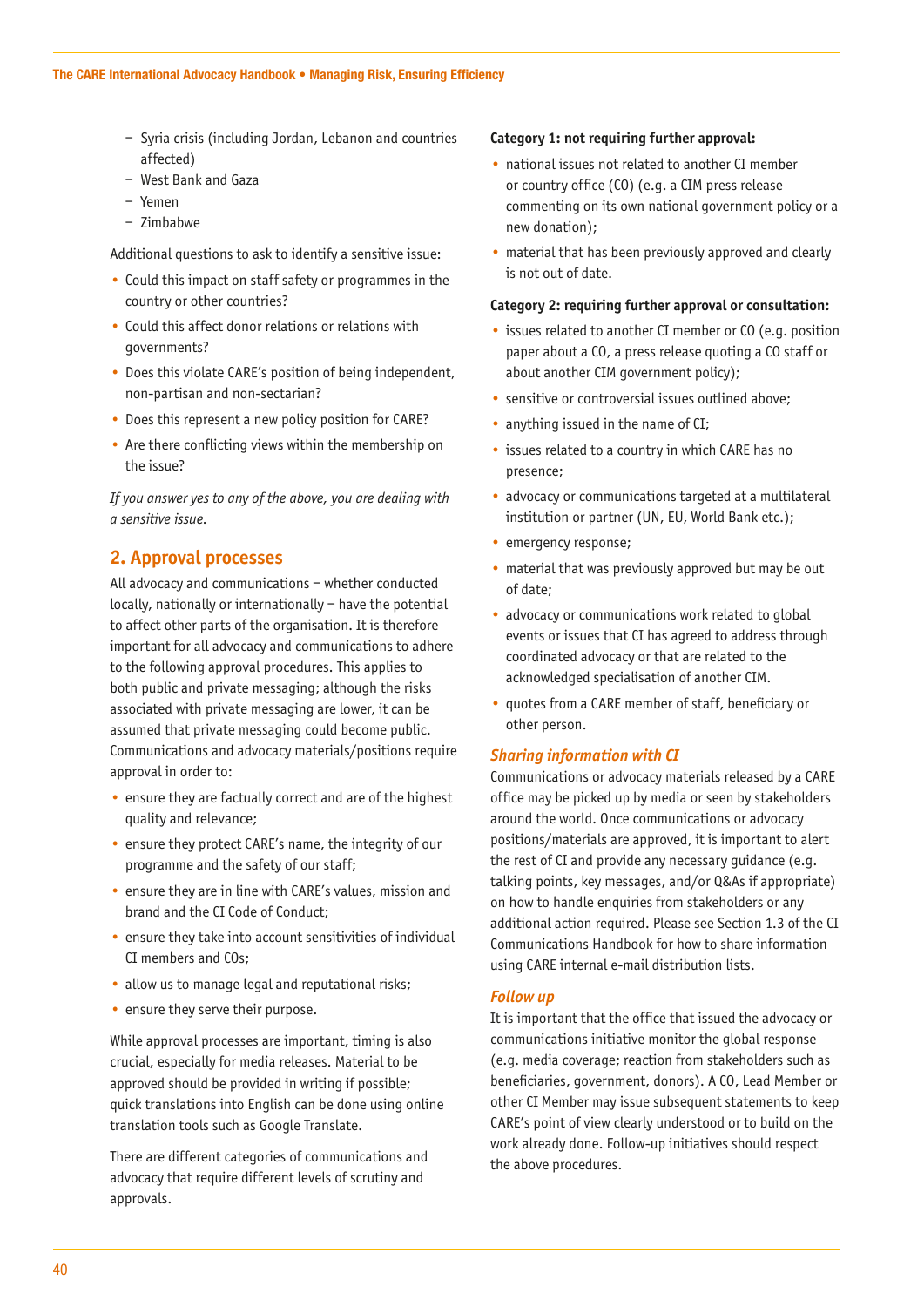- Syria crisis (including Jordan, Lebanon and countries affected)
- West Bank and Gaza
- Yemen
- Zimbabwe

Additional questions to ask to identify a sensitive issue:

- Could this impact on staff safety or programmes in the country or other countries?
- Could this affect donor relations or relations with governments?
- Does this violate CARE's position of being independent, non-partisan and non-sectarian?
- Does this represent a new policy position for CARE?
- Are there conflicting views within the membership on the issue?

*If you answer yes to any of the above, you are dealing with a sensitive issue.*

## 2. Approval processes

All advocacy and communications – whether conducted locally, nationally or internationally – have the potential to affect other parts of the organisation. It is therefore important for all advocacy and communications to adhere to the following approval procedures. This applies to both public and private messaging; although the risks associated with private messaging are lower, it can be assumed that private messaging could become public. Communications and advocacy materials/positions require approval in order to:

- ensure they are factually correct and are of the highest quality and relevance;
- ensure they protect CARE's name, the integrity of our programme and the safety of our staff;
- ensure they are in line with CARE's values, mission and brand and the CI Code of Conduct;
- ensure they take into account sensitivities of individual CI members and COs;
- allow us to manage legal and reputational risks;
- ensure they serve their purpose.

While approval processes are important, timing is also crucial, especially for media releases. Material to be approved should be provided in writing if possible; quick translations into English can be done using online translation tools such as Google Translate.

There are different categories of communications and advocacy that require different levels of scrutiny and approvals.

**Category 1: not requiring further approval:**

- national issues not related to another CI member or country office (CO) (e.g. a CIM press release commenting on its own national government policy or a new donation);
- material that has been previously approved and clearly is not out of date.

**Category 2: requiring further approval or consultation:**

- issues related to another CI member or CO (e.g. position paper about a CO, a press release quoting a CO staff or about another CIM government policy);
- sensitive or controversial issues outlined above;
- anything issued in the name of CI;
- issues related to a country in which CARE has no presence;
- advocacy or communications targeted at a multilateral institution or partner (UN, EU, World Bank etc.);
- emergency response;
- material that was previously approved but may be out of date;
- advocacy or communications work related to global events or issues that CI has agreed to address through coordinated advocacy or that are related to the acknowledged specialisation of another CIM.
- quotes from a CARE member of staff, beneficiary or other person.

### *Sharing information with CI*

Communications or advocacy materials released by a CARE office may be picked up by media or seen by stakeholders around the world. Once communications or advocacy positions/materials are approved, it is important to alert the rest of CI and provide any necessary guidance (e.g. talking points, key messages, and/or Q&As if appropriate) on how to handle enquiries from stakeholders or any additional action required. Please see Section 1.3 of the CI Communications Handbook for how to share information using CARE internal e-mail distribution lists.

### *Follow up*

It is important that the office that issued the advocacy or communications initiative monitor the global response (e.g. media coverage; reaction from stakeholders such as beneficiaries, government, donors). A CO, Lead Member or other CI Member may issue subsequent statements to keep CARE's point of view clearly understood or to build on the work already done. Follow-up initiatives should respect the above procedures.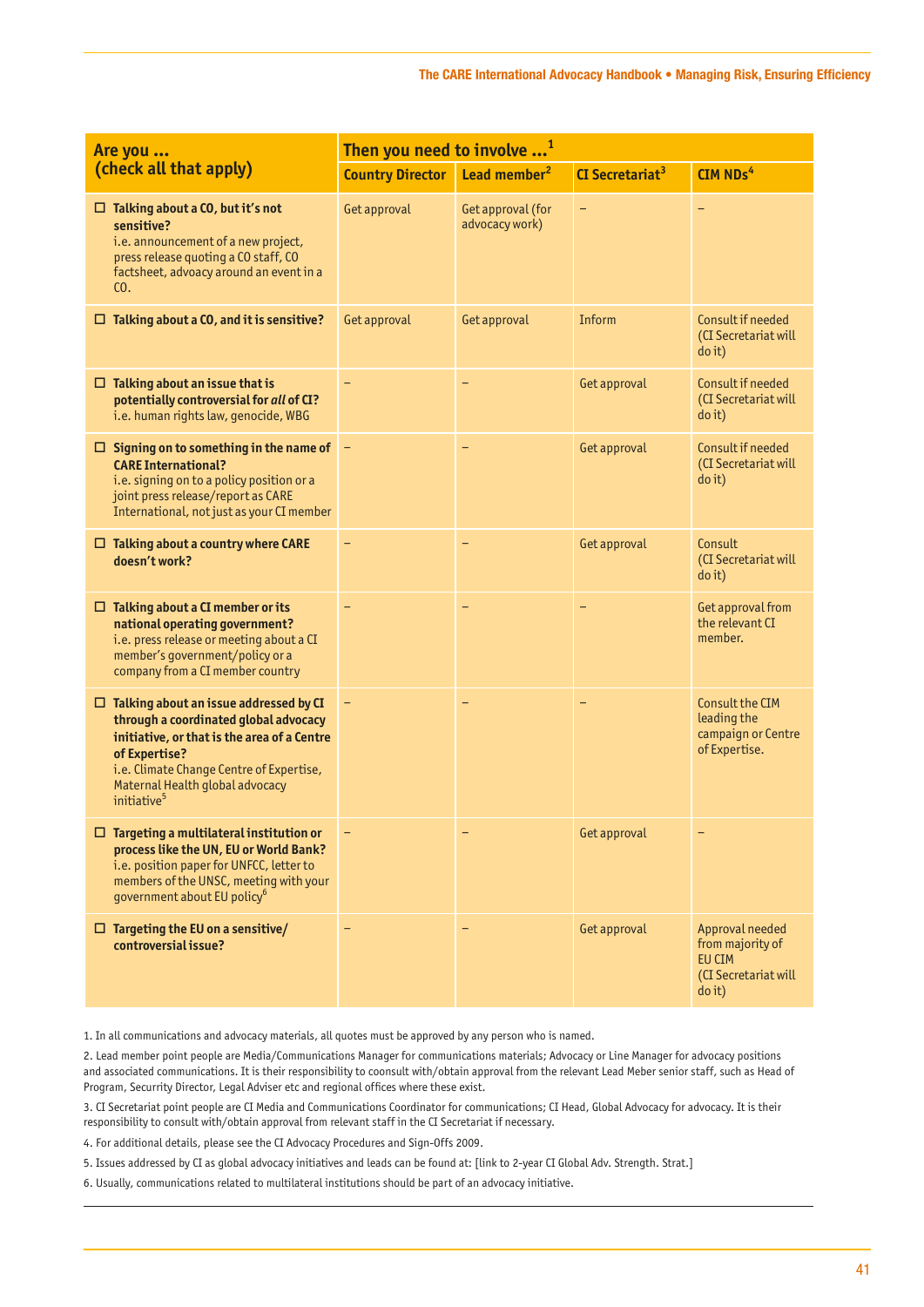| Are you ... (check all that apply) | Then you need to involve ...[1] | | | |
|---|---|---|---|---|
| | **Country Director** | **Lead member[2]** | **CI Secretariat[3]** | **CIM NDs[4]** |
| ☐ **Talking about a CO, but it's not sensitive?** i.e. announcement of a new project, press release quoting a CO staff, CO factsheet, advocacy around an event in a CO. | Get approval | Get approval (for advocacy work) | – | – |
| ☐ **Talking about a CO, and it is sensitive?** | Get approval | Get approval | Inform | Consult if needed (CI Secretariat will do it) |
| ☐ **Talking about an issue that is potentially controversial for *all* of CI?** i.e. human rights law, genocide, WBG | – | – | Get approval | Consult if needed (CI Secretariat will do it) |
| ☐ **Signing on to something in the name of CARE International?** i.e. signing on to a policy position or a joint press release/report as CARE International, not just as your CI member | – | – | Get approval | Consult if needed (CI Secretariat will do it) |
| ☐ **Talking about a country where CARE doesn't work?** | – | – | Get approval | Consult (CI Secretariat will do it) |
| ☐ **Talking about a CI member or its national operating government?** i.e. press release or meeting about a CI member's government/policy or a company from a CI member country | – | – | – | Get approval from the relevant CI member. |
| ☐ **Talking about an issue addressed by CI through a coordinated global advocacy initiative, or that is the area of a Centre of Expertise?** i.e. Climate Change Centre of Expertise, Maternal Health global advocacy initiative[5] | – | – | – | Consult the CIM leading the campaign or Centre of Expertise. |
| ☐ **Targeting a multilateral institution or process like the UN, EU or World Bank?** i.e. position paper for UNFCC, letter to members of the UNSC, meeting with your government about EU policy[6] | – | – | Get approval | – |
| ☐ **Targeting the EU on a sensitive/ controversial issue?** | – | – | Get approval | Approval needed from majority of EU CIM (CI Secretariat will do it) |

1. In all communications and advocacy materials, all quotes must be approved by any person who is named.

2. Lead member point people are Media/Communications Manager for communications materials; Advocacy or Line Manager for advocacy positions and associated communications. It is their responsibility to coonsult with/obtain approval from the relevant Lead Meber senior staff, such as Head of Program, Securrity Director, Legal Adviser etc and regional offices where these exist.

3. CI Secretariat point people are CI Media and Communications Coordinator for communications; CI Head, Global Advocacy for advocacy. It is their responsibility to consult with/obtain approval from relevant staff in the CI Secretariat if necessary.

4. For additional details, please see the CI Advocacy Procedures and Sign-Offs 2009.

5. Issues addressed by CI as global advocacy initiatives and leads can be found at: [link to 2-year CI Global Adv. Strength. Strat.]

6. Usually, communications related to multilateral institutions should be part of an advocacy initiative.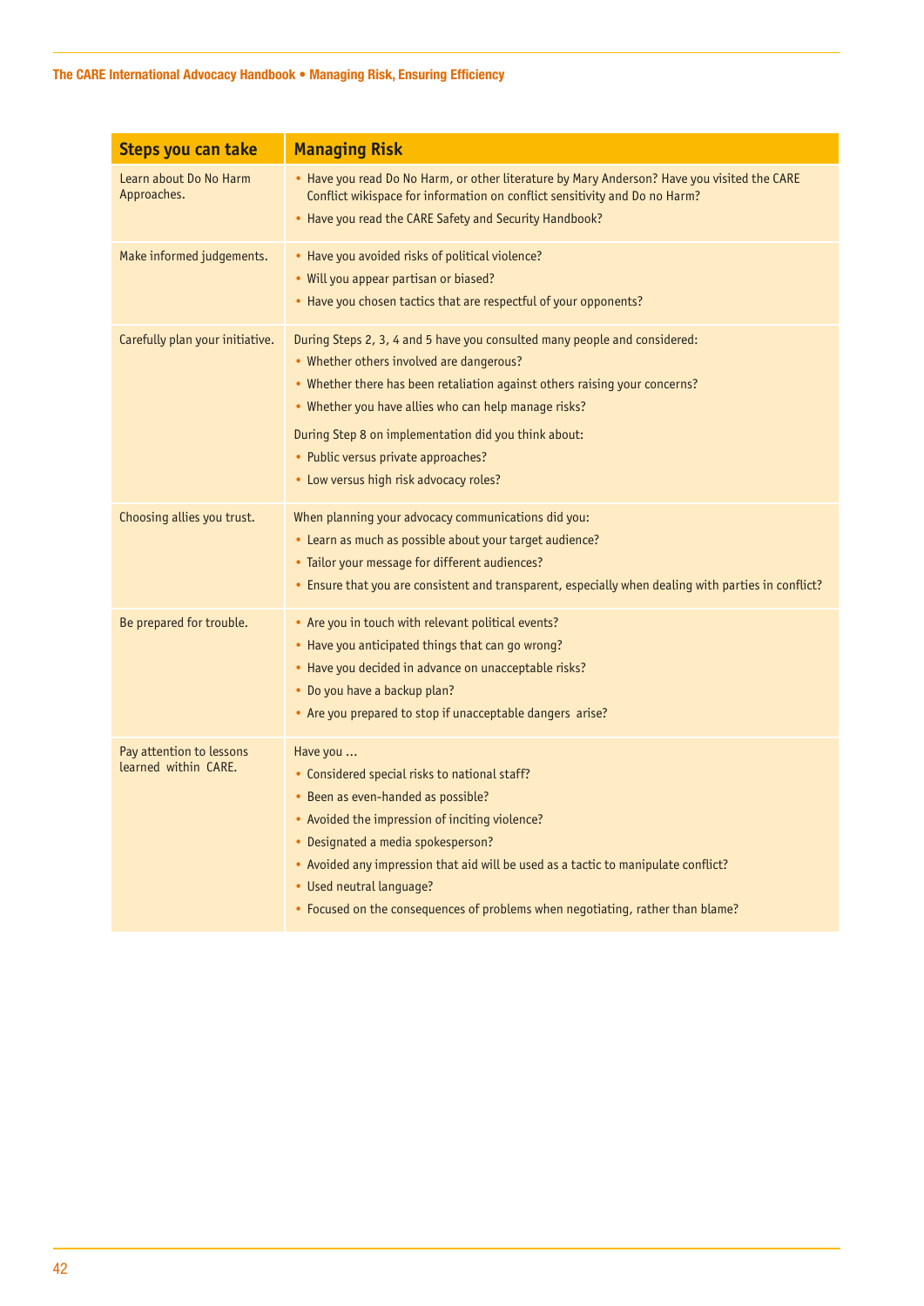| Steps you can take | Managing Risk |
|---|---|
| Learn about Do No Harm Approaches. | • Have you read Do No Harm, or other literature by Mary Anderson? Have you visited the CARE Conflict wikispace for information on conflict sensitivity and Do no Harm?<br>• Have you read the CARE Safety and Security Handbook? |
| Make informed judgements. | • Have you avoided risks of political violence?<br>• Will you appear partisan or biased?<br>• Have you chosen tactics that are respectful of your opponents? |
| Carefully plan your initiative. | During Steps 2, 3, 4 and 5 have you consulted many people and considered:<br>• Whether others involved are dangerous?<br>• Whether there has been retaliation against others raising your concerns?<br>• Whether you have allies who can help manage risks?<br>During Step 8 on implementation did you think about:<br>• Public versus private approaches?<br>• Low versus high risk advocacy roles? |
| Choosing allies you trust. | When planning your advocacy communications did you:<br>• Learn as much as possible about your target audience?<br>• Tailor your message for different audiences?<br>• Ensure that you are consistent and transparent, especially when dealing with parties in conflict? |
| Be prepared for trouble. | • Are you in touch with relevant political events?<br>• Have you anticipated things that can go wrong?<br>• Have you decided in advance on unacceptable risks?<br>• Do you have a backup plan?<br>• Are you prepared to stop if unacceptable dangers arise? |
| Pay attention to lessons learned within CARE. | Have you …<br>• Considered special risks to national staff?<br>• Been as even-handed as possible?<br>• Avoided the impression of inciting violence?<br>• Designated a media spokesperson?<br>• Avoided any impression that aid will be used as a tactic to manipulate conflict?<br>• Used neutral language?<br>• Focused on the consequences of problems when negotiating, rather than blame? |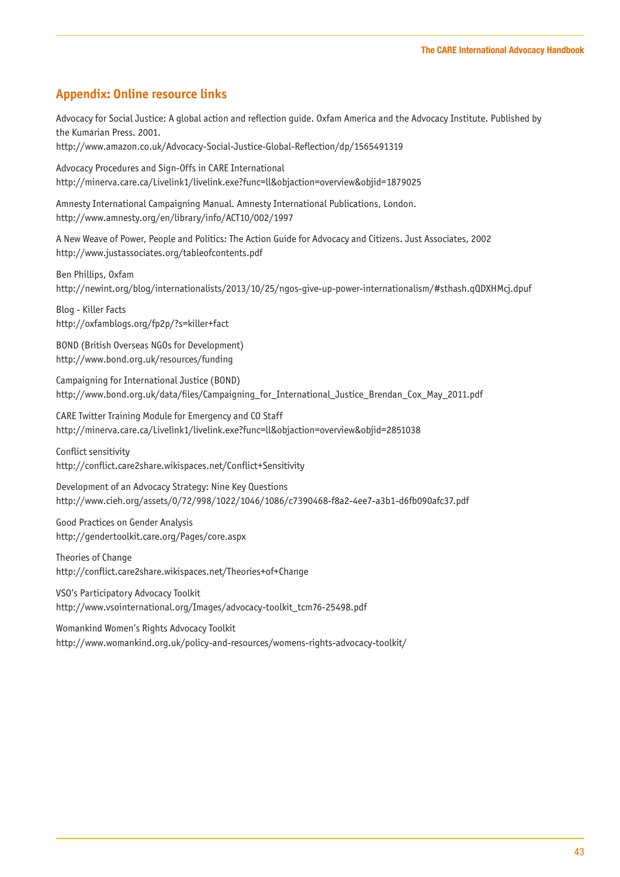## Appendix: Online resource links

Advocacy for Social Justice: A global action and reflection guide. Oxfam America and the Advocacy Institute. Published by the Kumarian Press. 2001.
http://www.amazon.co.uk/Advocacy-Social-Justice-Global-Reflection/dp/1565491319

Advocacy Procedures and Sign-Offs in CARE International
http://minerva.care.ca/Livelink1/livelink.exe?func=ll&objaction=overview&objid=1879025

Amnesty International Campaigning Manual. Amnesty International Publications, London.
http://www.amnesty.org/en/library/info/ACT10/002/1997

A New Weave of Power, People and Politics: The Action Guide for Advocacy and Citizens. Just Associates, 2002
http://www.justassociates.org/tableofcontents.pdf

Ben Phillips, Oxfam
http://newint.org/blog/internationalists/2013/10/25/ngos-give-up-power-internationalism/#sthash.qQDXHMcj.dpuf

Blog - Killer Facts
http://oxfamblogs.org/fp2p/?s=killer+fact

BOND (British Overseas NGOs for Development)
http://www.bond.org.uk/resources/funding

Campaigning for International Justice (BOND)
http://www.bond.org.uk/data/files/Campaigning_for_International_Justice_Brendan_Cox_May_2011.pdf

CARE Twitter Training Module for Emergency and CO Staff
http://minerva.care.ca/Livelink1/livelink.exe?func=ll&objaction=overview&objid=2851038

Conflict sensitivity
http://conflict.care2share.wikispaces.net/Conflict+Sensitivity

Development of an Advocacy Strategy: Nine Key Questions
http://www.cieh.org/assets/0/72/998/1022/1046/1086/c7390468-f8a2-4ee7-a3b1-d6fb090afc37.pdf

Good Practices on Gender Analysis
http://gendertoolkit.care.org/Pages/core.aspx

Theories of Change
http://conflict.care2share.wikispaces.net/Theories+of+Change

VSO's Participatory Advocacy Toolkit
http://www.vsointernational.org/Images/advocacy-toolkit_tcm76-25498.pdf

Womankind Women's Rights Advocacy Toolkit
http://www.womankind.org.uk/policy-and-resources/womens-rights-advocacy-toolkit/